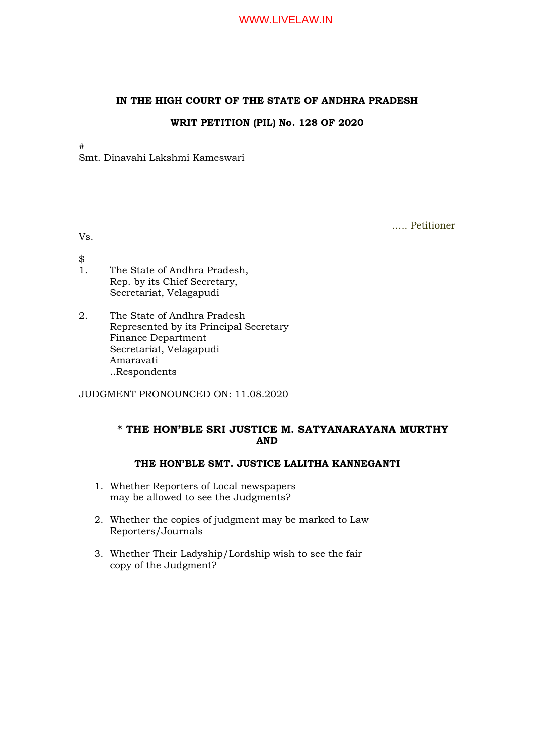**IN THE HIGH COURT OF THE STATE OF ANDHRA PRADESH**

**WRIT PETITION (PIL) No. 128 OF 2020**

#
Smt. Dinavahi Lakshmi Kameswari

….. Petitioner

Vs.

$
1. The State of Andhra Pradesh,
   Rep. by its Chief Secretary,
   Secretariat, Velagapudi

2. The State of Andhra Pradesh
   Represented by its Principal Secretary
   Finance Department
   Secretariat, Velagapudi
   Amaravati
   ..Respondents

JUDGMENT PRONOUNCED ON: 11.08.2020

**\* THE HON'BLE SRI JUSTICE M. SATYANARAYANA MURTHY**
**AND**

**THE HON'BLE SMT. JUSTICE LALITHA KANNEGANTI**

1. Whether Reporters of Local newspapers may be allowed to see the Judgments?

2. Whether the copies of judgment may be marked to Law Reporters/Journals

3. Whether Their Ladyship/Lordship wish to see the fair copy of the Judgment?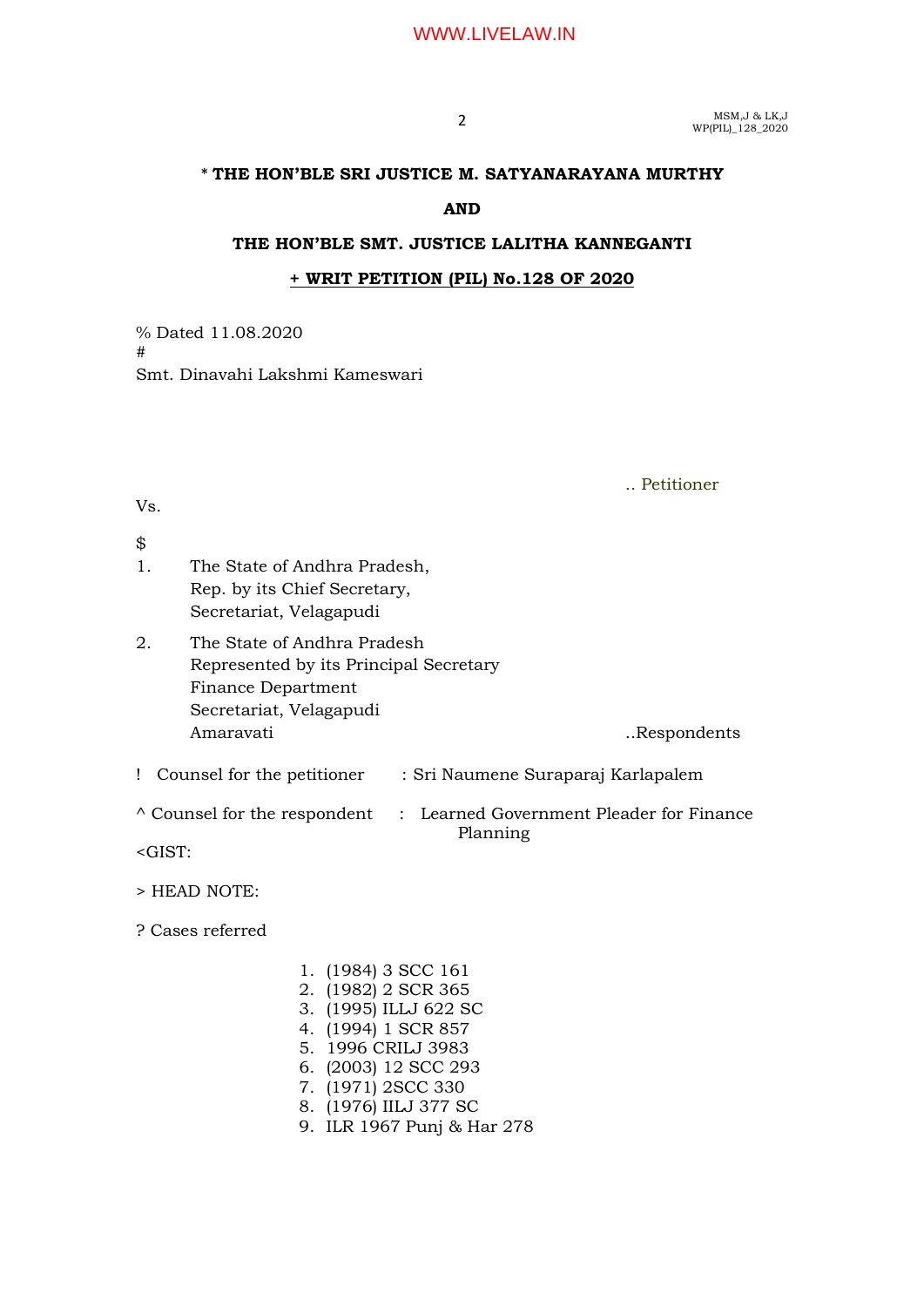**\* THE HON'BLE SRI JUSTICE M. SATYANARAYANA MURTHY**

**AND**

**THE HON'BLE SMT. JUSTICE LALITHA KANNEGANTI**

**+ WRIT PETITION (PIL) No.128 OF 2020**

% Dated 11.08.2020

#

Smt. Dinavahi Lakshmi Kameswari

.. Petitioner

Vs.

$

1. The State of Andhra Pradesh,
   Rep. by its Chief Secretary,
   Secretariat, Velagapudi

2. The State of Andhra Pradesh
   Represented by its Principal Secretary
   Finance Department
   Secretariat, Velagapudi
   Amaravati

..Respondents

! Counsel for the petitioner : Sri Naumene Suraparaj Karlapalem

^ Counsel for the respondent : Learned Government Pleader for Finance Planning

<GIST:

> HEAD NOTE:

? Cases referred

1. (1984) 3 SCC 161
2. (1982) 2 SCR 365
3. (1995) ILLJ 622 SC
4. (1994) 1 SCR 857
5. 1996 CRILJ 3983
6. (2003) 12 SCC 293
7. (1971) 2SCC 330
8. (1976) IILJ 377 SC
9. ILR 1967 Punj & Har 278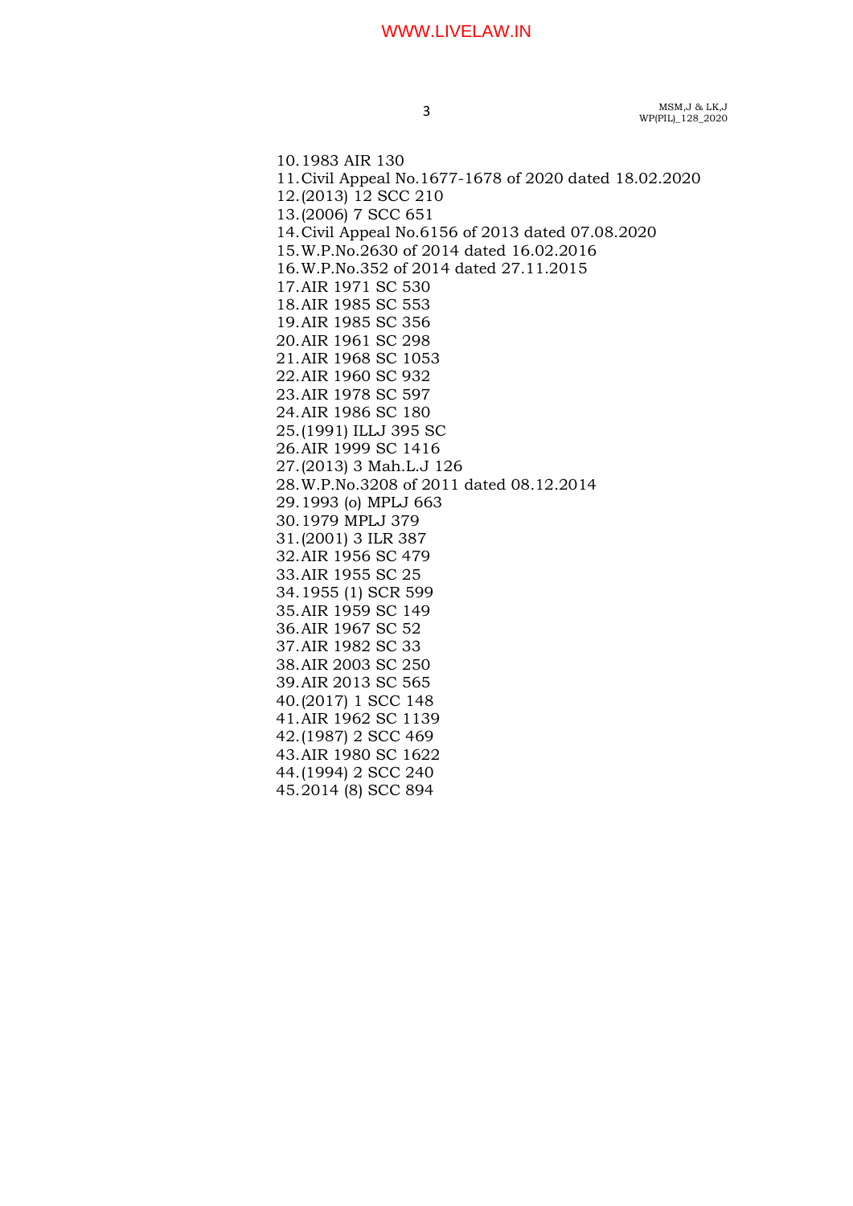10. 1983 AIR 130
11. Civil Appeal No.1677-1678 of 2020 dated 18.02.2020
12. (2013) 12 SCC 210
13. (2006) 7 SCC 651
14. Civil Appeal No.6156 of 2013 dated 07.08.2020
15. W.P.No.2630 of 2014 dated 16.02.2016
16. W.P.No.352 of 2014 dated 27.11.2015
17. AIR 1971 SC 530
18. AIR 1985 SC 553
19. AIR 1985 SC 356
20. AIR 1961 SC 298
21. AIR 1968 SC 1053
22. AIR 1960 SC 932
23. AIR 1978 SC 597
24. AIR 1986 SC 180
25. (1991) ILLJ 395 SC
26. AIR 1999 SC 1416
27. (2013) 3 Mah.L.J 126
28. W.P.No.3208 of 2011 dated 08.12.2014
29. 1993 (o) MPLJ 663
30. 1979 MPLJ 379
31. (2001) 3 ILR 387
32. AIR 1956 SC 479
33. AIR 1955 SC 25
34. 1955 (1) SCR 599
35. AIR 1959 SC 149
36. AIR 1967 SC 52
37. AIR 1982 SC 33
38. AIR 2003 SC 250
39. AIR 2013 SC 565
40. (2017) 1 SCC 148
41. AIR 1962 SC 1139
42. (1987) 2 SCC 469
43. AIR 1980 SC 1622
44. (1994) 2 SCC 240
45. 2014 (8) SCC 894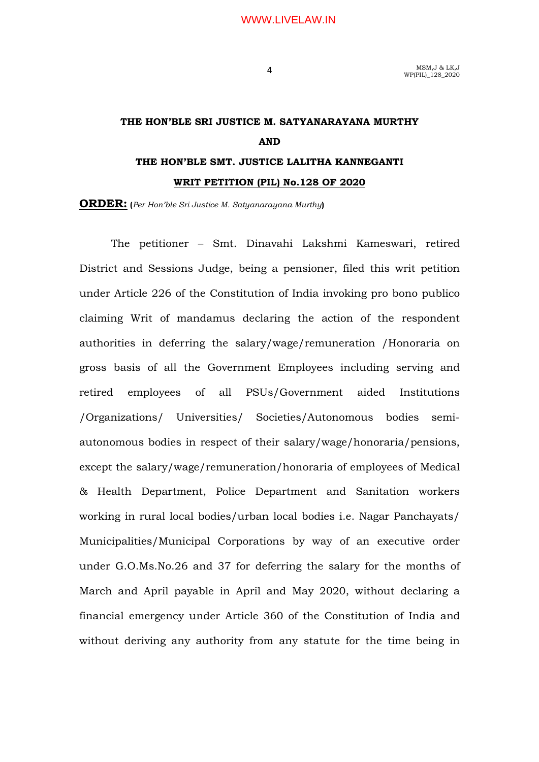**THE HON'BLE SRI JUSTICE M. SATYANARAYANA MURTHY**

**AND**

**THE HON'BLE SMT. JUSTICE LALITHA KANNEGANTI**

**WRIT PETITION (PIL) No.128 OF 2020**

**ORDER:** (*Per Hon'ble Sri Justice M. Satyanarayana Murthy*)

The petitioner – Smt. Dinavahi Lakshmi Kameswari, retired District and Sessions Judge, being a pensioner, filed this writ petition under Article 226 of the Constitution of India invoking pro bono publico claiming Writ of mandamus declaring the action of the respondent authorities in deferring the salary/wage/remuneration /Honoraria on gross basis of all the Government Employees including serving and retired employees of all PSUs/Government aided Institutions /Organizations/ Universities/ Societies/Autonomous bodies semi-autonomous bodies in respect of their salary/wage/honoraria/pensions, except the salary/wage/remuneration/honoraria of employees of Medical & Health Department, Police Department and Sanitation workers working in rural local bodies/urban local bodies i.e. Nagar Panchayats/ Municipalities/Municipal Corporations by way of an executive order under G.O.Ms.No.26 and 37 for deferring the salary for the months of March and April payable in April and May 2020, without declaring a financial emergency under Article 360 of the Constitution of India and without deriving any authority from any statute for the time being in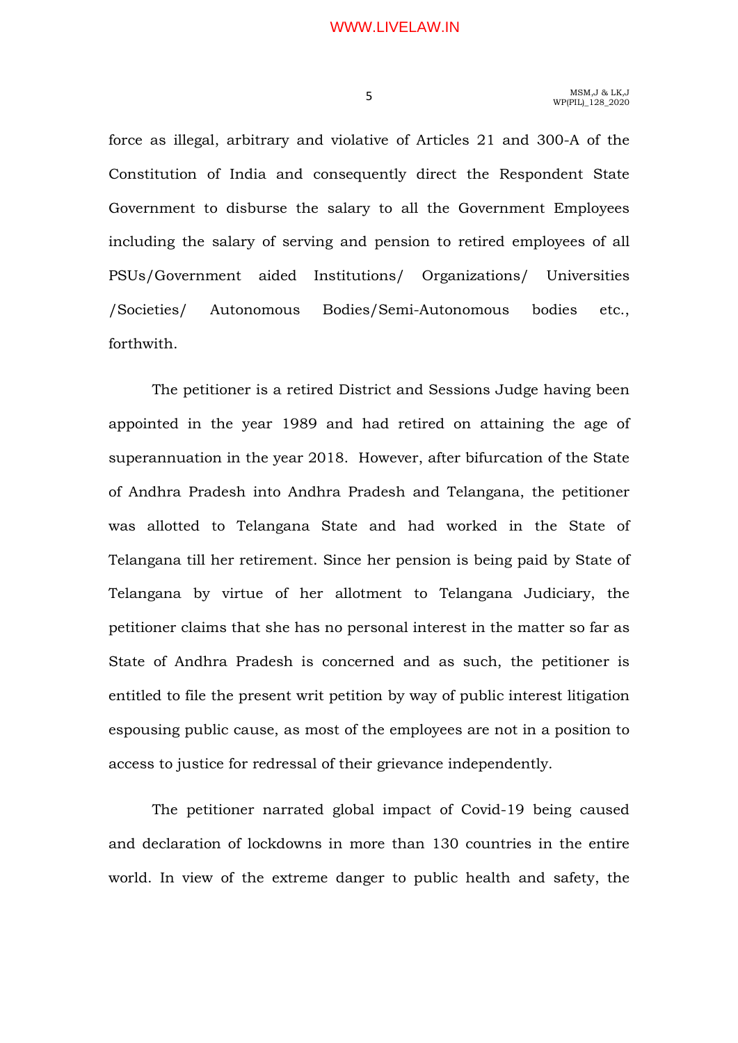force as illegal, arbitrary and violative of Articles 21 and 300-A of the Constitution of India and consequently direct the Respondent State Government to disburse the salary to all the Government Employees including the salary of serving and pension to retired employees of all PSUs/Government aided Institutions/ Organizations/ Universities /Societies/ Autonomous Bodies/Semi-Autonomous bodies etc., forthwith.

The petitioner is a retired District and Sessions Judge having been appointed in the year 1989 and had retired on attaining the age of superannuation in the year 2018. However, after bifurcation of the State of Andhra Pradesh into Andhra Pradesh and Telangana, the petitioner was allotted to Telangana State and had worked in the State of Telangana till her retirement. Since her pension is being paid by State of Telangana by virtue of her allotment to Telangana Judiciary, the petitioner claims that she has no personal interest in the matter so far as State of Andhra Pradesh is concerned and as such, the petitioner is entitled to file the present writ petition by way of public interest litigation espousing public cause, as most of the employees are not in a position to access to justice for redressal of their grievance independently.

The petitioner narrated global impact of Covid-19 being caused and declaration of lockdowns in more than 130 countries in the entire world. In view of the extreme danger to public health and safety, the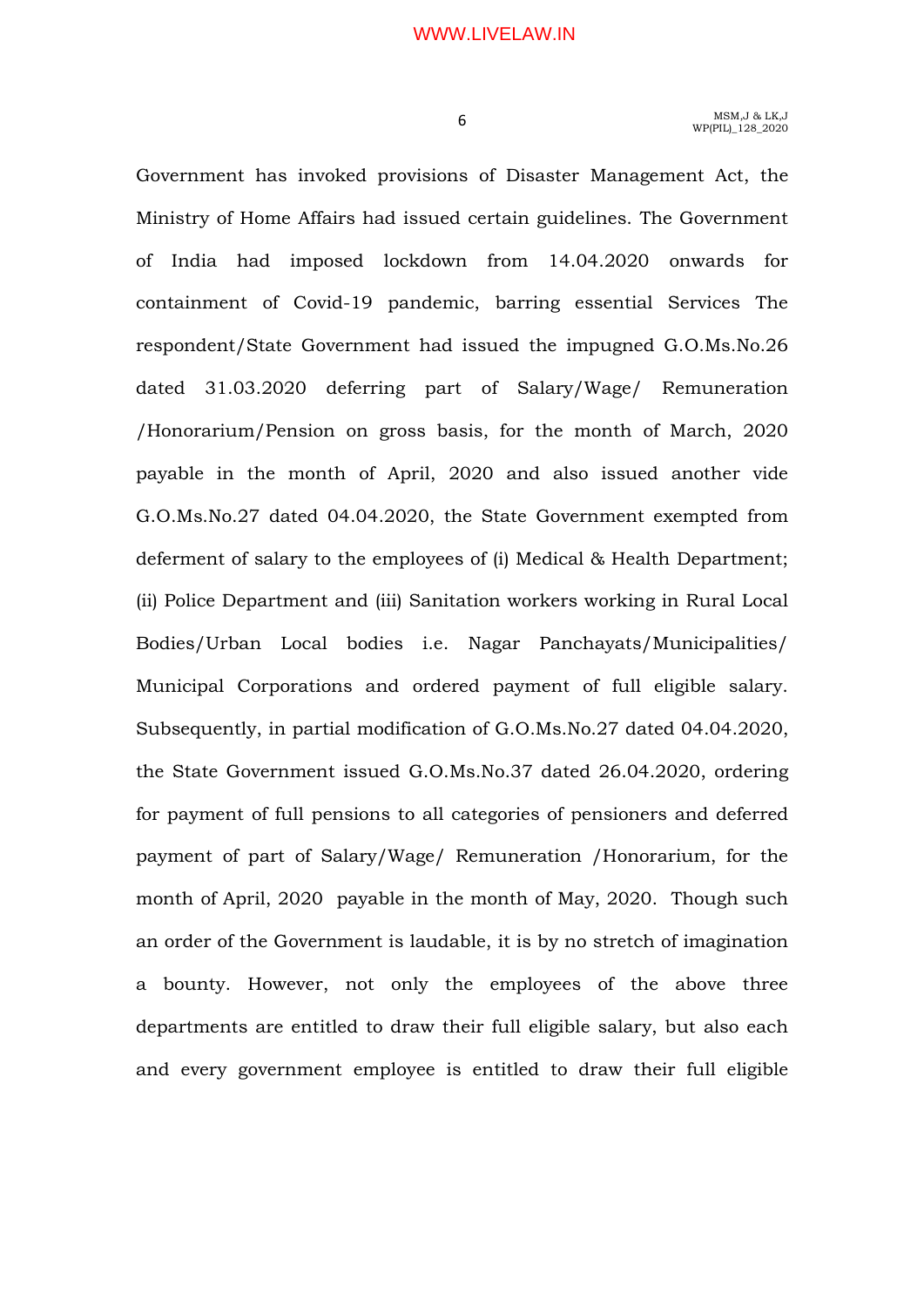Government has invoked provisions of Disaster Management Act, the Ministry of Home Affairs had issued certain guidelines. The Government of India had imposed lockdown from 14.04.2020 onwards for containment of Covid-19 pandemic, barring essential Services The respondent/State Government had issued the impugned G.O.Ms.No.26 dated 31.03.2020 deferring part of Salary/Wage/ Remuneration /Honorarium/Pension on gross basis, for the month of March, 2020 payable in the month of April, 2020 and also issued another vide G.O.Ms.No.27 dated 04.04.2020, the State Government exempted from deferment of salary to the employees of (i) Medical & Health Department; (ii) Police Department and (iii) Sanitation workers working in Rural Local Bodies/Urban Local bodies i.e. Nagar Panchayats/Municipalities/ Municipal Corporations and ordered payment of full eligible salary. Subsequently, in partial modification of G.O.Ms.No.27 dated 04.04.2020, the State Government issued G.O.Ms.No.37 dated 26.04.2020, ordering for payment of full pensions to all categories of pensioners and deferred payment of part of Salary/Wage/ Remuneration /Honorarium, for the month of April, 2020 payable in the month of May, 2020. Though such an order of the Government is laudable, it is by no stretch of imagination a bounty. However, not only the employees of the above three departments are entitled to draw their full eligible salary, but also each and every government employee is entitled to draw their full eligible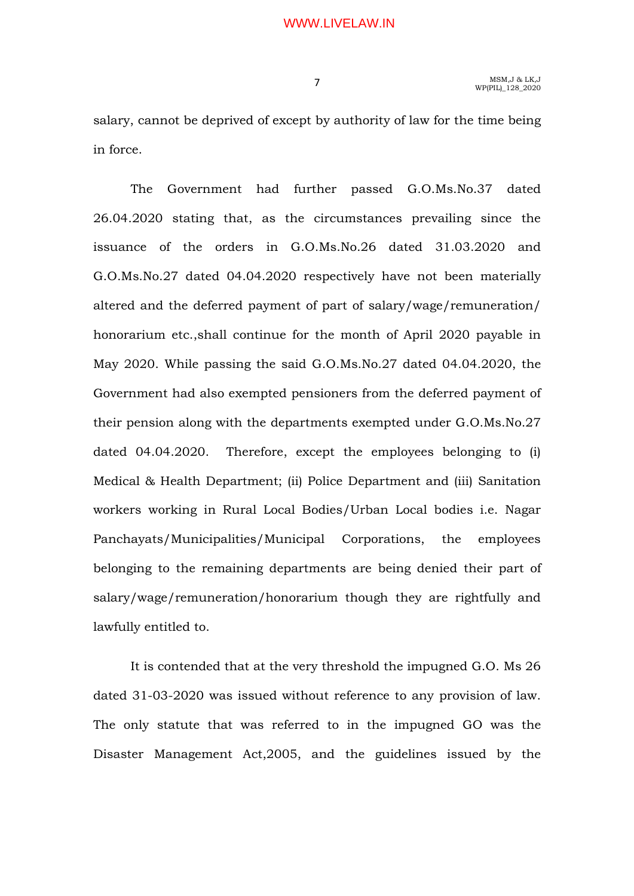salary, cannot be deprived of except by authority of law for the time being in force.

The Government had further passed G.O.Ms.No.37 dated 26.04.2020 stating that, as the circumstances prevailing since the issuance of the orders in G.O.Ms.No.26 dated 31.03.2020 and G.O.Ms.No.27 dated 04.04.2020 respectively have not been materially altered and the deferred payment of part of salary/wage/remuneration/ honorarium etc.,shall continue for the month of April 2020 payable in May 2020. While passing the said G.O.Ms.No.27 dated 04.04.2020, the Government had also exempted pensioners from the deferred payment of their pension along with the departments exempted under G.O.Ms.No.27 dated 04.04.2020. Therefore, except the employees belonging to (i) Medical & Health Department; (ii) Police Department and (iii) Sanitation workers working in Rural Local Bodies/Urban Local bodies i.e. Nagar Panchayats/Municipalities/Municipal Corporations, the employees belonging to the remaining departments are being denied their part of salary/wage/remuneration/honorarium though they are rightfully and lawfully entitled to.

It is contended that at the very threshold the impugned G.O. Ms 26 dated 31-03-2020 was issued without reference to any provision of law. The only statute that was referred to in the impugned GO was the Disaster Management Act,2005, and the guidelines issued by the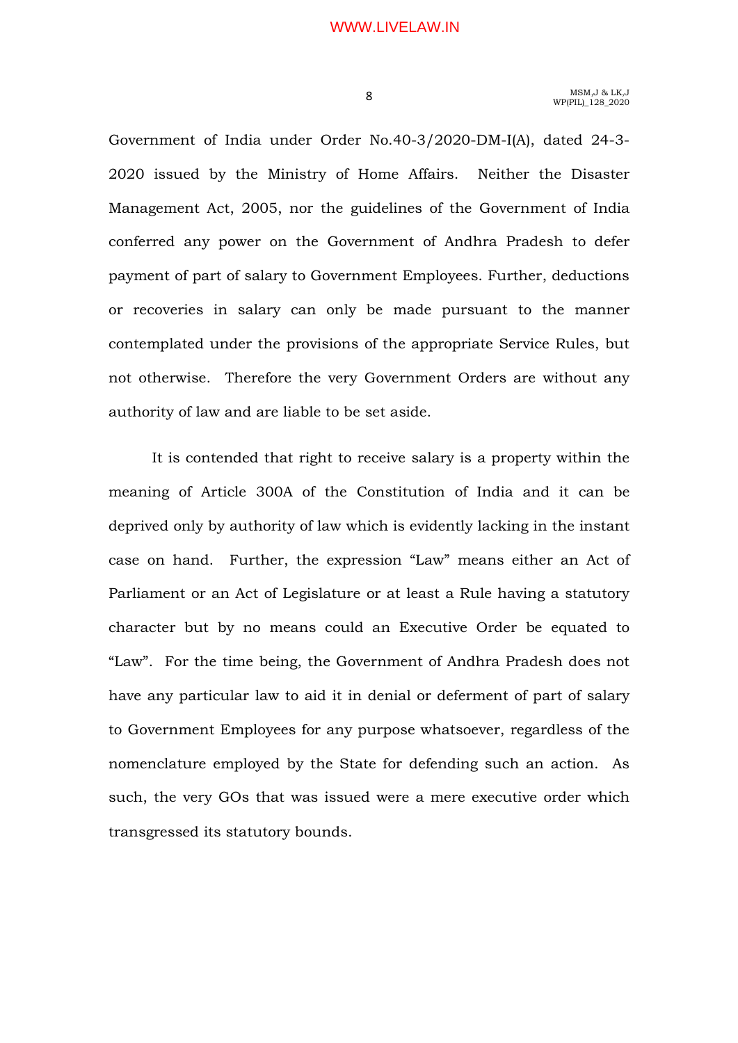Government of India under Order No.40-3/2020-DM-I(A), dated 24-3-2020 issued by the Ministry of Home Affairs. Neither the Disaster Management Act, 2005, nor the guidelines of the Government of India conferred any power on the Government of Andhra Pradesh to defer payment of part of salary to Government Employees. Further, deductions or recoveries in salary can only be made pursuant to the manner contemplated under the provisions of the appropriate Service Rules, but not otherwise. Therefore the very Government Orders are without any authority of law and are liable to be set aside.

It is contended that right to receive salary is a property within the meaning of Article 300A of the Constitution of India and it can be deprived only by authority of law which is evidently lacking in the instant case on hand. Further, the expression "Law" means either an Act of Parliament or an Act of Legislature or at least a Rule having a statutory character but by no means could an Executive Order be equated to "Law". For the time being, the Government of Andhra Pradesh does not have any particular law to aid it in denial or deferment of part of salary to Government Employees for any purpose whatsoever, regardless of the nomenclature employed by the State for defending such an action. As such, the very GOs that was issued were a mere executive order which transgressed its statutory bounds.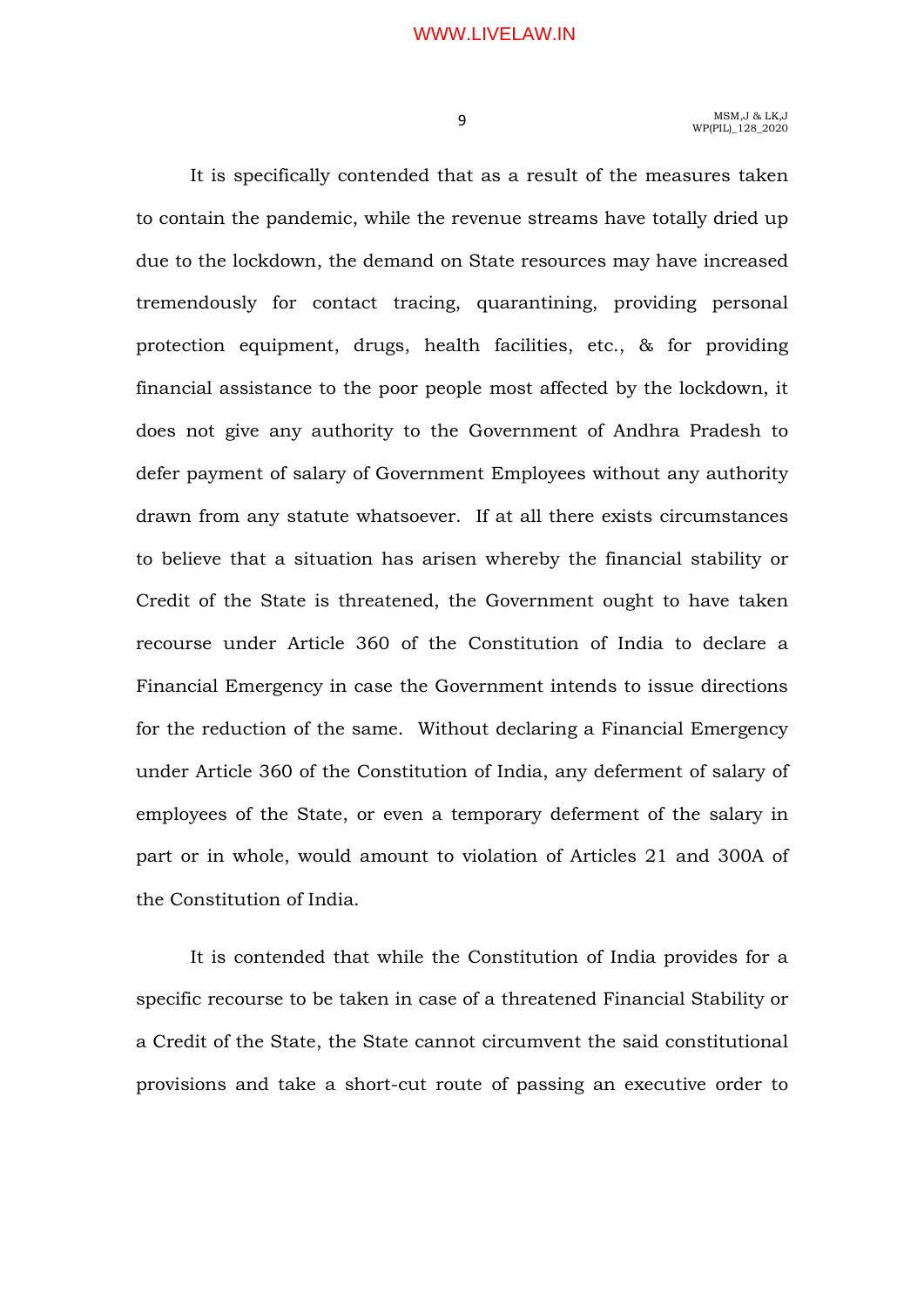It is specifically contended that as a result of the measures taken to contain the pandemic, while the revenue streams have totally dried up due to the lockdown, the demand on State resources may have increased tremendously for contact tracing, quarantining, providing personal protection equipment, drugs, health facilities, etc., & for providing financial assistance to the poor people most affected by the lockdown, it does not give any authority to the Government of Andhra Pradesh to defer payment of salary of Government Employees without any authority drawn from any statute whatsoever. If at all there exists circumstances to believe that a situation has arisen whereby the financial stability or Credit of the State is threatened, the Government ought to have taken recourse under Article 360 of the Constitution of India to declare a Financial Emergency in case the Government intends to issue directions for the reduction of the same. Without declaring a Financial Emergency under Article 360 of the Constitution of India, any deferment of salary of employees of the State, or even a temporary deferment of the salary in part or in whole, would amount to violation of Articles 21 and 300A of the Constitution of India.

It is contended that while the Constitution of India provides for a specific recourse to be taken in case of a threatened Financial Stability or a Credit of the State, the State cannot circumvent the said constitutional provisions and take a short-cut route of passing an executive order to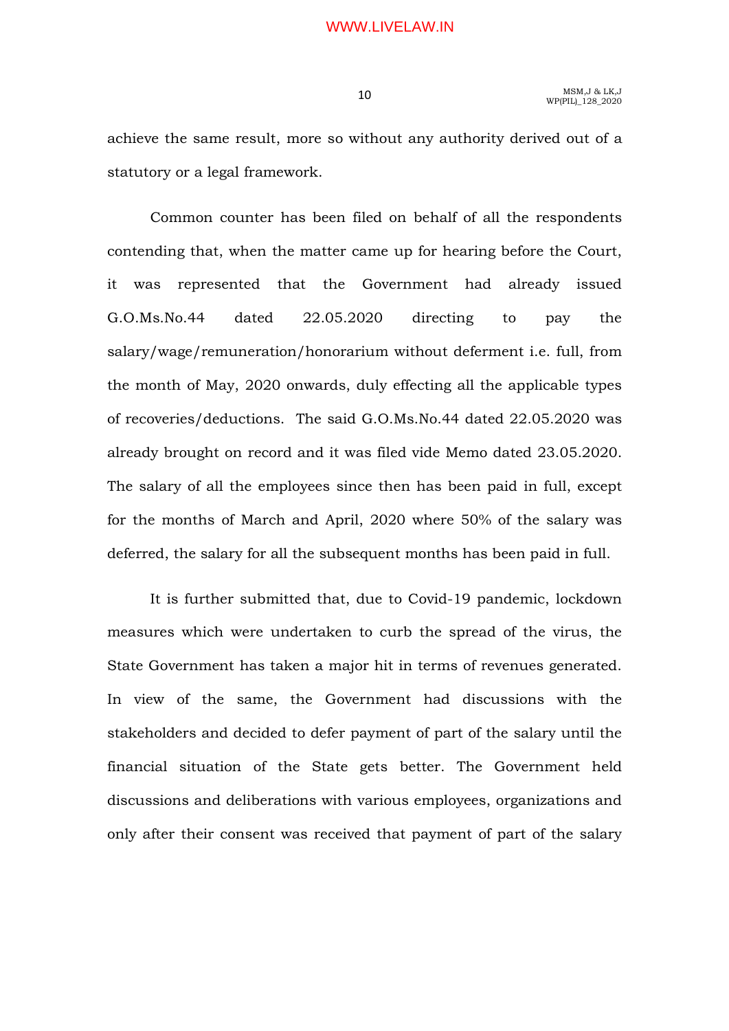achieve the same result, more so without any authority derived out of a statutory or a legal framework.

Common counter has been filed on behalf of all the respondents contending that, when the matter came up for hearing before the Court, it was represented that the Government had already issued G.O.Ms.No.44 dated 22.05.2020 directing to pay the salary/wage/remuneration/honorarium without deferment i.e. full, from the month of May, 2020 onwards, duly effecting all the applicable types of recoveries/deductions. The said G.O.Ms.No.44 dated 22.05.2020 was already brought on record and it was filed vide Memo dated 23.05.2020. The salary of all the employees since then has been paid in full, except for the months of March and April, 2020 where 50% of the salary was deferred, the salary for all the subsequent months has been paid in full.

It is further submitted that, due to Covid-19 pandemic, lockdown measures which were undertaken to curb the spread of the virus, the State Government has taken a major hit in terms of revenues generated. In view of the same, the Government had discussions with the stakeholders and decided to defer payment of part of the salary until the financial situation of the State gets better. The Government held discussions and deliberations with various employees, organizations and only after their consent was received that payment of part of the salary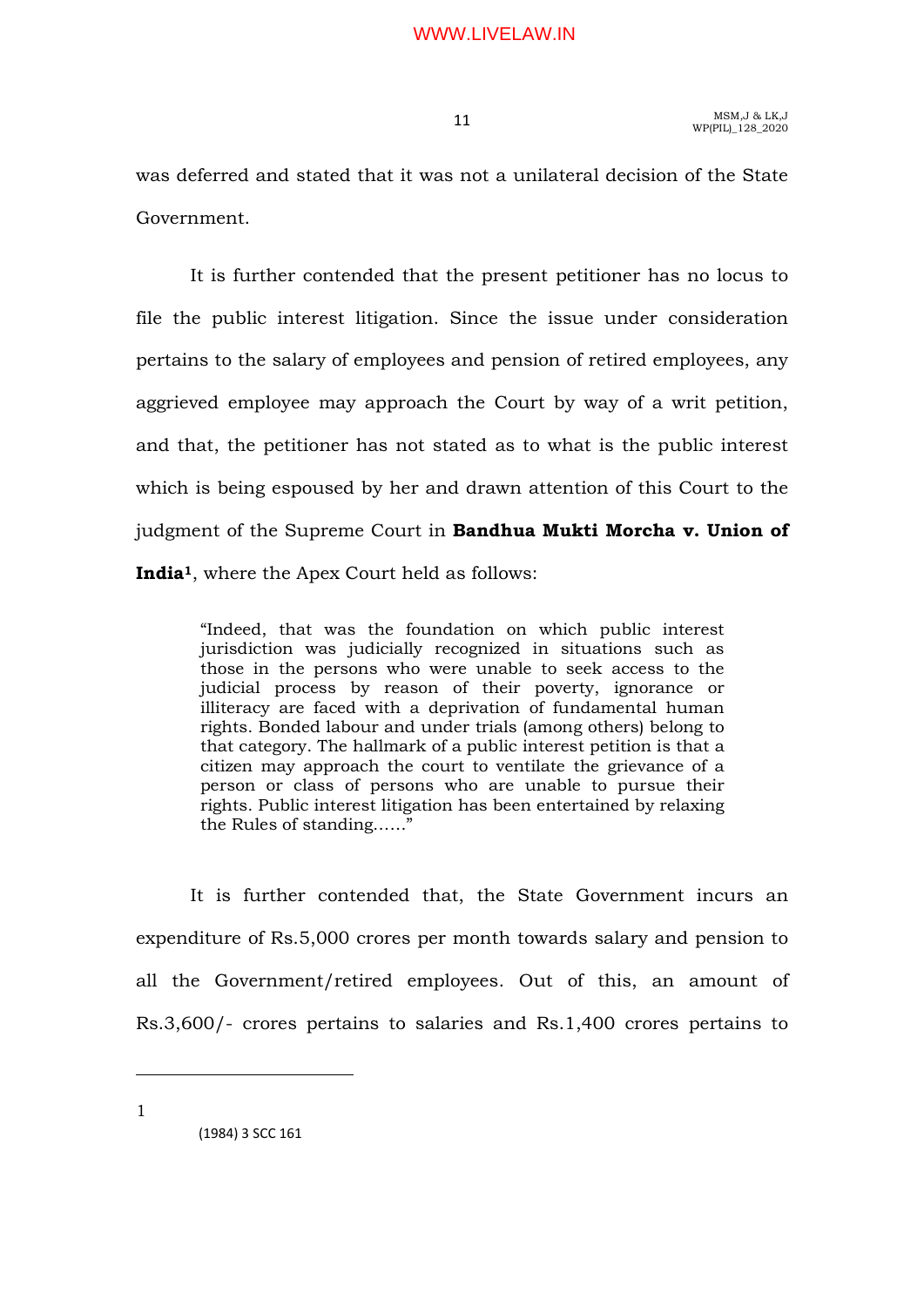was deferred and stated that it was not a unilateral decision of the State Government.

It is further contended that the present petitioner has no locus to file the public interest litigation. Since the issue under consideration pertains to the salary of employees and pension of retired employees, any aggrieved employee may approach the Court by way of a writ petition, and that, the petitioner has not stated as to what is the public interest which is being espoused by her and drawn attention of this Court to the judgment of the Supreme Court in **Bandhua Mukti Morcha v. Union of India**[1], where the Apex Court held as follows:

> "Indeed, that was the foundation on which public interest jurisdiction was judicially recognized in situations such as those in the persons who were unable to seek access to the judicial process by reason of their poverty, ignorance or illiteracy are faced with a deprivation of fundamental human rights. Bonded labour and under trials (among others) belong to that category. The hallmark of a public interest petition is that a citizen may approach the court to ventilate the grievance of a person or class of persons who are unable to pursue their rights. Public interest litigation has been entertained by relaxing the Rules of standing……"

It is further contended that, the State Government incurs an expenditure of Rs.5,000 crores per month towards salary and pension to all the Government/retired employees. Out of this, an amount of Rs.3,600/- crores pertains to salaries and Rs.1,400 crores pertains to

---

1 (1984) 3 SCC 161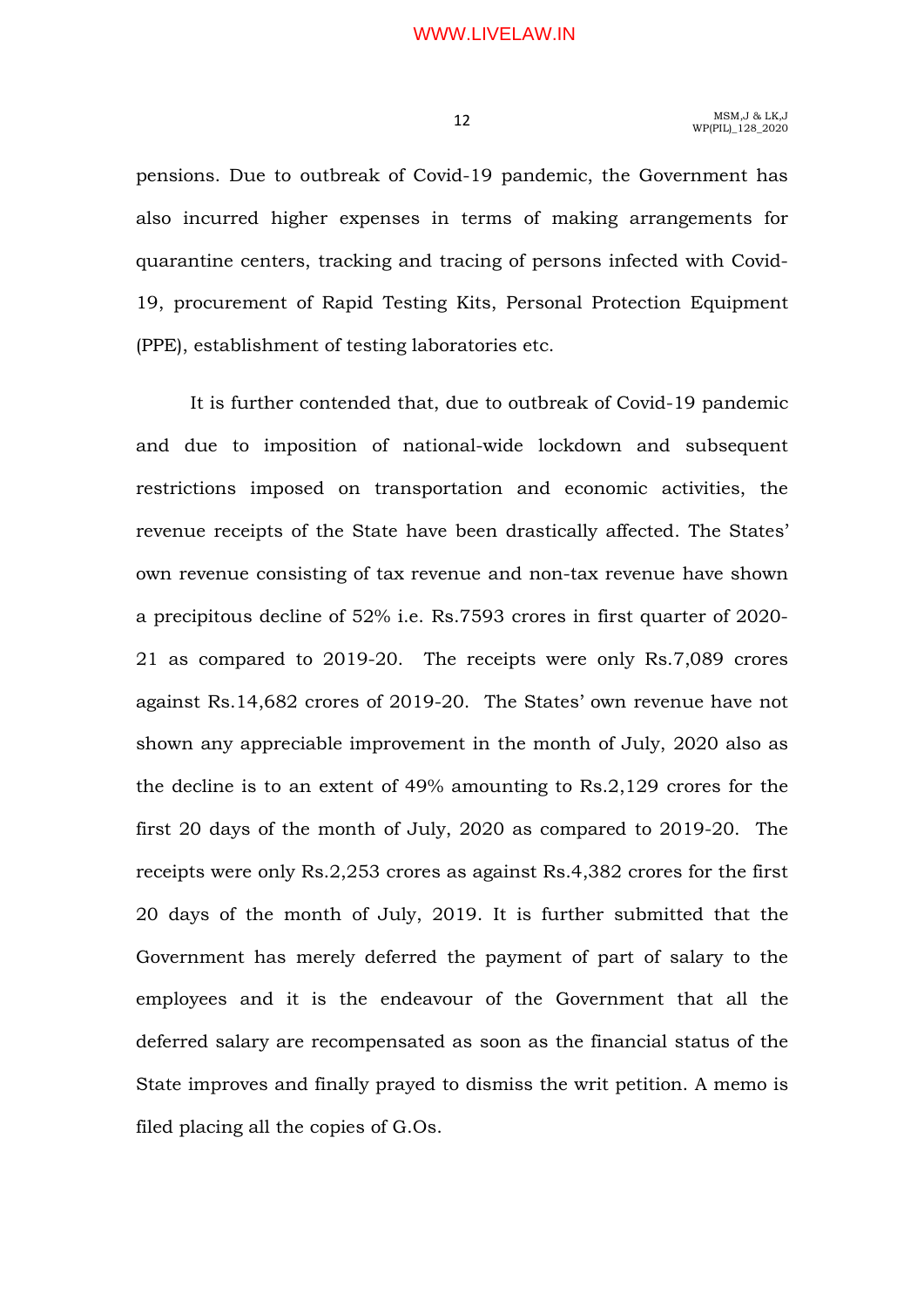pensions. Due to outbreak of Covid-19 pandemic, the Government has also incurred higher expenses in terms of making arrangements for quarantine centers, tracking and tracing of persons infected with Covid-19, procurement of Rapid Testing Kits, Personal Protection Equipment (PPE), establishment of testing laboratories etc.

It is further contended that, due to outbreak of Covid-19 pandemic and due to imposition of national-wide lockdown and subsequent restrictions imposed on transportation and economic activities, the revenue receipts of the State have been drastically affected. The States' own revenue consisting of tax revenue and non-tax revenue have shown a precipitous decline of 52% i.e. Rs.7593 crores in first quarter of 2020-21 as compared to 2019-20. The receipts were only Rs.7,089 crores against Rs.14,682 crores of 2019-20. The States' own revenue have not shown any appreciable improvement in the month of July, 2020 also as the decline is to an extent of 49% amounting to Rs.2,129 crores for the first 20 days of the month of July, 2020 as compared to 2019-20. The receipts were only Rs.2,253 crores as against Rs.4,382 crores for the first 20 days of the month of July, 2019. It is further submitted that the Government has merely deferred the payment of part of salary to the employees and it is the endeavour of the Government that all the deferred salary are recompensated as soon as the financial status of the State improves and finally prayed to dismiss the writ petition. A memo is filed placing all the copies of G.Os.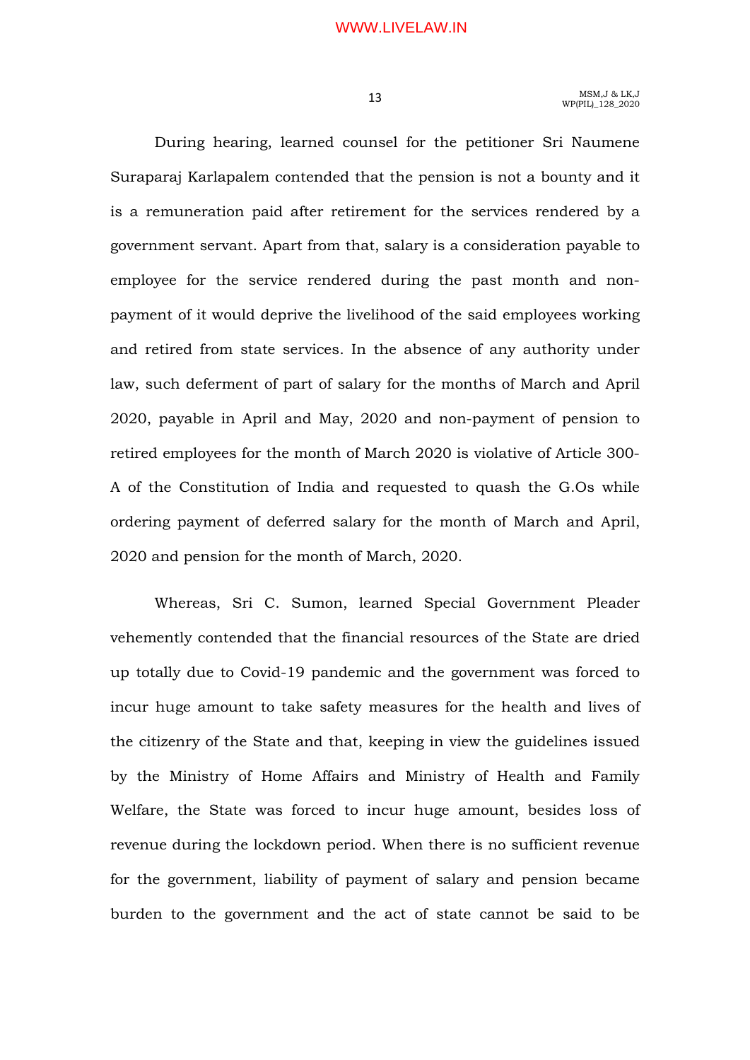During hearing, learned counsel for the petitioner Sri Naumene Suraparaj Karlapalem contended that the pension is not a bounty and it is a remuneration paid after retirement for the services rendered by a government servant. Apart from that, salary is a consideration payable to employee for the service rendered during the past month and non-payment of it would deprive the livelihood of the said employees working and retired from state services. In the absence of any authority under law, such deferment of part of salary for the months of March and April 2020, payable in April and May, 2020 and non-payment of pension to retired employees for the month of March 2020 is violative of Article 300-A of the Constitution of India and requested to quash the G.Os while ordering payment of deferred salary for the month of March and April, 2020 and pension for the month of March, 2020.

Whereas, Sri C. Sumon, learned Special Government Pleader vehemently contended that the financial resources of the State are dried up totally due to Covid-19 pandemic and the government was forced to incur huge amount to take safety measures for the health and lives of the citizenry of the State and that, keeping in view the guidelines issued by the Ministry of Home Affairs and Ministry of Health and Family Welfare, the State was forced to incur huge amount, besides loss of revenue during the lockdown period. When there is no sufficient revenue for the government, liability of payment of salary and pension became burden to the government and the act of state cannot be said to be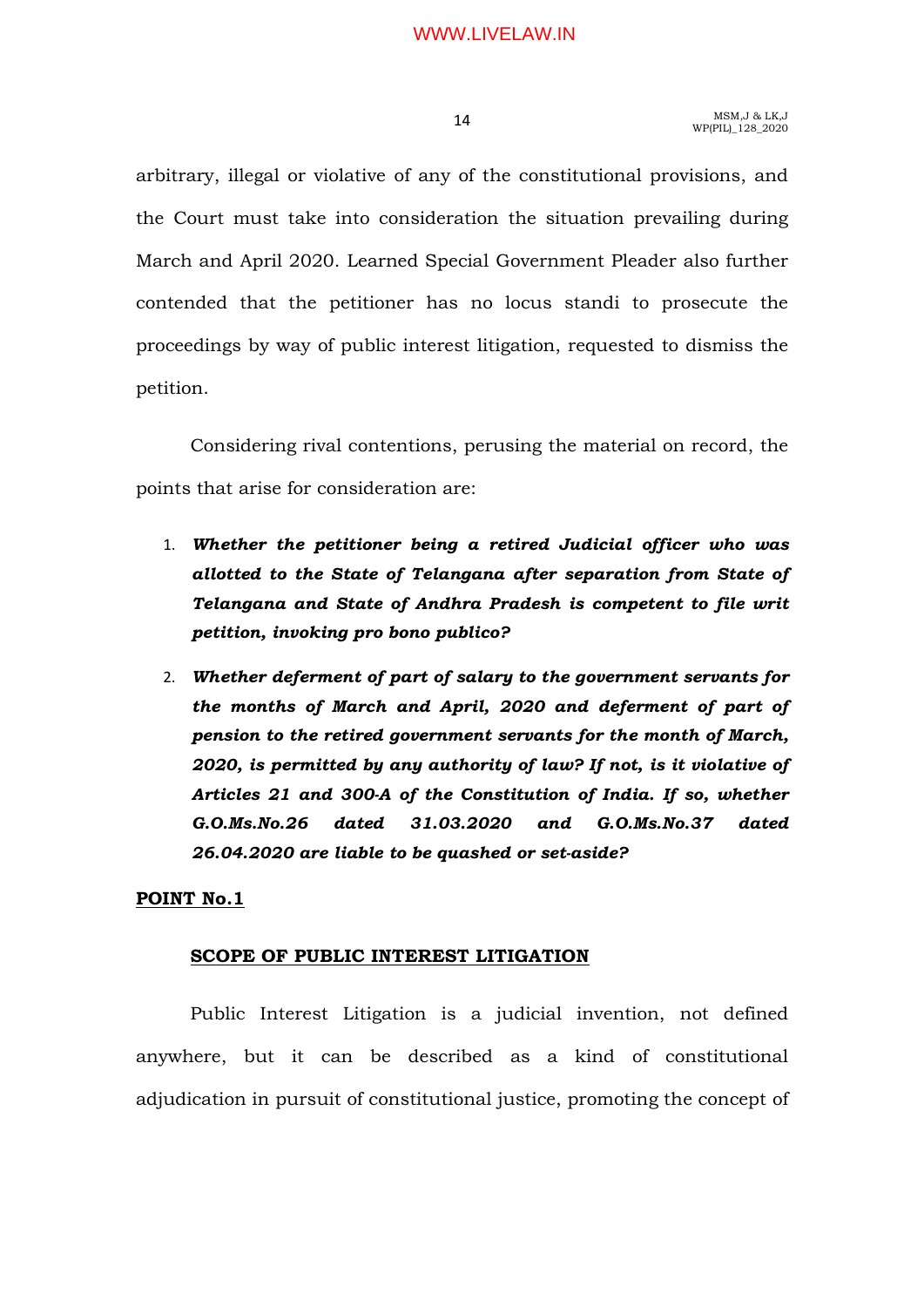arbitrary, illegal or violative of any of the constitutional provisions, and the Court must take into consideration the situation prevailing during March and April 2020. Learned Special Government Pleader also further contended that the petitioner has no locus standi to prosecute the proceedings by way of public interest litigation, requested to dismiss the petition.

Considering rival contentions, perusing the material on record, the points that arise for consideration are:

1. ***Whether the petitioner being a retired Judicial officer who was allotted to the State of Telangana after separation from State of Telangana and State of Andhra Pradesh is competent to file writ petition, invoking pro bono publico?***
2. ***Whether deferment of part of salary to the government servants for the months of March and April, 2020 and deferment of part of pension to the retired government servants for the month of March, 2020, is permitted by any authority of law? If not, is it violative of Articles 21 and 300-A of the Constitution of India. If so, whether G.O.Ms.No.26 dated 31.03.2020 and G.O.Ms.No.37 dated 26.04.2020 are liable to be quashed or set-aside?***

**POINT No.1**

**SCOPE OF PUBLIC INTEREST LITIGATION**

Public Interest Litigation is a judicial invention, not defined anywhere, but it can be described as a kind of constitutional adjudication in pursuit of constitutional justice, promoting the concept of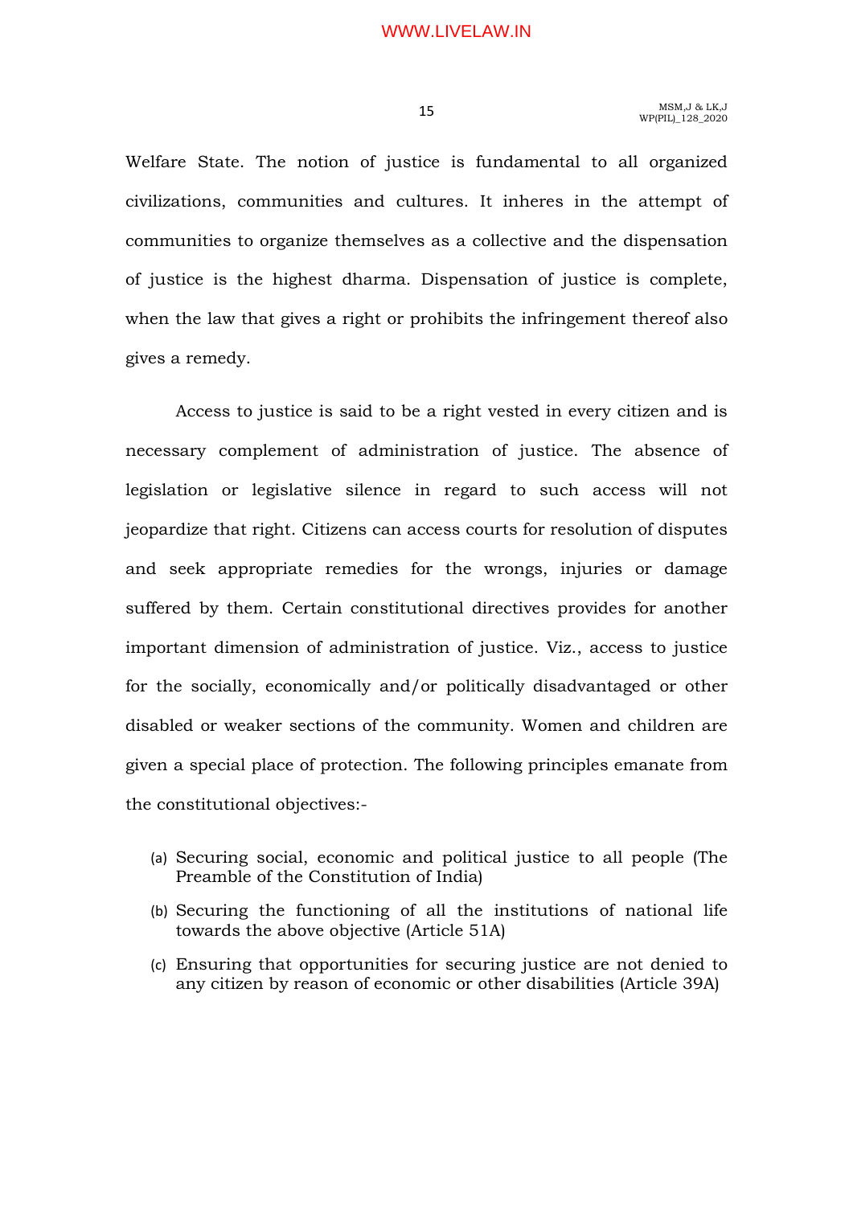Welfare State. The notion of justice is fundamental to all organized civilizations, communities and cultures. It inheres in the attempt of communities to organize themselves as a collective and the dispensation of justice is the highest dharma. Dispensation of justice is complete, when the law that gives a right or prohibits the infringement thereof also gives a remedy.

Access to justice is said to be a right vested in every citizen and is necessary complement of administration of justice. The absence of legislation or legislative silence in regard to such access will not jeopardize that right. Citizens can access courts for resolution of disputes and seek appropriate remedies for the wrongs, injuries or damage suffered by them. Certain constitutional directives provides for another important dimension of administration of justice. Viz., access to justice for the socially, economically and/or politically disadvantaged or other disabled or weaker sections of the community. Women and children are given a special place of protection. The following principles emanate from the constitutional objectives:-

(a) Securing social, economic and political justice to all people (The Preamble of the Constitution of India)

(b) Securing the functioning of all the institutions of national life towards the above objective (Article 51A)

(c) Ensuring that opportunities for securing justice are not denied to any citizen by reason of economic or other disabilities (Article 39A)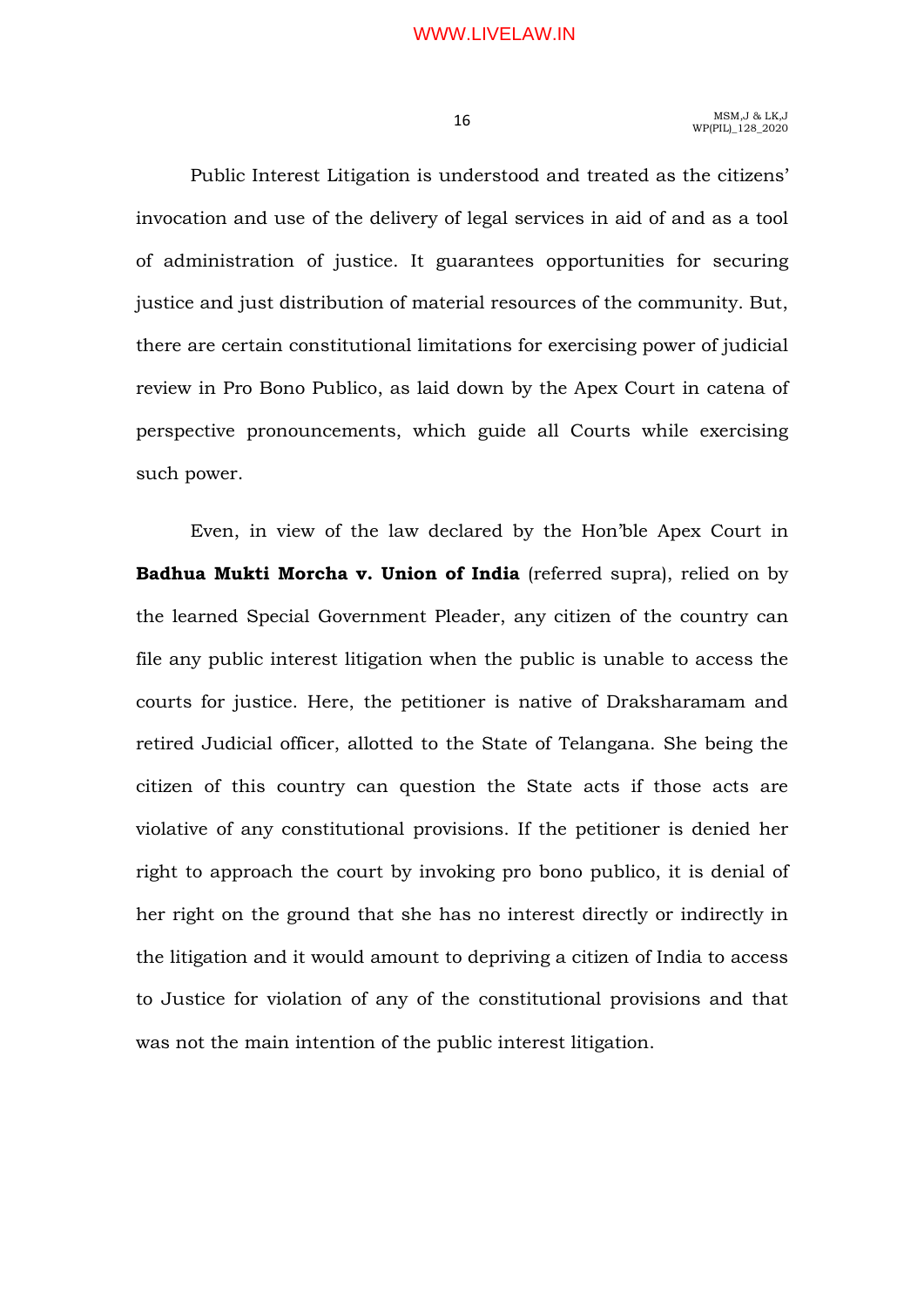Public Interest Litigation is understood and treated as the citizens' invocation and use of the delivery of legal services in aid of and as a tool of administration of justice. It guarantees opportunities for securing justice and just distribution of material resources of the community. But, there are certain constitutional limitations for exercising power of judicial review in Pro Bono Publico, as laid down by the Apex Court in catena of perspective pronouncements, which guide all Courts while exercising such power.

Even, in view of the law declared by the Hon'ble Apex Court in **Badhua Mukti Morcha v. Union of India** (referred supra), relied on by the learned Special Government Pleader, any citizen of the country can file any public interest litigation when the public is unable to access the courts for justice. Here, the petitioner is native of Draksharamam and retired Judicial officer, allotted to the State of Telangana. She being the citizen of this country can question the State acts if those acts are violative of any constitutional provisions. If the petitioner is denied her right to approach the court by invoking pro bono publico, it is denial of her right on the ground that she has no interest directly or indirectly in the litigation and it would amount to depriving a citizen of India to access to Justice for violation of any of the constitutional provisions and that was not the main intention of the public interest litigation.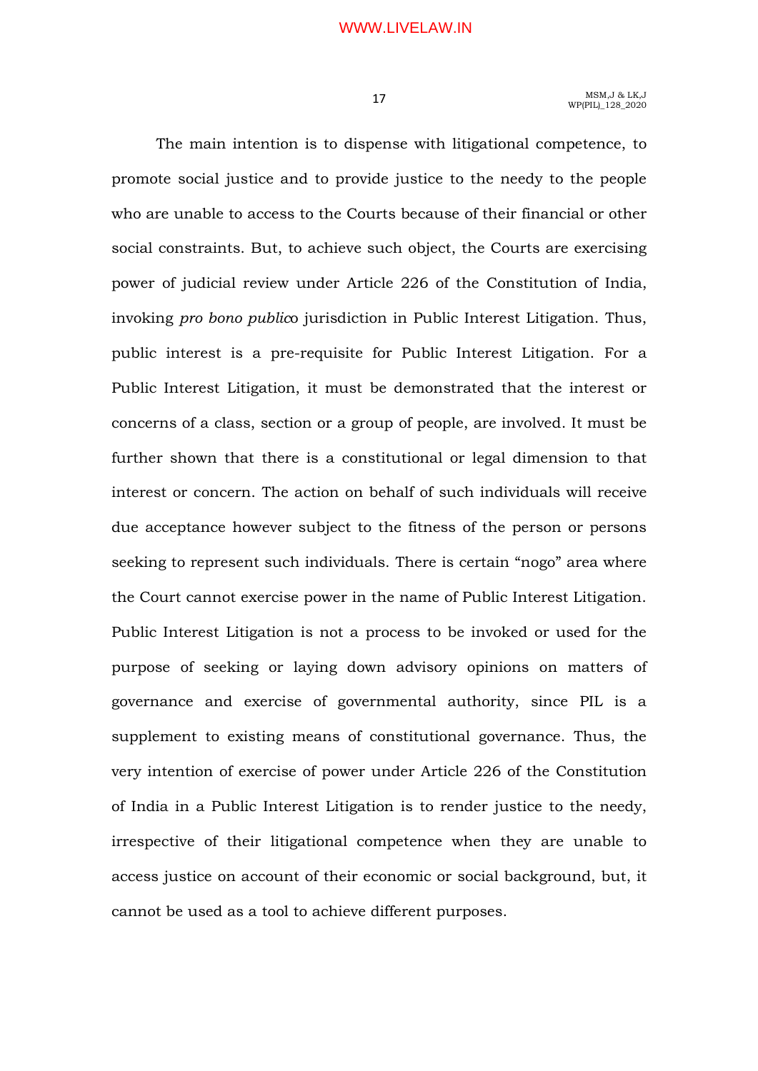The main intention is to dispense with litigational competence, to promote social justice and to provide justice to the needy to the people who are unable to access to the Courts because of their financial or other social constraints. But, to achieve such object, the Courts are exercising power of judicial review under Article 226 of the Constitution of India, invoking *pro bono publico* jurisdiction in Public Interest Litigation. Thus, public interest is a pre-requisite for Public Interest Litigation. For a Public Interest Litigation, it must be demonstrated that the interest or concerns of a class, section or a group of people, are involved. It must be further shown that there is a constitutional or legal dimension to that interest or concern. The action on behalf of such individuals will receive due acceptance however subject to the fitness of the person or persons seeking to represent such individuals. There is certain "nogo" area where the Court cannot exercise power in the name of Public Interest Litigation. Public Interest Litigation is not a process to be invoked or used for the purpose of seeking or laying down advisory opinions on matters of governance and exercise of governmental authority, since PIL is a supplement to existing means of constitutional governance. Thus, the very intention of exercise of power under Article 226 of the Constitution of India in a Public Interest Litigation is to render justice to the needy, irrespective of their litigational competence when they are unable to access justice on account of their economic or social background, but, it cannot be used as a tool to achieve different purposes.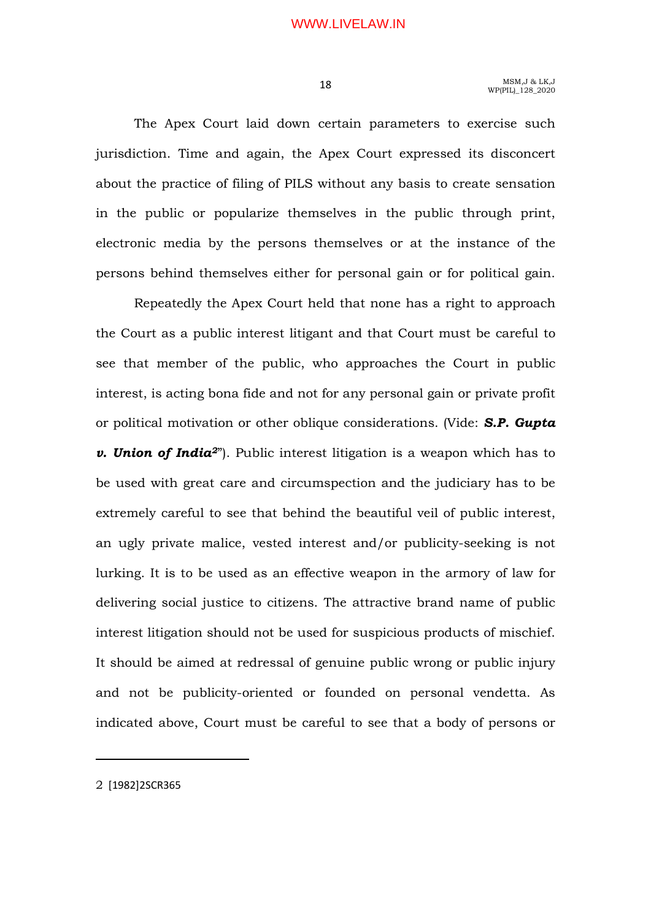The Apex Court laid down certain parameters to exercise such jurisdiction. Time and again, the Apex Court expressed its disconcert about the practice of filing of PILS without any basis to create sensation in the public or popularize themselves in the public through print, electronic media by the persons themselves or at the instance of the persons behind themselves either for personal gain or for political gain.

Repeatedly the Apex Court held that none has a right to approach the Court as a public interest litigant and that Court must be careful to see that member of the public, who approaches the Court in public interest, is acting bona fide and not for any personal gain or private profit or political motivation or other oblique considerations. (Vide: ***S.P. Gupta v. Union of India***[2]"). Public interest litigation is a weapon which has to be used with great care and circumspection and the judiciary has to be extremely careful to see that behind the beautiful veil of public interest, an ugly private malice, vested interest and/or publicity-seeking is not lurking. It is to be used as an effective weapon in the armory of law for delivering social justice to citizens. The attractive brand name of public interest litigation should not be used for suspicious products of mischief. It should be aimed at redressal of genuine public wrong or public injury and not be publicity-oriented or founded on personal vendetta. As indicated above, Court must be careful to see that a body of persons or

---

2 [1982]2SCR365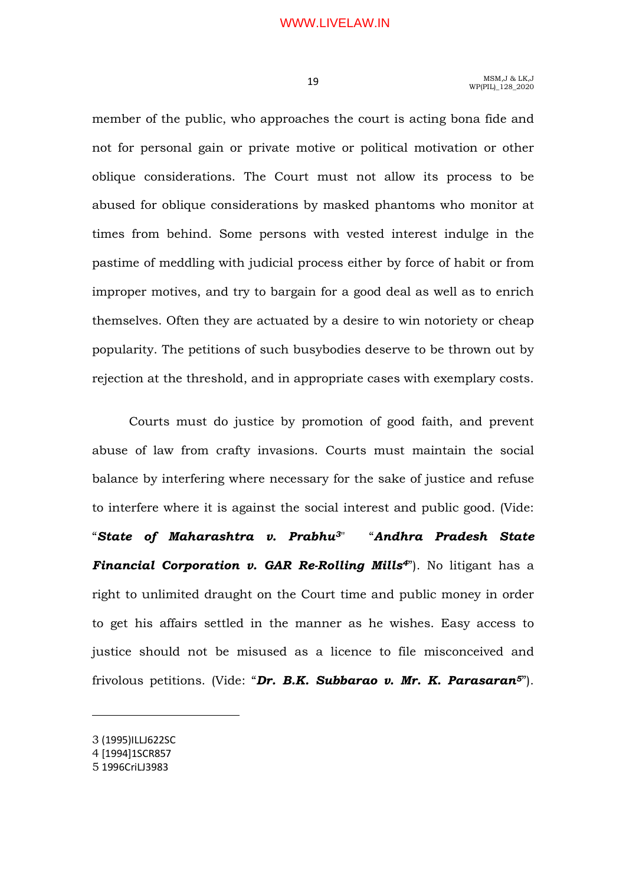member of the public, who approaches the court is acting bona fide and not for personal gain or private motive or political motivation or other oblique considerations. The Court must not allow its process to be abused for oblique considerations by masked phantoms who monitor at times from behind. Some persons with vested interest indulge in the pastime of meddling with judicial process either by force of habit or from improper motives, and try to bargain for a good deal as well as to enrich themselves. Often they are actuated by a desire to win notoriety or cheap popularity. The petitions of such busybodies deserve to be thrown out by rejection at the threshold, and in appropriate cases with exemplary costs.

Courts must do justice by promotion of good faith, and prevent abuse of law from crafty invasions. Courts must maintain the social balance by interfering where necessary for the sake of justice and refuse to interfere where it is against the social interest and public good. (Vide: "***State of Maharashtra v. Prabhu***[3]" "***Andhra Pradesh State Financial Corporation v. GAR Re-Rolling Mills***[4]"). No litigant has a right to unlimited draught on the Court time and public money in order to get his affairs settled in the manner as he wishes. Easy access to justice should not be misused as a licence to file misconceived and frivolous petitions. (Vide: "***Dr. B.K. Subbarao v. Mr. K. Parasaran***[5]").

---

3 (1995)ILLJ622SC

4 [1994]1SCR857

5 1996CriLJ3983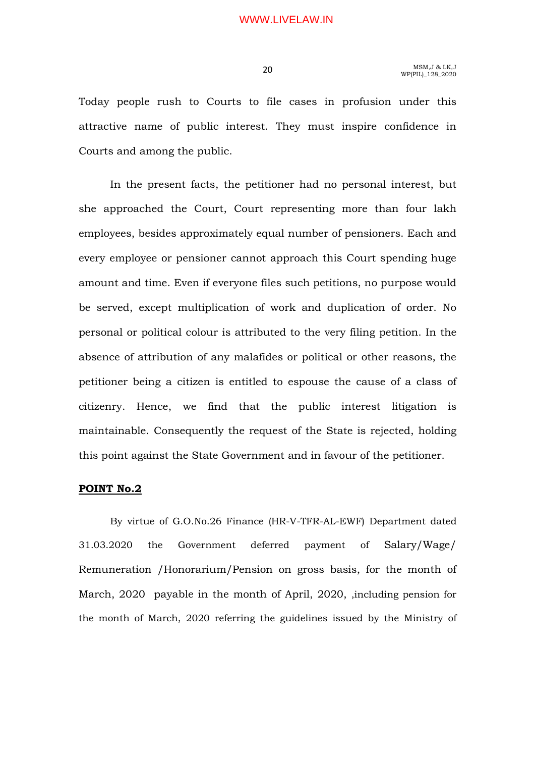Today people rush to Courts to file cases in profusion under this attractive name of public interest. They must inspire confidence in Courts and among the public.

In the present facts, the petitioner had no personal interest, but she approached the Court, Court representing more than four lakh employees, besides approximately equal number of pensioners. Each and every employee or pensioner cannot approach this Court spending huge amount and time. Even if everyone files such petitions, no purpose would be served, except multiplication of work and duplication of order. No personal or political colour is attributed to the very filing petition. In the absence of attribution of any malafides or political or other reasons, the petitioner being a citizen is entitled to espouse the cause of a class of citizenry. Hence, we find that the public interest litigation is maintainable. Consequently the request of the State is rejected, holding this point against the State Government and in favour of the petitioner.

**POINT No.2**

By virtue of G.O.No.26 Finance (HR-V-TFR-AL-EWF) Department dated 31.03.2020 the Government deferred payment of Salary/Wage/ Remuneration /Honorarium/Pension on gross basis, for the month of March, 2020 payable in the month of April, 2020, ,including pension for the month of March, 2020 referring the guidelines issued by the Ministry of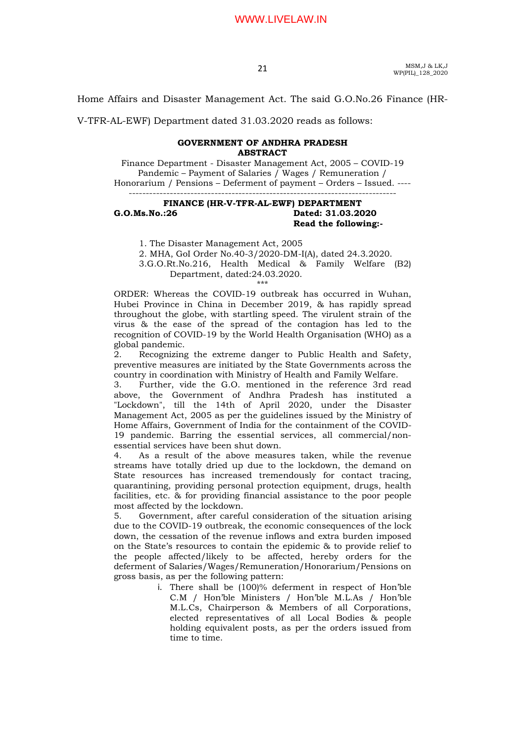Home Affairs and Disaster Management Act. The said G.O.No.26 Finance (HR-V-TFR-AL-EWF) Department dated 31.03.2020 reads as follows:

**GOVERNMENT OF ANDHRA PRADESH**
**ABSTRACT**

Finance Department - Disaster Management Act, 2005 – COVID-19 Pandemic – Payment of Salaries / Wages / Remuneration / Honorarium / Pensions – Deferment of payment – Orders – Issued. ----

---

**FINANCE (HR-V-TFR-AL-EWF) DEPARTMENT**

**G.O.Ms.No.:26** **Dated: 31.03.2020**

**Read the following:-**

1. The Disaster Management Act, 2005
2. MHA, GoI Order No.40-3/2020-DM-I(A), dated 24.3.2020.
3. G.O.Rt.No.216, Health Medical & Family Welfare (B2) Department, dated:24.03.2020.

\*\*\*

ORDER: Whereas the COVID-19 outbreak has occurred in Wuhan, Hubei Province in China in December 2019, & has rapidly spread throughout the globe, with startling speed. The virulent strain of the virus & the ease of the spread of the contagion has led to the recognition of COVID-19 by the World Health Organisation (WHO) as a global pandemic.

2. Recognizing the extreme danger to Public Health and Safety, preventive measures are initiated by the State Governments across the country in coordination with Ministry of Health and Family Welfare.

3. Further, vide the G.O. mentioned in the reference 3rd read above, the Government of Andhra Pradesh has instituted a "Lockdown", till the 14th of April 2020, under the Disaster Management Act, 2005 as per the guidelines issued by the Ministry of Home Affairs, Government of India for the containment of the COVID-19 pandemic. Barring the essential services, all commercial/non-essential services have been shut down.

4. As a result of the above measures taken, while the revenue streams have totally dried up due to the lockdown, the demand on State resources has increased tremendously for contact tracing, quarantining, providing personal protection equipment, drugs, health facilities, etc. & for providing financial assistance to the poor people most affected by the lockdown.

5. Government, after careful consideration of the situation arising due to the COVID-19 outbreak, the economic consequences of the lock down, the cessation of the revenue inflows and extra burden imposed on the State's resources to contain the epidemic & to provide relief to the people affected/likely to be affected, hereby orders for the deferment of Salaries/Wages/Remuneration/Honorarium/Pensions on gross basis, as per the following pattern:

   i. There shall be (100)% deferment in respect of Hon'ble C.M / Hon'ble Ministers / Hon'ble M.L.As / Hon'ble M.L.Cs, Chairperson & Members of all Corporations, elected representatives of all Local Bodies & people holding equivalent posts, as per the orders issued from time to time.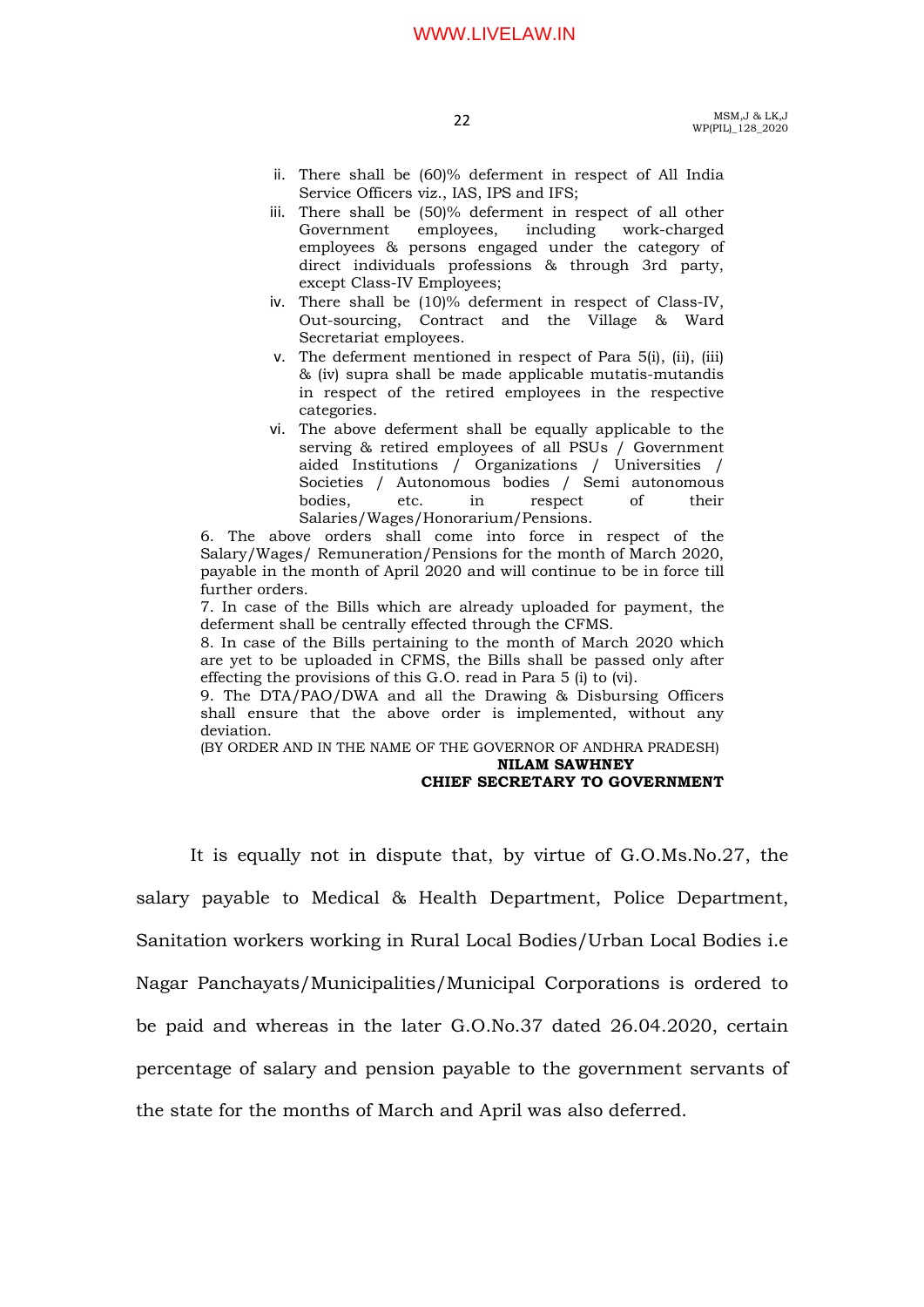ii. There shall be (60)% deferment in respect of All India Service Officers viz., IAS, IPS and IFS;

iii. There shall be (50)% deferment in respect of all other Government employees, including work-charged employees & persons engaged under the category of direct individuals professions & through 3rd party, except Class-IV Employees;

iv. There shall be (10)% deferment in respect of Class-IV, Out-sourcing, Contract and the Village & Ward Secretariat employees.

v. The deferment mentioned in respect of Para 5(i), (ii), (iii) & (iv) supra shall be made applicable mutatis-mutandis in respect of the retired employees in the respective categories.

vi. The above deferment shall be equally applicable to the serving & retired employees of all PSUs / Government aided Institutions / Organizations / Universities / Societies / Autonomous bodies / Semi autonomous bodies, etc. in respect of their Salaries/Wages/Honorarium/Pensions.

6. The above orders shall come into force in respect of the Salary/Wages/ Remuneration/Pensions for the month of March 2020, payable in the month of April 2020 and will continue to be in force till further orders.

7. In case of the Bills which are already uploaded for payment, the deferment shall be centrally effected through the CFMS.

8. In case of the Bills pertaining to the month of March 2020 which are yet to be uploaded in CFMS, the Bills shall be passed only after effecting the provisions of this G.O. read in Para 5 (i) to (vi).

9. The DTA/PAO/DWA and all the Drawing & Disbursing Officers shall ensure that the above order is implemented, without any deviation.

(BY ORDER AND IN THE NAME OF THE GOVERNOR OF ANDHRA PRADESH)

**NILAM SAWHNEY**
**CHIEF SECRETARY TO GOVERNMENT**

It is equally not in dispute that, by virtue of G.O.Ms.No.27, the salary payable to Medical & Health Department, Police Department, Sanitation workers working in Rural Local Bodies/Urban Local Bodies i.e Nagar Panchayats/Municipalities/Municipal Corporations is ordered to be paid and whereas in the later G.O.No.37 dated 26.04.2020, certain percentage of salary and pension payable to the government servants of the state for the months of March and April was also deferred.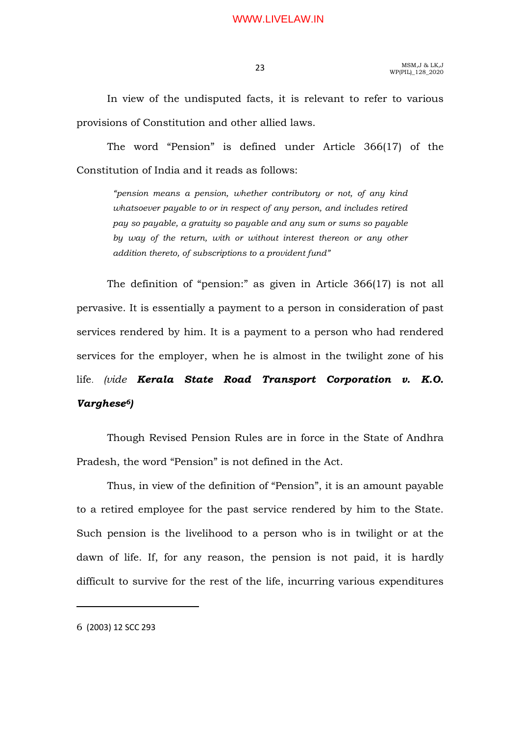In view of the undisputed facts, it is relevant to refer to various provisions of Constitution and other allied laws.

The word "Pension" is defined under Article 366(17) of the Constitution of India and it reads as follows:

> *"pension means a pension, whether contributory or not, of any kind whatsoever payable to or in respect of any person, and includes retired pay so payable, a gratuity so payable and any sum or sums so payable by way of the return, with or without interest thereon or any other addition thereto, of subscriptions to a provident fund"*

The definition of "pension:" as given in Article 366(17) is not all pervasive. It is essentially a payment to a person in consideration of past services rendered by him. It is a payment to a person who had rendered services for the employer, when he is almost in the twilight zone of his life. *(vide **Kerala State Road Transport Corporation v. K.O. Varghese**[6]**)***

Though Revised Pension Rules are in force in the State of Andhra Pradesh, the word "Pension" is not defined in the Act.

Thus, in view of the definition of "Pension", it is an amount payable to a retired employee for the past service rendered by him to the State. Such pension is the livelihood to a person who is in twilight or at the dawn of life. If, for any reason, the pension is not paid, it is hardly difficult to survive for the rest of the life, incurring various expenditures

---

6 (2003) 12 SCC 293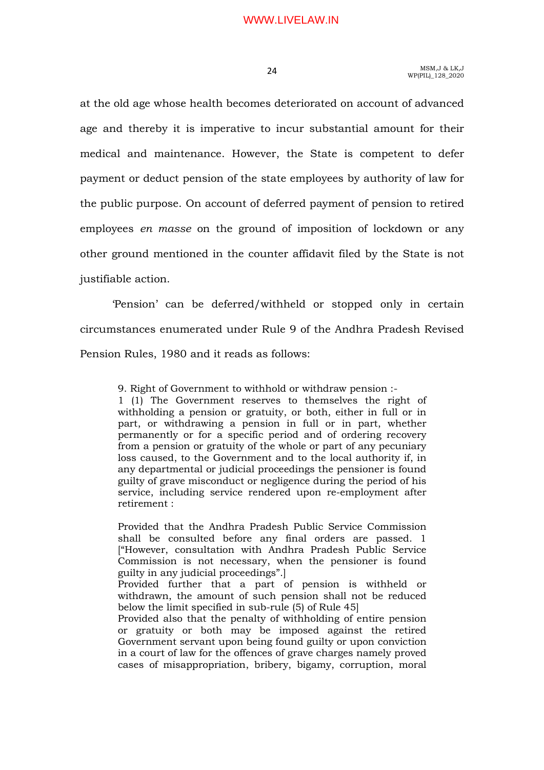at the old age whose health becomes deteriorated on account of advanced age and thereby it is imperative to incur substantial amount for their medical and maintenance. However, the State is competent to defer payment or deduct pension of the state employees by authority of law for the public purpose. On account of deferred payment of pension to retired employees *en masse* on the ground of imposition of lockdown or any other ground mentioned in the counter affidavit filed by the State is not justifiable action.

'Pension' can be deferred/withheld or stopped only in certain circumstances enumerated under Rule 9 of the Andhra Pradesh Revised Pension Rules, 1980 and it reads as follows:

> 9. Right of Government to withhold or withdraw pension :-
> 1 (1) The Government reserves to themselves the right of withholding a pension or gratuity, or both, either in full or in part, or withdrawing a pension in full or in part, whether permanently or for a specific period and of ordering recovery from a pension or gratuity of the whole or part of any pecuniary loss caused, to the Government and to the local authority if, in any departmental or judicial proceedings the pensioner is found guilty of grave misconduct or negligence during the period of his service, including service rendered upon re-employment after retirement :
>
> Provided that the Andhra Pradesh Public Service Commission shall be consulted before any final orders are passed. 1 ["However, consultation with Andhra Pradesh Public Service Commission is not necessary, when the pensioner is found guilty in any judicial proceedings".]
> Provided further that a part of pension is withheld or withdrawn, the amount of such pension shall not be reduced below the limit specified in sub-rule (5) of Rule 45]
> Provided also that the penalty of withholding of entire pension or gratuity or both may be imposed against the retired Government servant upon being found guilty or upon conviction in a court of law for the offences of grave charges namely proved cases of misappropriation, bribery, bigamy, corruption, moral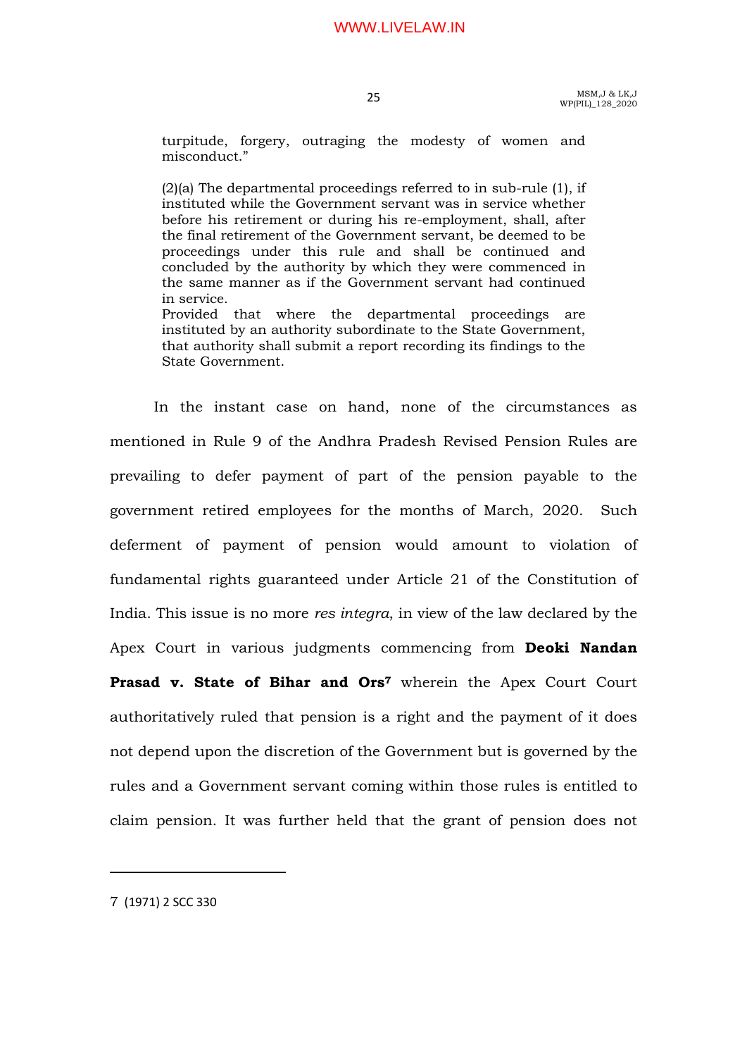turpitude, forgery, outraging the modesty of women and misconduct."

(2)(a) The departmental proceedings referred to in sub-rule (1), if instituted while the Government servant was in service whether before his retirement or during his re-employment, shall, after the final retirement of the Government servant, be deemed to be proceedings under this rule and shall be continued and concluded by the authority by which they were commenced in the same manner as if the Government servant had continued in service.
Provided that where the departmental proceedings are instituted by an authority subordinate to the State Government, that authority shall submit a report recording its findings to the State Government.

In the instant case on hand, none of the circumstances as mentioned in Rule 9 of the Andhra Pradesh Revised Pension Rules are prevailing to defer payment of part of the pension payable to the government retired employees for the months of March, 2020. Such deferment of payment of pension would amount to violation of fundamental rights guaranteed under Article 21 of the Constitution of India. This issue is no more *res integra*, in view of the law declared by the Apex Court in various judgments commencing from **Deoki Nandan Prasad v. State of Bihar and Ors**[7] wherein the Apex Court Court authoritatively ruled that pension is a right and the payment of it does not depend upon the discretion of the Government but is governed by the rules and a Government servant coming within those rules is entitled to claim pension. It was further held that the grant of pension does not

---

7 (1971) 2 SCC 330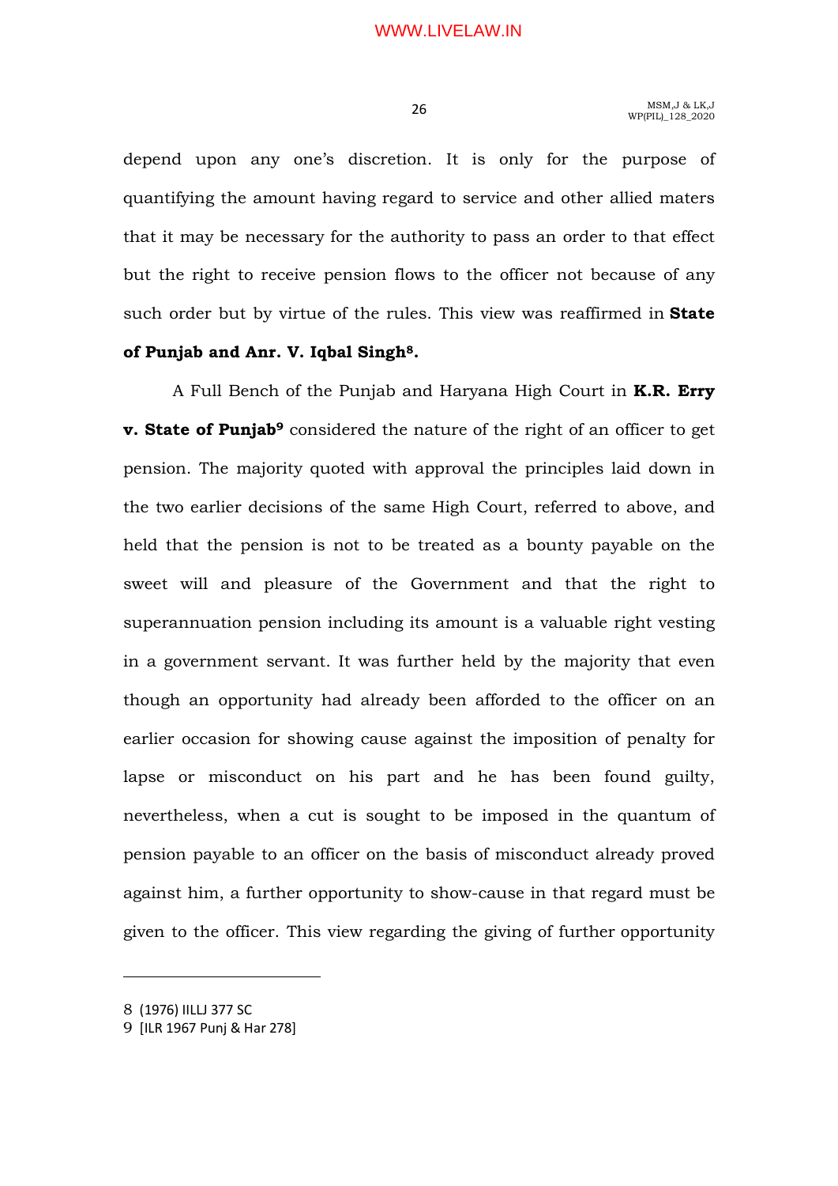depend upon any one's discretion. It is only for the purpose of quantifying the amount having regard to service and other allied maters that it may be necessary for the authority to pass an order to that effect but the right to receive pension flows to the officer not because of any such order but by virtue of the rules. This view was reaffirmed in **State of Punjab and Anr. V. Iqbal Singh**[8].

A Full Bench of the Punjab and Haryana High Court in **K.R. Erry v. State of Punjab**[9] considered the nature of the right of an officer to get pension. The majority quoted with approval the principles laid down in the two earlier decisions of the same High Court, referred to above, and held that the pension is not to be treated as a bounty payable on the sweet will and pleasure of the Government and that the right to superannuation pension including its amount is a valuable right vesting in a government servant. It was further held by the majority that even though an opportunity had already been afforded to the officer on an earlier occasion for showing cause against the imposition of penalty for lapse or misconduct on his part and he has been found guilty, nevertheless, when a cut is sought to be imposed in the quantum of pension payable to an officer on the basis of misconduct already proved against him, a further opportunity to show-cause in that regard must be given to the officer. This view regarding the giving of further opportunity

---

8 (1976) IILLJ 377 SC

9 [ILR 1967 Punj & Har 278]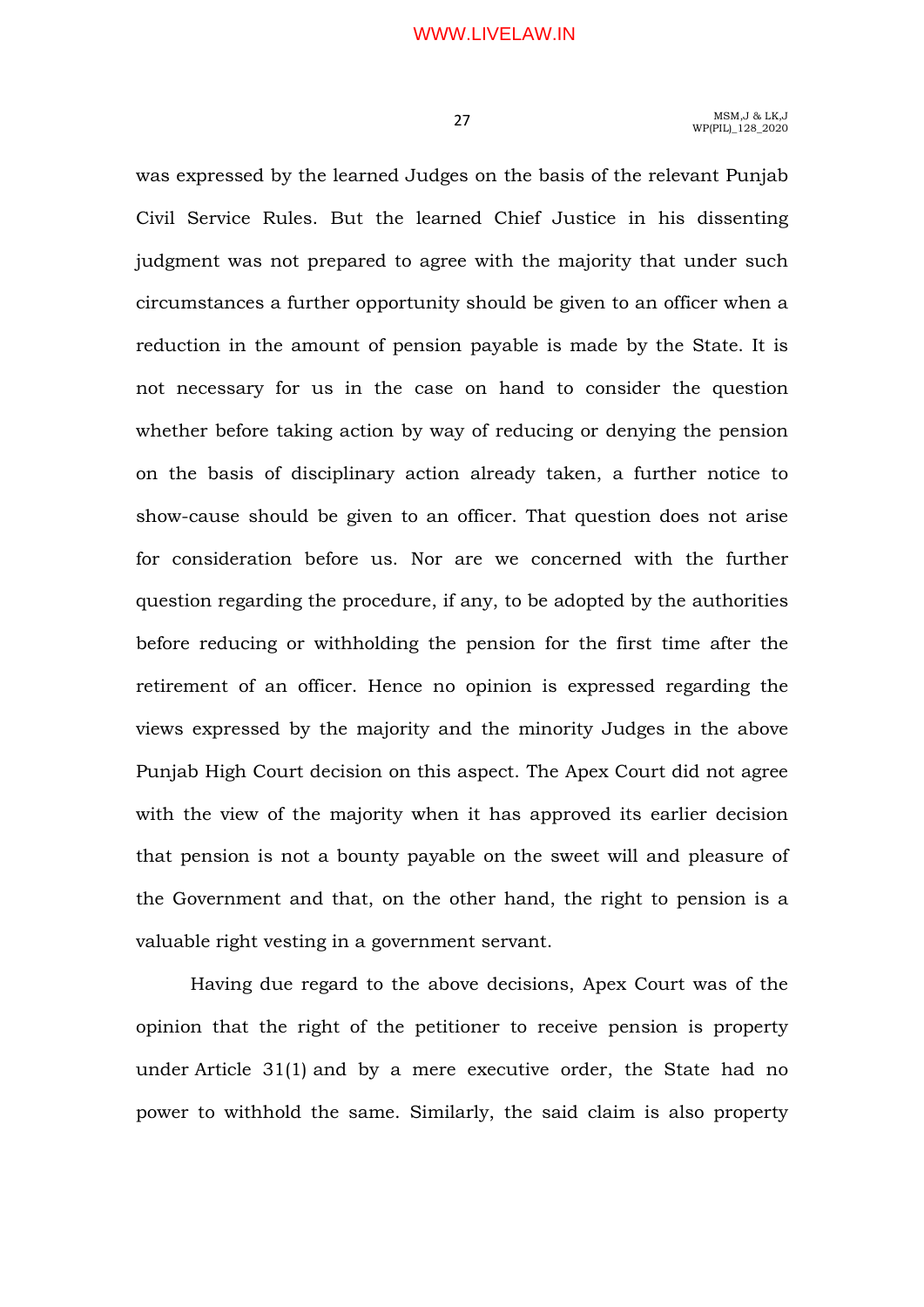was expressed by the learned Judges on the basis of the relevant Punjab Civil Service Rules. But the learned Chief Justice in his dissenting judgment was not prepared to agree with the majority that under such circumstances a further opportunity should be given to an officer when a reduction in the amount of pension payable is made by the State. It is not necessary for us in the case on hand to consider the question whether before taking action by way of reducing or denying the pension on the basis of disciplinary action already taken, a further notice to show-cause should be given to an officer. That question does not arise for consideration before us. Nor are we concerned with the further question regarding the procedure, if any, to be adopted by the authorities before reducing or withholding the pension for the first time after the retirement of an officer. Hence no opinion is expressed regarding the views expressed by the majority and the minority Judges in the above Punjab High Court decision on this aspect. The Apex Court did not agree with the view of the majority when it has approved its earlier decision that pension is not a bounty payable on the sweet will and pleasure of the Government and that, on the other hand, the right to pension is a valuable right vesting in a government servant.

Having due regard to the above decisions, Apex Court was of the opinion that the right of the petitioner to receive pension is property under Article 31(1) and by a mere executive order, the State had no power to withhold the same. Similarly, the said claim is also property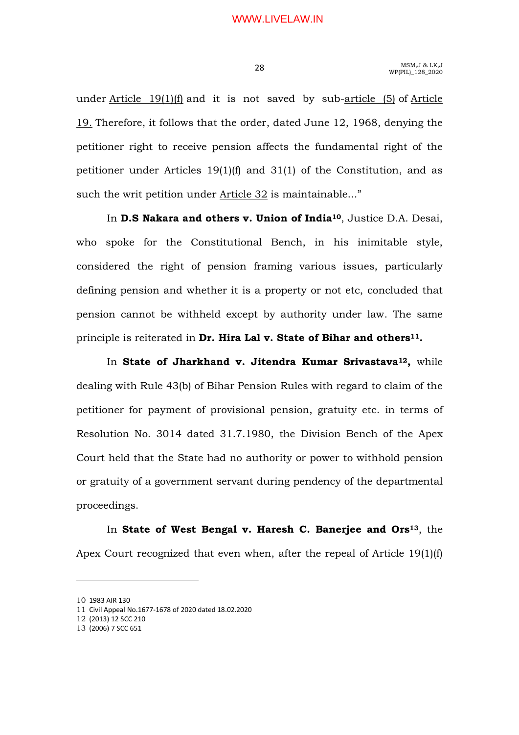under Article 19(1)(f) and it is not saved by sub-article (5) of Article 19. Therefore, it follows that the order, dated June 12, 1968, denying the petitioner right to receive pension affects the fundamental right of the petitioner under Articles 19(1)(f) and 31(1) of the Constitution, and as such the writ petition under Article 32 is maintainable...”

In **D.S Nakara and others v. Union of India**[10], Justice D.A. Desai, who spoke for the Constitutional Bench, in his inimitable style, considered the right of pension framing various issues, particularly defining pension and whether it is a property or not etc, concluded that pension cannot be withheld except by authority under law. The same principle is reiterated in **Dr. Hira Lal v. State of Bihar and others**[11]**.**

In **State of Jharkhand v. Jitendra Kumar Srivastava**[12]**,** while dealing with Rule 43(b) of Bihar Pension Rules with regard to claim of the petitioner for payment of provisional pension, gratuity etc. in terms of Resolution No. 3014 dated 31.7.1980, the Division Bench of the Apex Court held that the State had no authority or power to withhold pension or gratuity of a government servant during pendency of the departmental proceedings.

In **State of West Bengal v. Haresh C. Banerjee and Ors**[13], the Apex Court recognized that even when, after the repeal of Article 19(1)(f)

---

10 1983 AIR 130

11 Civil Appeal No.1677-1678 of 2020 dated 18.02.2020

12 (2013) 12 SCC 210

13 (2006) 7 SCC 651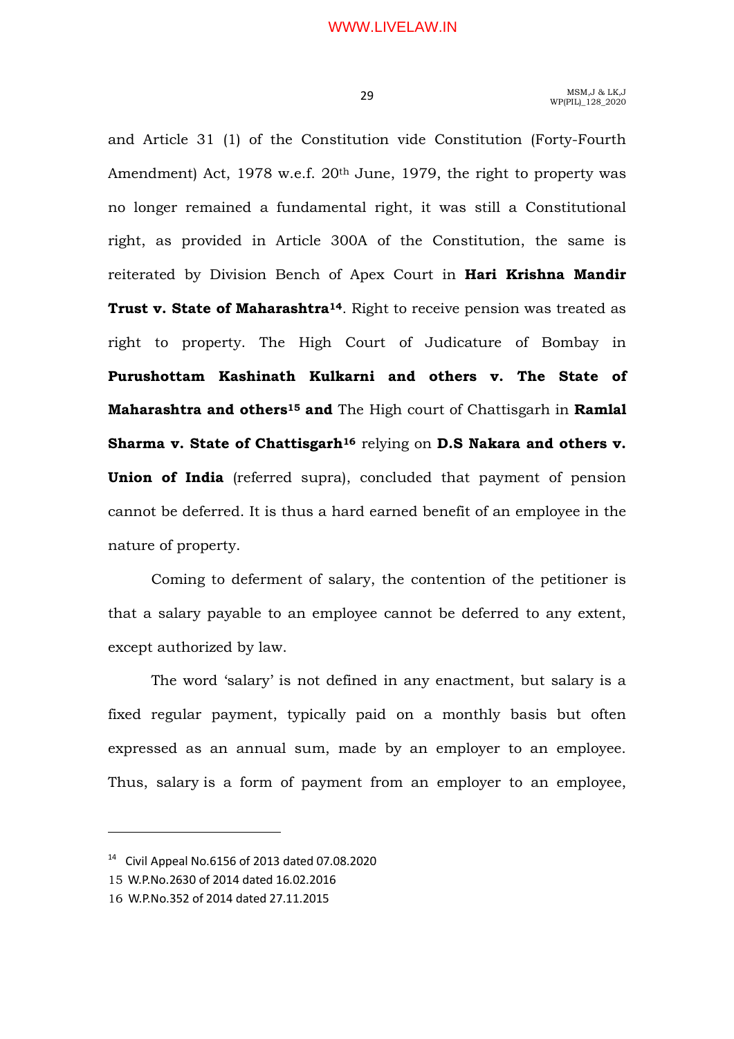and Article 31 (1) of the Constitution vide Constitution (Forty-Fourth Amendment) Act, 1978 w.e.f. 20th June, 1979, the right to property was no longer remained a fundamental right, it was still a Constitutional right, as provided in Article 300A of the Constitution, the same is reiterated by Division Bench of Apex Court in **Hari Krishna Mandir Trust v. State of Maharashtra**[14]. Right to receive pension was treated as right to property. The High Court of Judicature of Bombay in **Purushottam Kashinath Kulkarni and others v. The State of Maharashtra and others**[15] **and** The High court of Chattisgarh in **Ramlal Sharma v. State of Chattisgarh**[16] relying on **D.S Nakara and others v. Union of India** (referred supra), concluded that payment of pension cannot be deferred. It is thus a hard earned benefit of an employee in the nature of property.

Coming to deferment of salary, the contention of the petitioner is that a salary payable to an employee cannot be deferred to any extent, except authorized by law.

The word 'salary' is not defined in any enactment, but salary is a fixed regular payment, typically paid on a monthly basis but often expressed as an annual sum, made by an employer to an employee. Thus, salary is a form of payment from an employer to an employee,

---

[14] Civil Appeal No.6156 of 2013 dated 07.08.2020

[15] W.P.No.2630 of 2014 dated 16.02.2016

[16] W.P.No.352 of 2014 dated 27.11.2015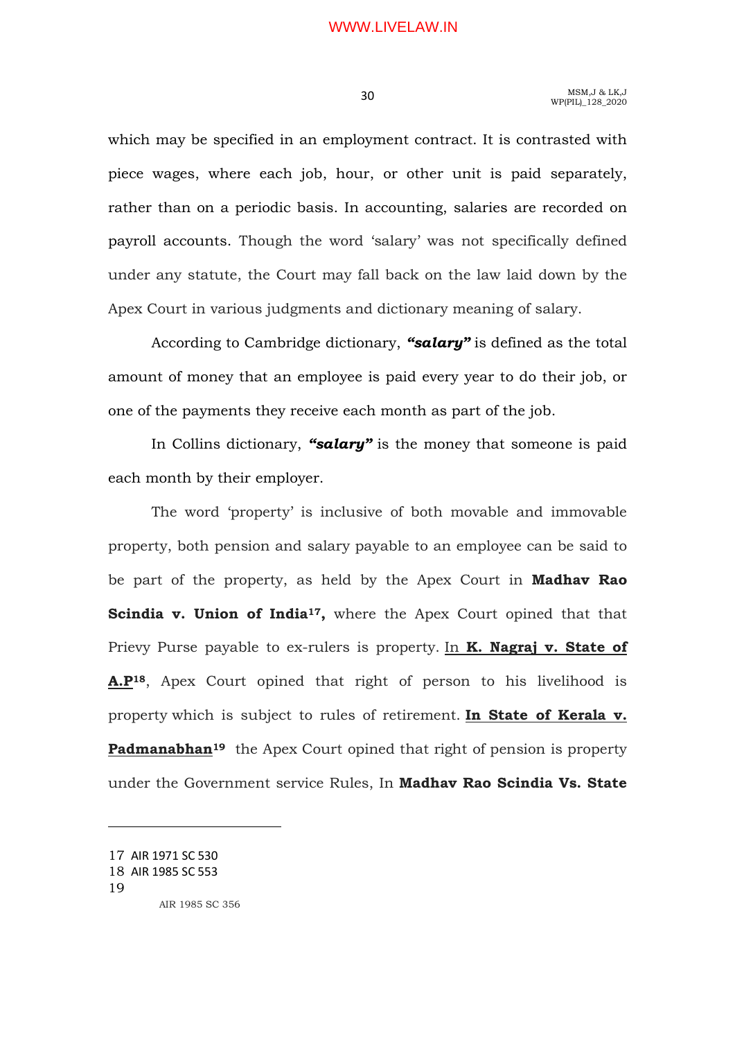which may be specified in an employment contract. It is contrasted with piece wages, where each job, hour, or other unit is paid separately, rather than on a periodic basis. In accounting, salaries are recorded on payroll accounts. Though the word 'salary' was not specifically defined under any statute, the Court may fall back on the law laid down by the Apex Court in various judgments and dictionary meaning of salary.

According to Cambridge dictionary, ***"salary"*** is defined as the total amount of money that an employee is paid every year to do their job, or one of the payments they receive each month as part of the job.

In Collins dictionary, ***"salary"*** is the money that someone is paid each month by their employer.

The word 'property' is inclusive of both movable and immovable property, both pension and salary payable to an employee can be said to be part of the property, as held by the Apex Court in **Madhav Rao Scindia v. Union of India**[17]**,** where the Apex Court opined that that Prievy Purse payable to ex-rulers is property. In **K. Nagraj v. State of A.P**[18], Apex Court opined that right of person to his livelihood is property which is subject to rules of retirement. **In State of Kerala v. Padmanabhan**[19] the Apex Court opined that right of pension is property under the Government service Rules, In **Madhav Rao Scindia Vs. State**

---

17 AIR 1971 SC 530

18 AIR 1985 SC 553

19 AIR 1985 SC 356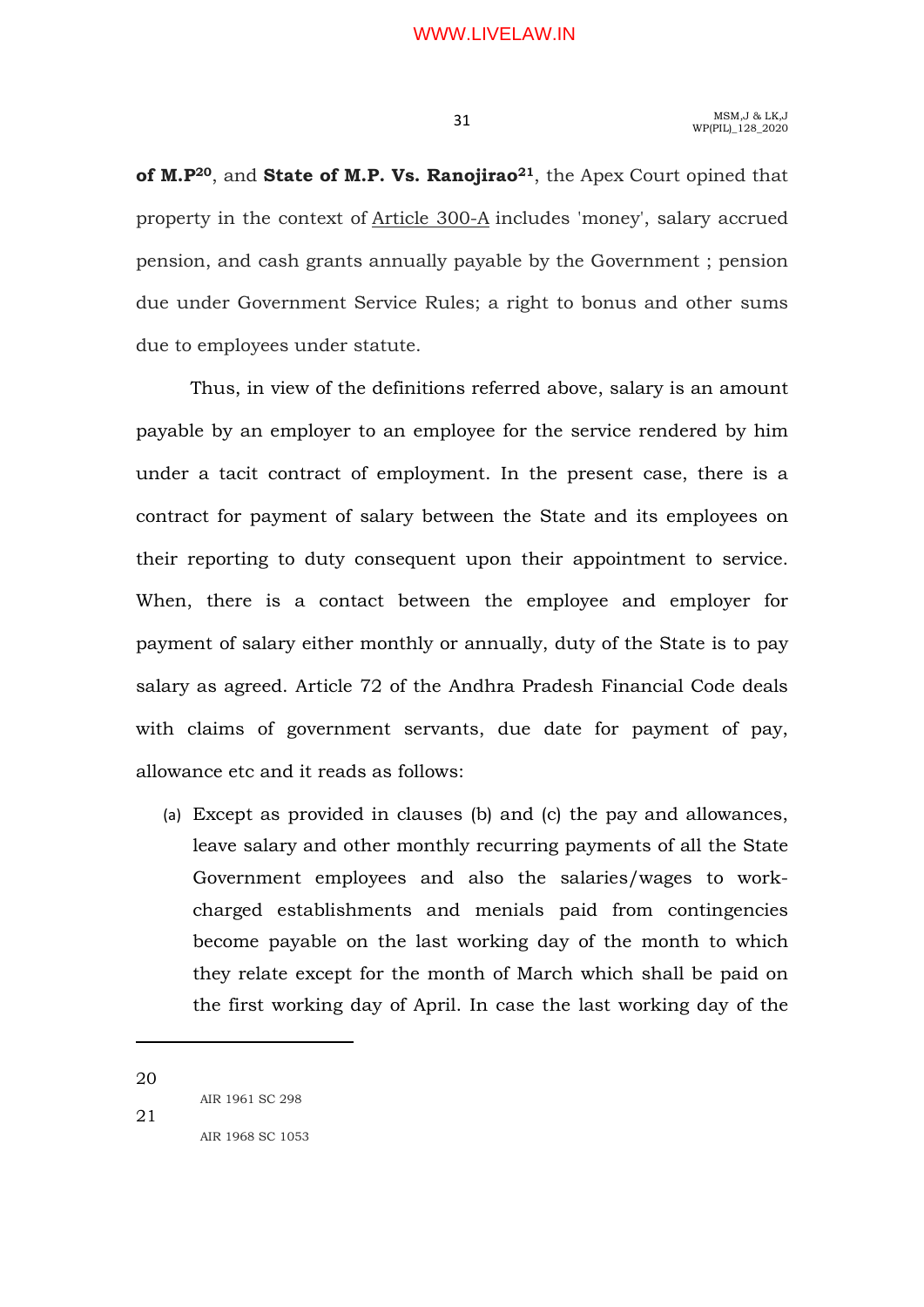**of M.P**[20], and **State of M.P. Vs. Ranojirao**[21], the Apex Court opined that property in the context of Article 300-A includes 'money', salary accrued pension, and cash grants annually payable by the Government ; pension due under Government Service Rules; a right to bonus and other sums due to employees under statute.

Thus, in view of the definitions referred above, salary is an amount payable by an employer to an employee for the service rendered by him under a tacit contract of employment. In the present case, there is a contract for payment of salary between the State and its employees on their reporting to duty consequent upon their appointment to service. When, there is a contact between the employee and employer for payment of salary either monthly or annually, duty of the State is to pay salary as agreed. Article 72 of the Andhra Pradesh Financial Code deals with claims of government servants, due date for payment of pay, allowance etc and it reads as follows:

(a) Except as provided in clauses (b) and (c) the pay and allowances, leave salary and other monthly recurring payments of all the State Government employees and also the salaries/wages to work-charged establishments and menials paid from contingencies become payable on the last working day of the month to which they relate except for the month of March which shall be paid on the first working day of April. In case the last working day of the

---

20 AIR 1961 SC 298

21 AIR 1968 SC 1053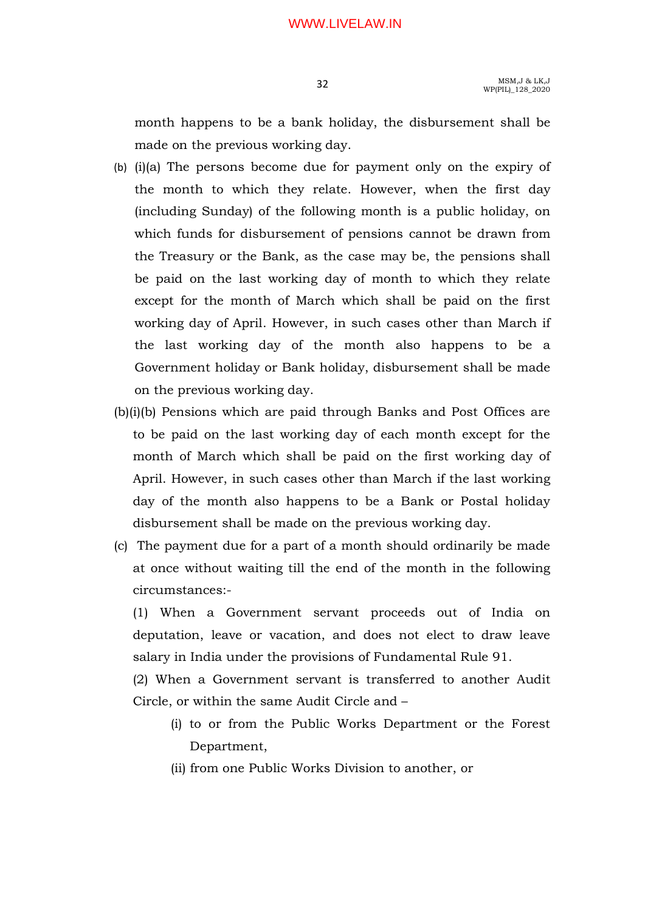month happens to be a bank holiday, the disbursement shall be made on the previous working day.

(b) (i)(a) The persons become due for payment only on the expiry of the month to which they relate. However, when the first day (including Sunday) of the following month is a public holiday, on which funds for disbursement of pensions cannot be drawn from the Treasury or the Bank, as the case may be, the pensions shall be paid on the last working day of month to which they relate except for the month of March which shall be paid on the first working day of April. However, in such cases other than March if the last working day of the month also happens to be a Government holiday or Bank holiday, disbursement shall be made on the previous working day.

(b)(i)(b) Pensions which are paid through Banks and Post Offices are to be paid on the last working day of each month except for the month of March which shall be paid on the first working day of April. However, in such cases other than March if the last working day of the month also happens to be a Bank or Postal holiday disbursement shall be made on the previous working day.

(c) The payment due for a part of a month should ordinarily be made at once without waiting till the end of the month in the following circumstances:-

(1) When a Government servant proceeds out of India on deputation, leave or vacation, and does not elect to draw leave salary in India under the provisions of Fundamental Rule 91.

(2) When a Government servant is transferred to another Audit Circle, or within the same Audit Circle and –

- (i) to or from the Public Works Department or the Forest Department,
- (ii) from one Public Works Division to another, or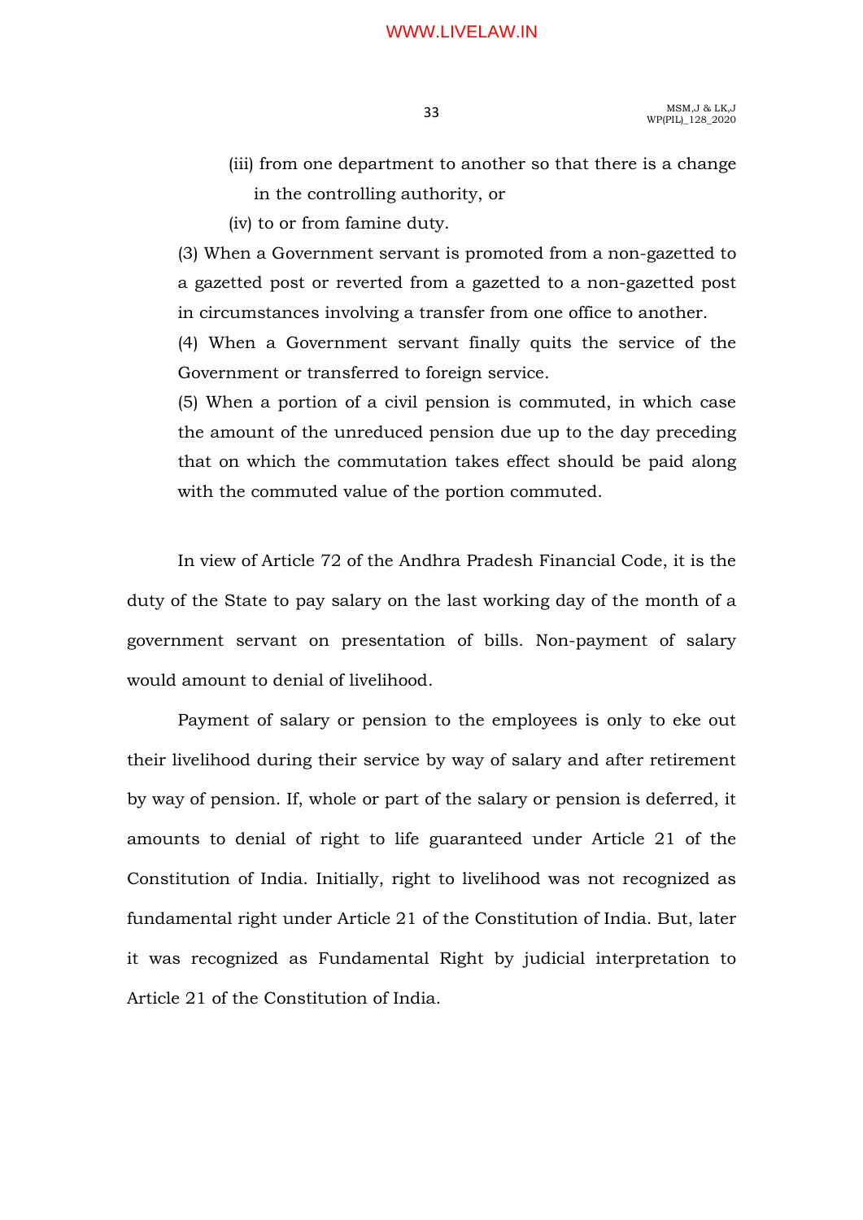(iii) from one department to another so that there is a change in the controlling authority, or

(iv) to or from famine duty.

(3) When a Government servant is promoted from a non-gazetted to a gazetted post or reverted from a gazetted to a non-gazetted post in circumstances involving a transfer from one office to another.

(4) When a Government servant finally quits the service of the Government or transferred to foreign service.

(5) When a portion of a civil pension is commuted, in which case the amount of the unreduced pension due up to the day preceding that on which the commutation takes effect should be paid along with the commuted value of the portion commuted.

In view of Article 72 of the Andhra Pradesh Financial Code, it is the duty of the State to pay salary on the last working day of the month of a government servant on presentation of bills. Non-payment of salary would amount to denial of livelihood.

Payment of salary or pension to the employees is only to eke out their livelihood during their service by way of salary and after retirement by way of pension. If, whole or part of the salary or pension is deferred, it amounts to denial of right to life guaranteed under Article 21 of the Constitution of India. Initially, right to livelihood was not recognized as fundamental right under Article 21 of the Constitution of India. But, later it was recognized as Fundamental Right by judicial interpretation to Article 21 of the Constitution of India.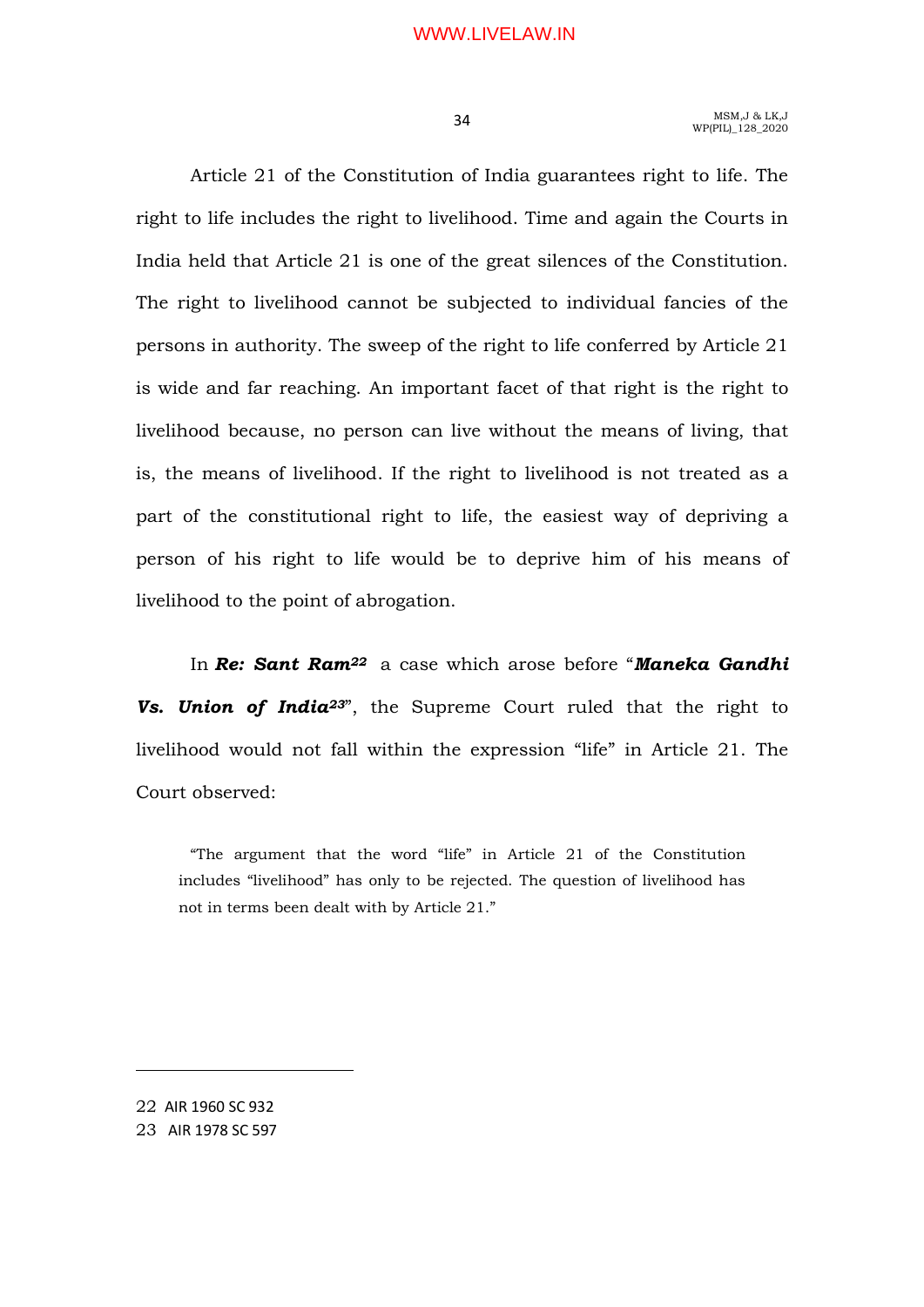Article 21 of the Constitution of India guarantees right to life. The right to life includes the right to livelihood. Time and again the Courts in India held that Article 21 is one of the great silences of the Constitution. The right to livelihood cannot be subjected to individual fancies of the persons in authority. The sweep of the right to life conferred by Article 21 is wide and far reaching. An important facet of that right is the right to livelihood because, no person can live without the means of living, that is, the means of livelihood. If the right to livelihood is not treated as a part of the constitutional right to life, the easiest way of depriving a person of his right to life would be to deprive him of his means of livelihood to the point of abrogation.

In ***Re: Sant Ram***[22] a case which arose before "***Maneka Gandhi Vs. Union of India***[23]", the Supreme Court ruled that the right to livelihood would not fall within the expression "life" in Article 21. The Court observed:

> "The argument that the word "life" in Article 21 of the Constitution includes "livelihood" has only to be rejected. The question of livelihood has not in terms been dealt with by Article 21."

---

22 AIR 1960 SC 932

23 AIR 1978 SC 597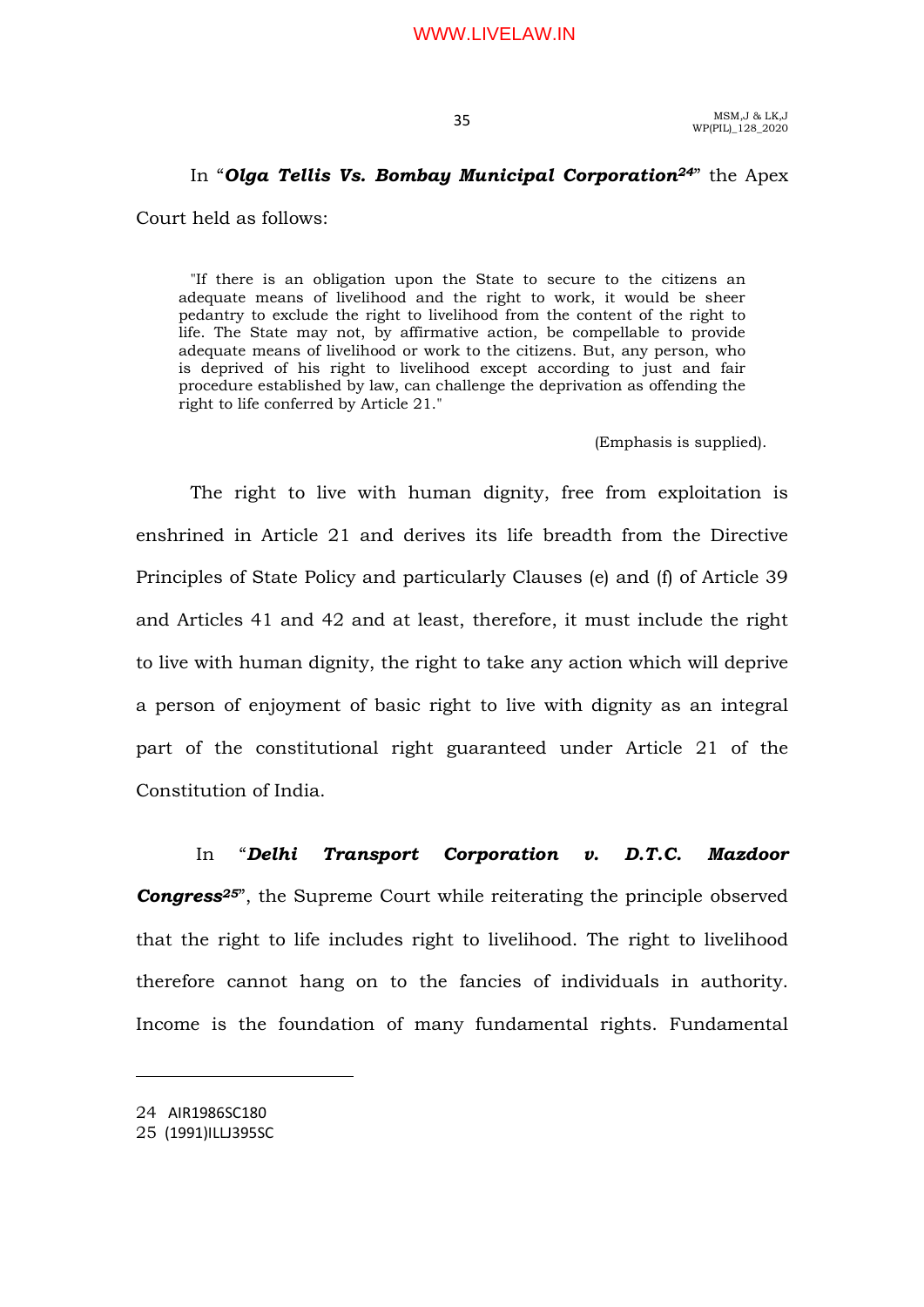In "***Olga Tellis Vs. Bombay Municipal Corporation***[24]" the Apex Court held as follows:

> "If there is an obligation upon the State to secure to the citizens an adequate means of livelihood and the right to work, it would be sheer pedantry to exclude the right to livelihood from the content of the right to life. The State may not, by affirmative action, be compellable to provide adequate means of livelihood or work to the citizens. But, any person, who is deprived of his right to livelihood except according to just and fair procedure established by law, can challenge the deprivation as offending the right to life conferred by Article 21."
>
> (Emphasis is supplied).

The right to live with human dignity, free from exploitation is enshrined in Article 21 and derives its life breadth from the Directive Principles of State Policy and particularly Clauses (e) and (f) of Article 39 and Articles 41 and 42 and at least, therefore, it must include the right to live with human dignity, the right to take any action which will deprive a person of enjoyment of basic right to live with dignity as an integral part of the constitutional right guaranteed under Article 21 of the Constitution of India.

In "***Delhi Transport Corporation v. D.T.C. Mazdoor Congress***[25]", the Supreme Court while reiterating the principle observed that the right to life includes right to livelihood. The right to livelihood therefore cannot hang on to the fancies of individuals in authority. Income is the foundation of many fundamental rights. Fundamental

---

24 AIR1986SC180

25 (1991)ILLJ395SC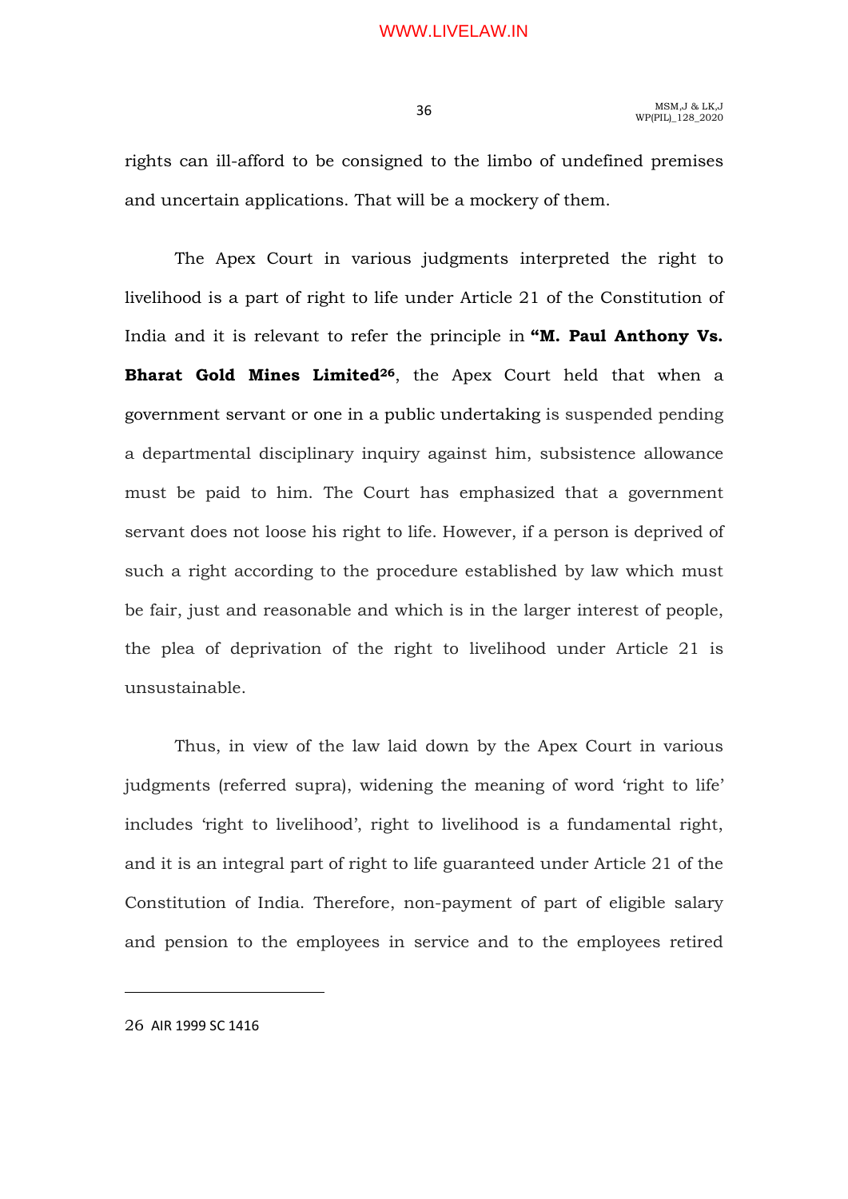rights can ill-afford to be consigned to the limbo of undefined premises and uncertain applications. That will be a mockery of them.

The Apex Court in various judgments interpreted the right to livelihood is a part of right to life under Article 21 of the Constitution of India and it is relevant to refer the principle in **"M. Paul Anthony Vs. Bharat Gold Mines Limited**[26], the Apex Court held that when a government servant or one in a public undertaking is suspended pending a departmental disciplinary inquiry against him, subsistence allowance must be paid to him. The Court has emphasized that a government servant does not loose his right to life. However, if a person is deprived of such a right according to the procedure established by law which must be fair, just and reasonable and which is in the larger interest of people, the plea of deprivation of the right to livelihood under Article 21 is unsustainable.

Thus, in view of the law laid down by the Apex Court in various judgments (referred supra), widening the meaning of word 'right to life' includes 'right to livelihood', right to livelihood is a fundamental right, and it is an integral part of right to life guaranteed under Article 21 of the Constitution of India. Therefore, non-payment of part of eligible salary and pension to the employees in service and to the employees retired

---

26 AIR 1999 SC 1416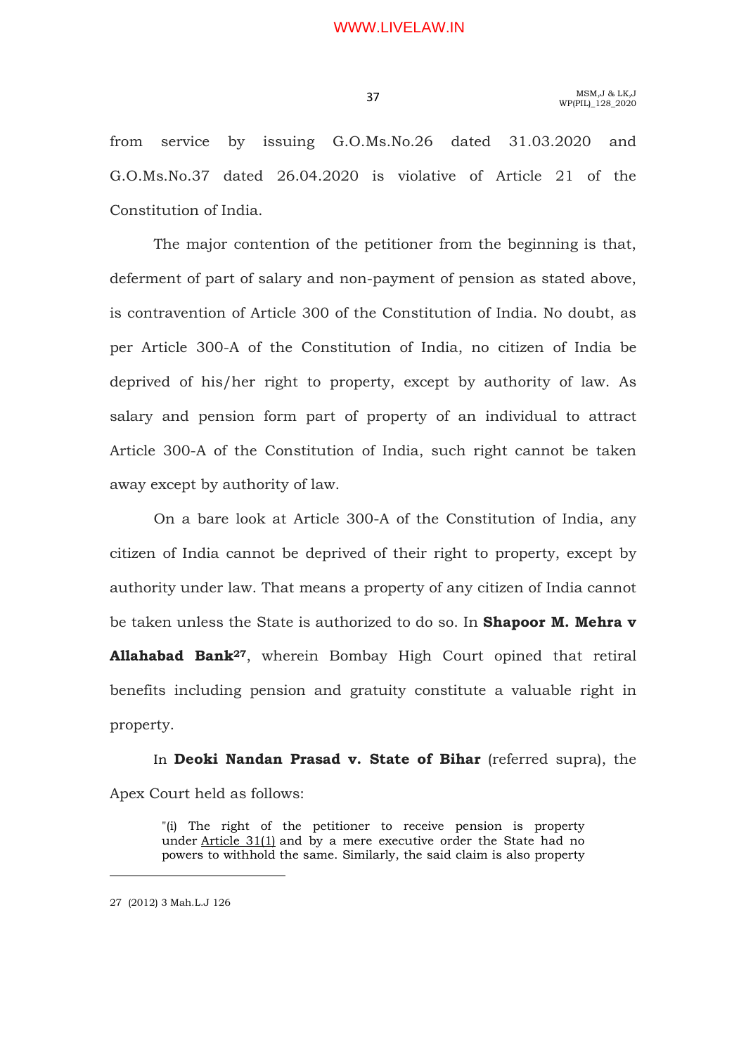from service by issuing G.O.Ms.No.26 dated 31.03.2020 and G.O.Ms.No.37 dated 26.04.2020 is violative of Article 21 of the Constitution of India.

The major contention of the petitioner from the beginning is that, deferment of part of salary and non-payment of pension as stated above, is contravention of Article 300 of the Constitution of India. No doubt, as per Article 300-A of the Constitution of India, no citizen of India be deprived of his/her right to property, except by authority of law. As salary and pension form part of property of an individual to attract Article 300-A of the Constitution of India, such right cannot be taken away except by authority of law.

On a bare look at Article 300-A of the Constitution of India, any citizen of India cannot be deprived of their right to property, except by authority under law. That means a property of any citizen of India cannot be taken unless the State is authorized to do so. In **Shapoor M. Mehra v Allahabad Bank**[27], wherein Bombay High Court opined that retiral benefits including pension and gratuity constitute a valuable right in property.

In **Deoki Nandan Prasad v. State of Bihar** (referred supra), the Apex Court held as follows:

> "(i) The right of the petitioner to receive pension is property under Article 31(1) and by a mere executive order the State had no powers to withhold the same. Similarly, the said claim is also property

---

27 (2012) 3 Mah.L.J 126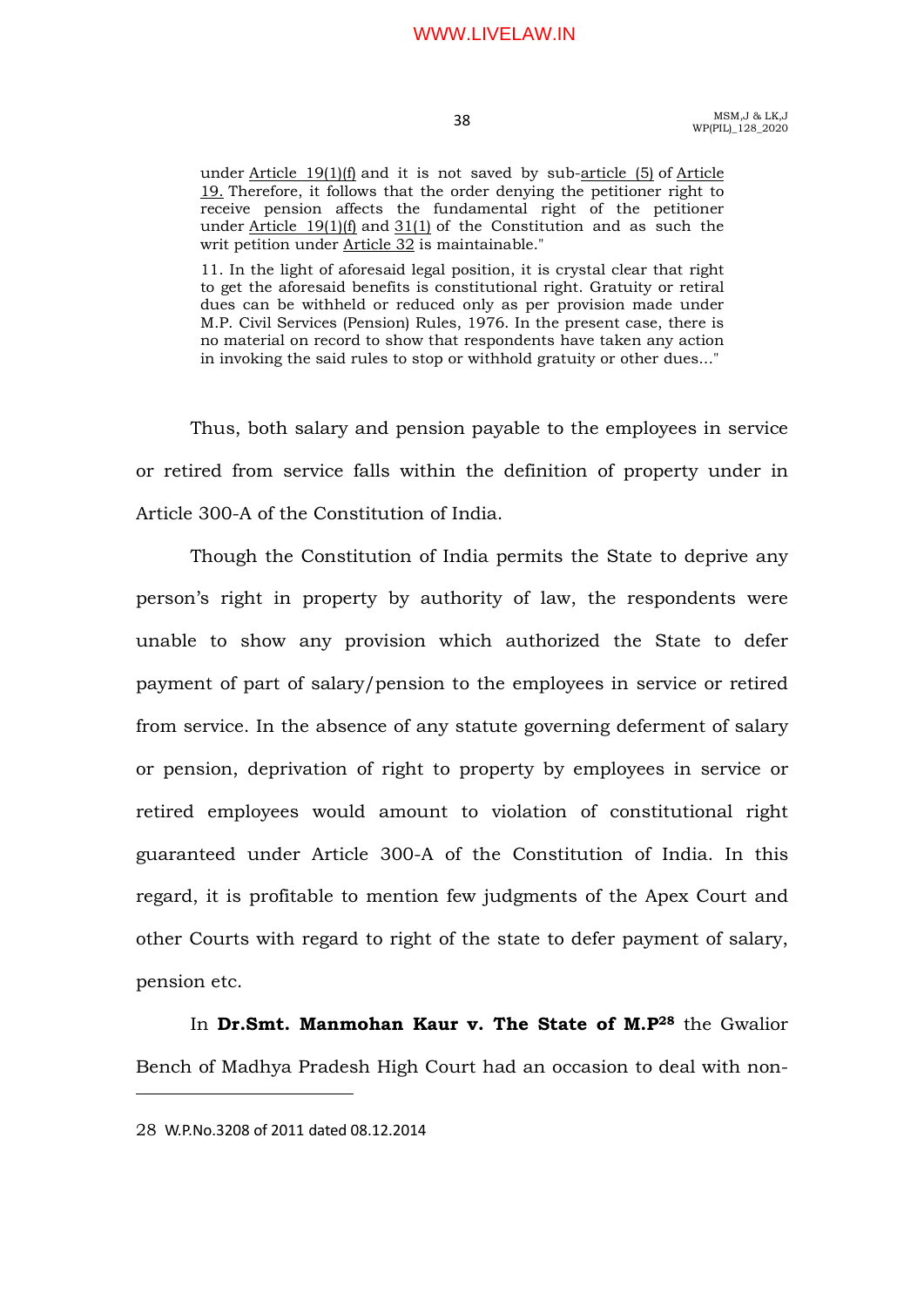> under Article 19(1)(f) and it is not saved by sub-article (5) of Article 19. Therefore, it follows that the order denying the petitioner right to receive pension affects the fundamental right of the petitioner under Article 19(1)(f) and 31(1) of the Constitution and as such the writ petition under Article 32 is maintainable."
>
> 11. In the light of aforesaid legal position, it is crystal clear that right to get the aforesaid benefits is constitutional right. Gratuity or retiral dues can be withheld or reduced only as per provision made under M.P. Civil Services (Pension) Rules, 1976. In the present case, there is no material on record to show that respondents have taken any action in invoking the said rules to stop or withhold gratuity or other dues..."

Thus, both salary and pension payable to the employees in service or retired from service falls within the definition of property under in Article 300-A of the Constitution of India.

Though the Constitution of India permits the State to deprive any person's right in property by authority of law, the respondents were unable to show any provision which authorized the State to defer payment of part of salary/pension to the employees in service or retired from service. In the absence of any statute governing deferment of salary or pension, deprivation of right to property by employees in service or retired employees would amount to violation of constitutional right guaranteed under Article 300-A of the Constitution of India. In this regard, it is profitable to mention few judgments of the Apex Court and other Courts with regard to right of the state to defer payment of salary, pension etc.

In **Dr.Smt. Manmohan Kaur v. The State of M.P**[28] the Gwalior Bench of Madhya Pradesh High Court had an occasion to deal with non-

---

28 W.P.No.3208 of 2011 dated 08.12.2014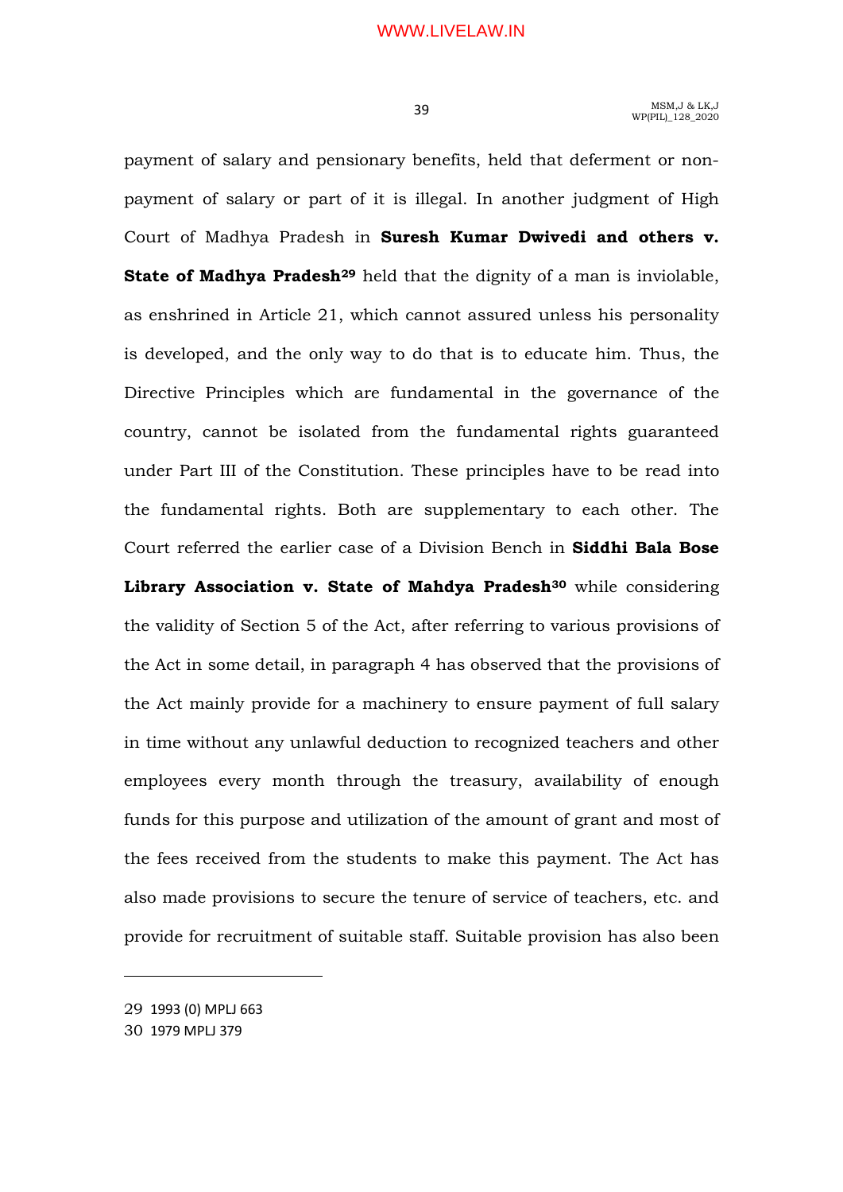payment of salary and pensionary benefits, held that deferment or non-payment of salary or part of it is illegal. In another judgment of High Court of Madhya Pradesh in **Suresh Kumar Dwivedi and others v. State of Madhya Pradesh**[29] held that the dignity of a man is inviolable, as enshrined in Article 21, which cannot assured unless his personality is developed, and the only way to do that is to educate him. Thus, the Directive Principles which are fundamental in the governance of the country, cannot be isolated from the fundamental rights guaranteed under Part III of the Constitution. These principles have to be read into the fundamental rights. Both are supplementary to each other. The Court referred the earlier case of a Division Bench in **Siddhi Bala Bose Library Association v. State of Mahdya Pradesh**[30] while considering the validity of Section 5 of the Act, after referring to various provisions of the Act in some detail, in paragraph 4 has observed that the provisions of the Act mainly provide for a machinery to ensure payment of full salary in time without any unlawful deduction to recognized teachers and other employees every month through the treasury, availability of enough funds for this purpose and utilization of the amount of grant and most of the fees received from the students to make this payment. The Act has also made provisions to secure the tenure of service of teachers, etc. and provide for recruitment of suitable staff. Suitable provision has also been

---

29 1993 (0) MPLJ 663

30 1979 MPLJ 379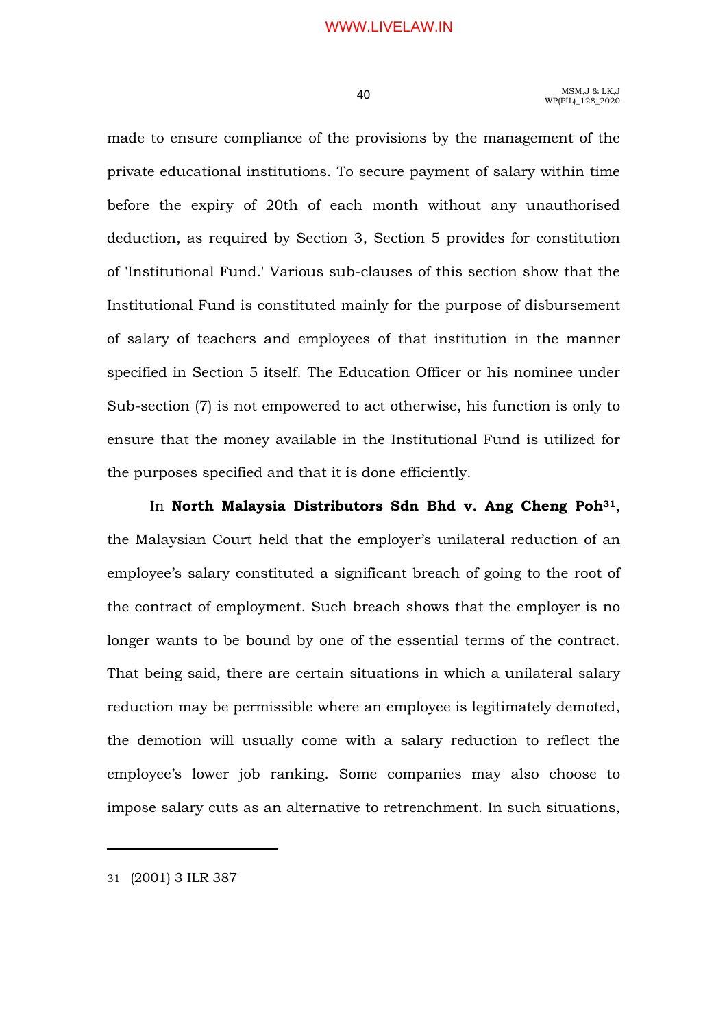made to ensure compliance of the provisions by the management of the private educational institutions. To secure payment of salary within time before the expiry of 20th of each month without any unauthorised deduction, as required by Section 3, Section 5 provides for constitution of 'Institutional Fund.' Various sub-clauses of this section show that the Institutional Fund is constituted mainly for the purpose of disbursement of salary of teachers and employees of that institution in the manner specified in Section 5 itself. The Education Officer or his nominee under Sub-section (7) is not empowered to act otherwise, his function is only to ensure that the money available in the Institutional Fund is utilized for the purposes specified and that it is done efficiently.

In **North Malaysia Distributors Sdn Bhd v. Ang Cheng Poh**[31], the Malaysian Court held that the employer's unilateral reduction of an employee's salary constituted a significant breach of going to the root of the contract of employment. Such breach shows that the employer is no longer wants to be bound by one of the essential terms of the contract. That being said, there are certain situations in which a unilateral salary reduction may be permissible where an employee is legitimately demoted, the demotion will usually come with a salary reduction to reflect the employee's lower job ranking. Some companies may also choose to impose salary cuts as an alternative to retrenchment. In such situations,

---

31 (2001) 3 ILR 387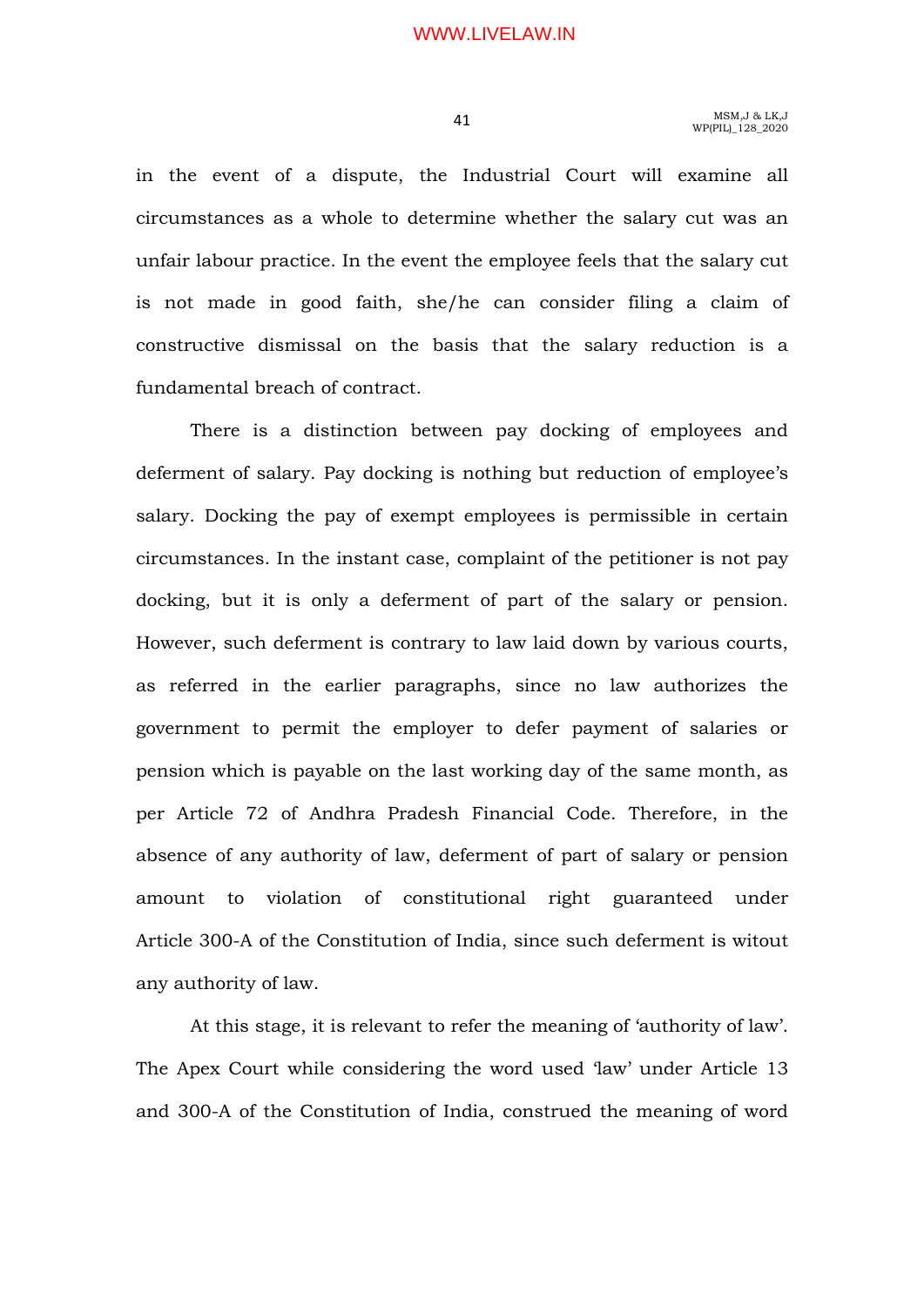in the event of a dispute, the Industrial Court will examine all circumstances as a whole to determine whether the salary cut was an unfair labour practice. In the event the employee feels that the salary cut is not made in good faith, she/he can consider filing a claim of constructive dismissal on the basis that the salary reduction is a fundamental breach of contract.

There is a distinction between pay docking of employees and deferment of salary. Pay docking is nothing but reduction of employee's salary. Docking the pay of exempt employees is permissible in certain circumstances. In the instant case, complaint of the petitioner is not pay docking, but it is only a deferment of part of the salary or pension. However, such deferment is contrary to law laid down by various courts, as referred in the earlier paragraphs, since no law authorizes the government to permit the employer to defer payment of salaries or pension which is payable on the last working day of the same month, as per Article 72 of Andhra Pradesh Financial Code. Therefore, in the absence of any authority of law, deferment of part of salary or pension amount to violation of constitutional right guaranteed under Article 300-A of the Constitution of India, since such deferment is witout any authority of law.

At this stage, it is relevant to refer the meaning of 'authority of law'. The Apex Court while considering the word used 'law' under Article 13 and 300-A of the Constitution of India, construed the meaning of word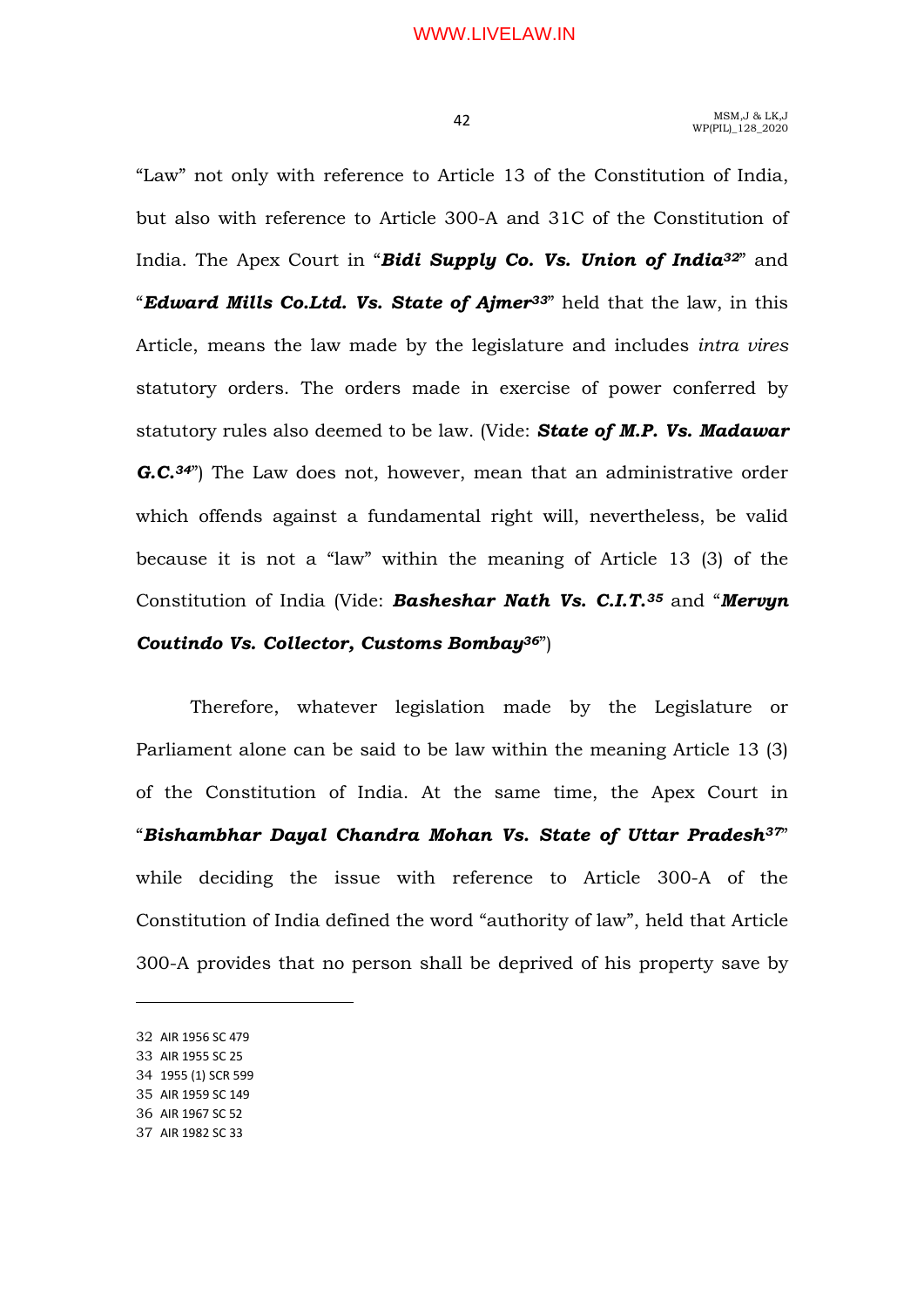"Law" not only with reference to Article 13 of the Constitution of India, but also with reference to Article 300-A and 31C of the Constitution of India. The Apex Court in "***Bidi Supply Co. Vs. Union of India***[32]" and "***Edward Mills Co.Ltd. Vs. State of Ajmer***[33]" held that the law, in this Article, means the law made by the legislature and includes *intra vires* statutory orders. The orders made in exercise of power conferred by statutory rules also deemed to be law. (Vide: ***State of M.P. Vs. Madawar G.C.***[34]") The Law does not, however, mean that an administrative order which offends against a fundamental right will, nevertheless, be valid because it is not a "law" within the meaning of Article 13 (3) of the Constitution of India (Vide: ***Basheshar Nath Vs. C.I.T.***[35] and "***Mervyn Coutindo Vs. Collector, Customs Bombay***[36]")

Therefore, whatever legislation made by the Legislature or Parliament alone can be said to be law within the meaning Article 13 (3) of the Constitution of India. At the same time, the Apex Court in "***Bishambhar Dayal Chandra Mohan Vs. State of Uttar Pradesh***[37]" while deciding the issue with reference to Article 300-A of the Constitution of India defined the word "authority of law", held that Article 300-A provides that no person shall be deprived of his property save by

---

32 AIR 1956 SC 479

33 AIR 1955 SC 25

34 1955 (1) SCR 599

35 AIR 1959 SC 149

36 AIR 1967 SC 52

37 AIR 1982 SC 33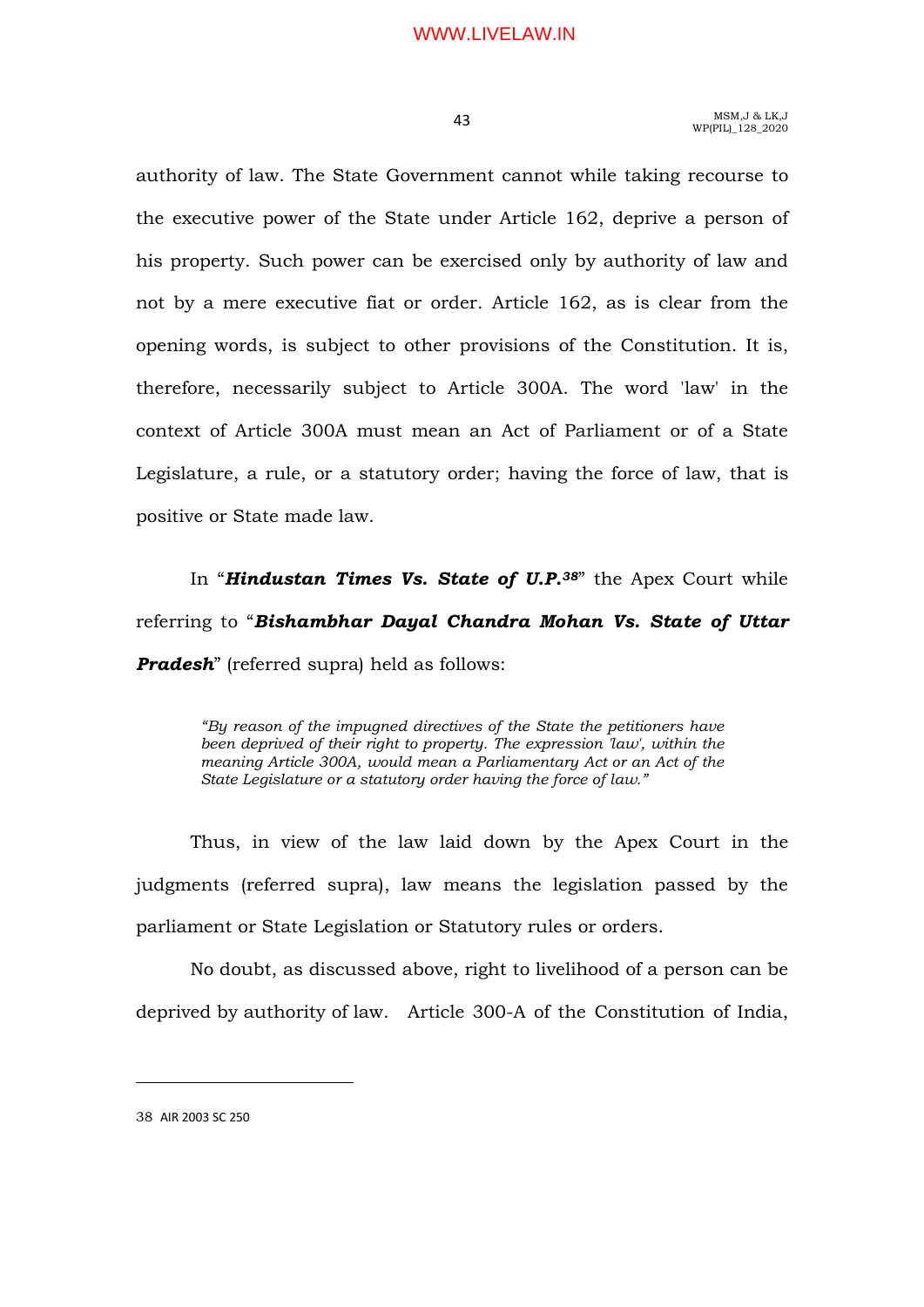authority of law. The State Government cannot while taking recourse to the executive power of the State under Article 162, deprive a person of his property. Such power can be exercised only by authority of law and not by a mere executive fiat or order. Article 162, as is clear from the opening words, is subject to other provisions of the Constitution. It is, therefore, necessarily subject to Article 300A. The word 'law' in the context of Article 300A must mean an Act of Parliament or of a State Legislature, a rule, or a statutory order; having the force of law, that is positive or State made law.

In "***Hindustan Times Vs. State of U.P.***[38]" the Apex Court while referring to "***Bishambhar Dayal Chandra Mohan Vs. State of Uttar Pradesh***" (referred supra) held as follows:

> *"By reason of the impugned directives of the State the petitioners have been deprived of their right to property. The expression 'law', within the meaning Article 300A, would mean a Parliamentary Act or an Act of the State Legislature or a statutory order having the force of law."*

Thus, in view of the law laid down by the Apex Court in the judgments (referred supra), law means the legislation passed by the parliament or State Legislation or Statutory rules or orders.

No doubt, as discussed above, right to livelihood of a person can be deprived by authority of law. Article 300-A of the Constitution of India,

---

38 AIR 2003 SC 250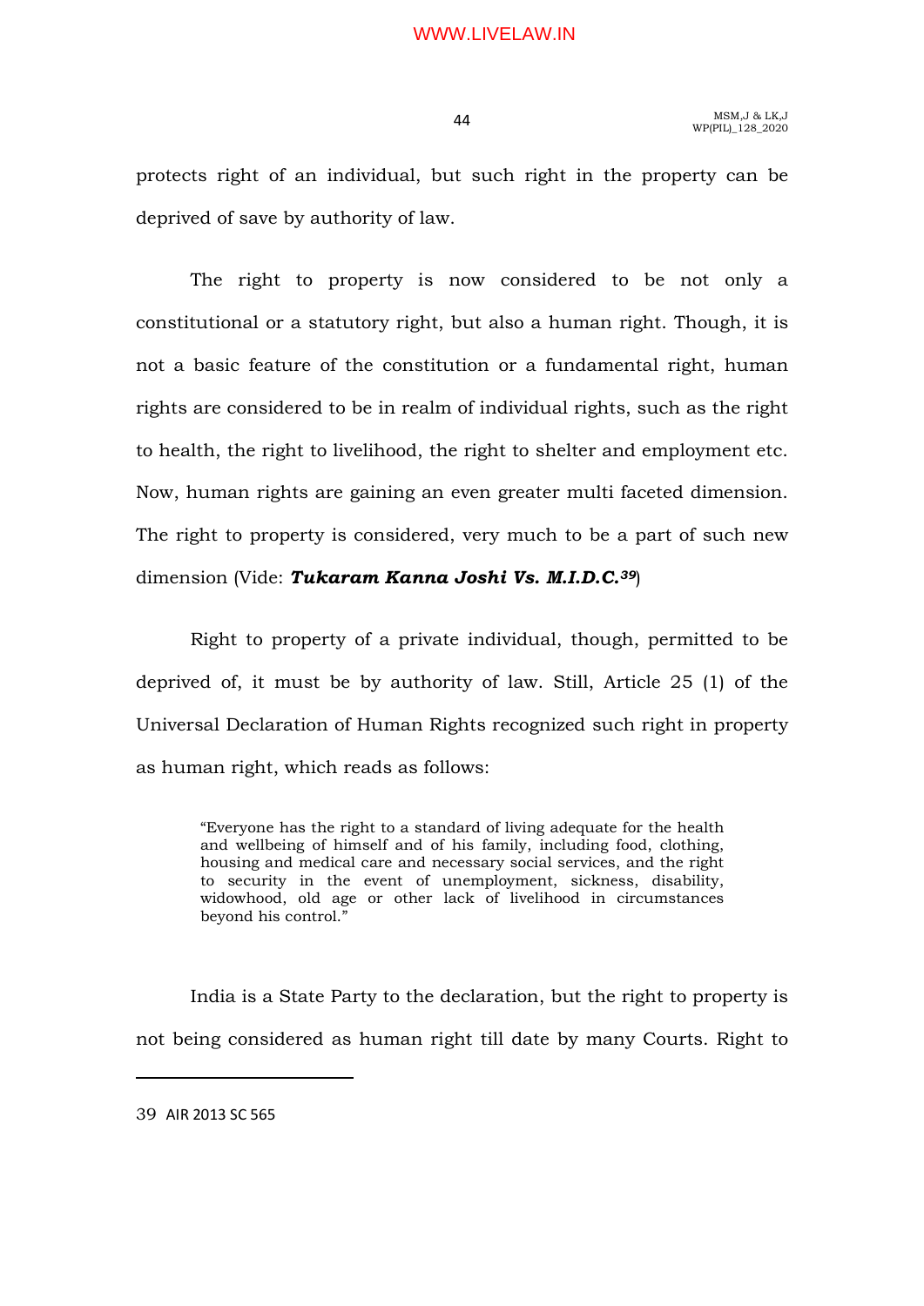protects right of an individual, but such right in the property can be deprived of save by authority of law.

The right to property is now considered to be not only a constitutional or a statutory right, but also a human right. Though, it is not a basic feature of the constitution or a fundamental right, human rights are considered to be in realm of individual rights, such as the right to health, the right to livelihood, the right to shelter and employment etc. Now, human rights are gaining an even greater multi faceted dimension. The right to property is considered, very much to be a part of such new dimension (Vide: ***Tukaram Kanna Joshi Vs. M.I.D.C.***[39])

Right to property of a private individual, though, permitted to be deprived of, it must be by authority of law. Still, Article 25 (1) of the Universal Declaration of Human Rights recognized such right in property as human right, which reads as follows:

> "Everyone has the right to a standard of living adequate for the health and wellbeing of himself and of his family, including food, clothing, housing and medical care and necessary social services, and the right to security in the event of unemployment, sickness, disability, widowhood, old age or other lack of livelihood in circumstances beyond his control."

India is a State Party to the declaration, but the right to property is not being considered as human right till date by many Courts. Right to

---

39 AIR 2013 SC 565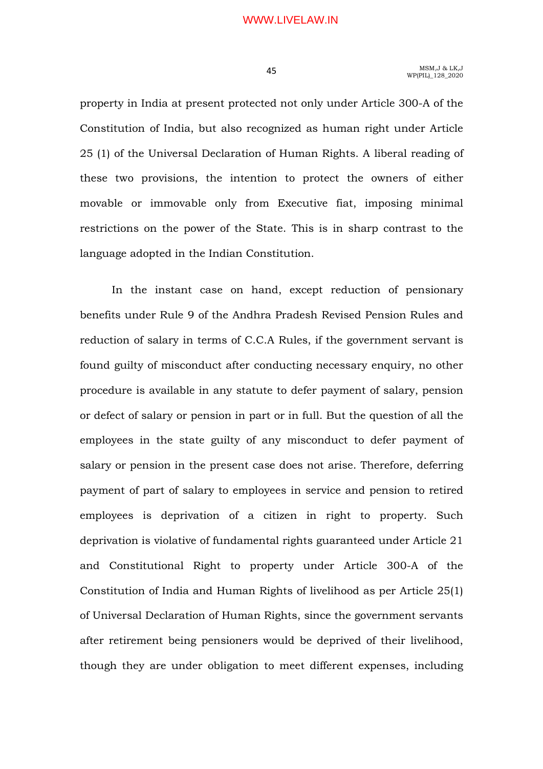property in India at present protected not only under Article 300-A of the Constitution of India, but also recognized as human right under Article 25 (1) of the Universal Declaration of Human Rights. A liberal reading of these two provisions, the intention to protect the owners of either movable or immovable only from Executive fiat, imposing minimal restrictions on the power of the State. This is in sharp contrast to the language adopted in the Indian Constitution.

In the instant case on hand, except reduction of pensionary benefits under Rule 9 of the Andhra Pradesh Revised Pension Rules and reduction of salary in terms of C.C.A Rules, if the government servant is found guilty of misconduct after conducting necessary enquiry, no other procedure is available in any statute to defer payment of salary, pension or defect of salary or pension in part or in full. But the question of all the employees in the state guilty of any misconduct to defer payment of salary or pension in the present case does not arise. Therefore, deferring payment of part of salary to employees in service and pension to retired employees is deprivation of a citizen in right to property. Such deprivation is violative of fundamental rights guaranteed under Article 21 and Constitutional Right to property under Article 300-A of the Constitution of India and Human Rights of livelihood as per Article 25(1) of Universal Declaration of Human Rights, since the government servants after retirement being pensioners would be deprived of their livelihood, though they are under obligation to meet different expenses, including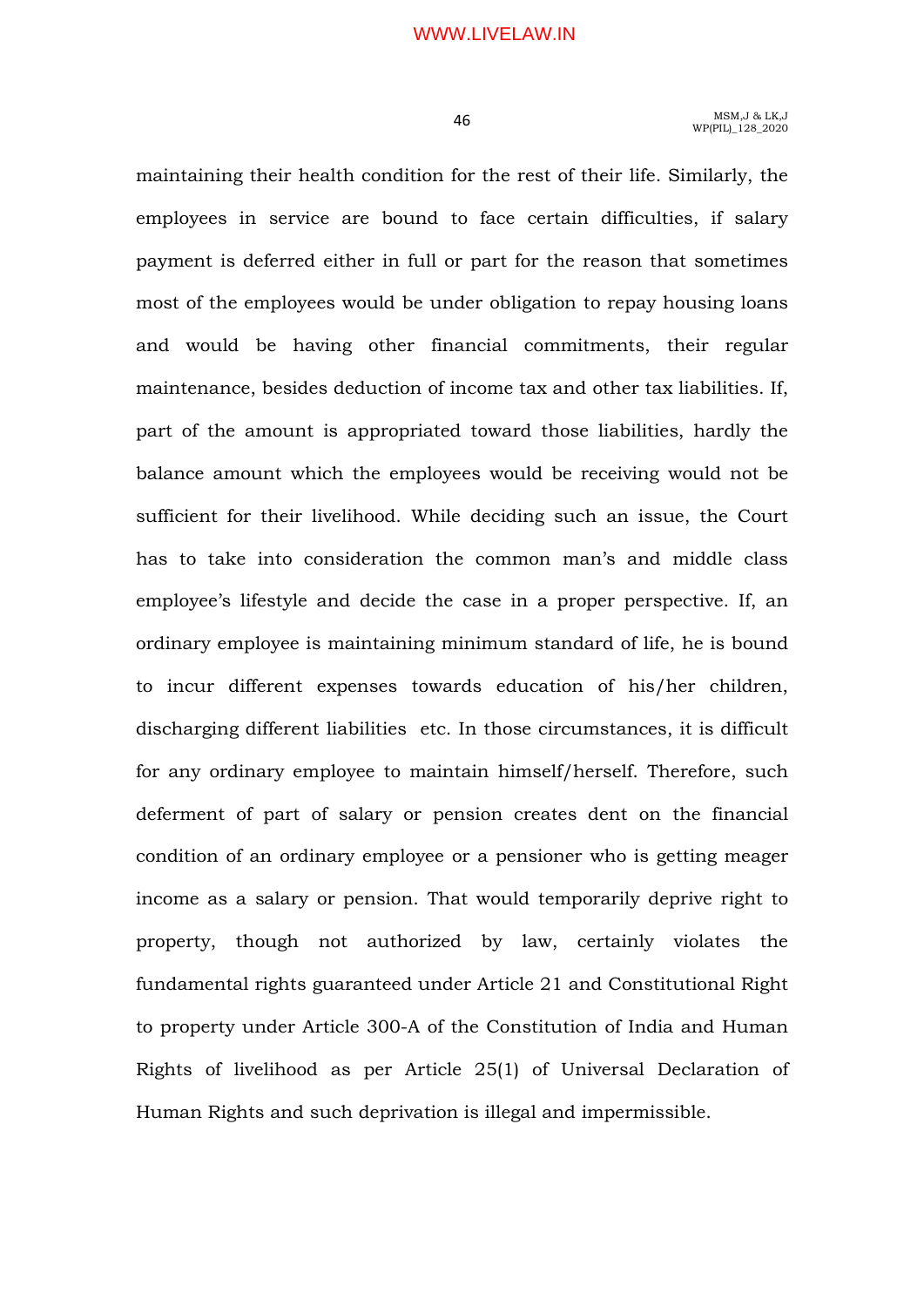maintaining their health condition for the rest of their life. Similarly, the employees in service are bound to face certain difficulties, if salary payment is deferred either in full or part for the reason that sometimes most of the employees would be under obligation to repay housing loans and would be having other financial commitments, their regular maintenance, besides deduction of income tax and other tax liabilities. If, part of the amount is appropriated toward those liabilities, hardly the balance amount which the employees would be receiving would not be sufficient for their livelihood. While deciding such an issue, the Court has to take into consideration the common man's and middle class employee's lifestyle and decide the case in a proper perspective. If, an ordinary employee is maintaining minimum standard of life, he is bound to incur different expenses towards education of his/her children, discharging different liabilities etc. In those circumstances, it is difficult for any ordinary employee to maintain himself/herself. Therefore, such deferment of part of salary or pension creates dent on the financial condition of an ordinary employee or a pensioner who is getting meager income as a salary or pension. That would temporarily deprive right to property, though not authorized by law, certainly violates the fundamental rights guaranteed under Article 21 and Constitutional Right to property under Article 300-A of the Constitution of India and Human Rights of livelihood as per Article 25(1) of Universal Declaration of Human Rights and such deprivation is illegal and impermissible.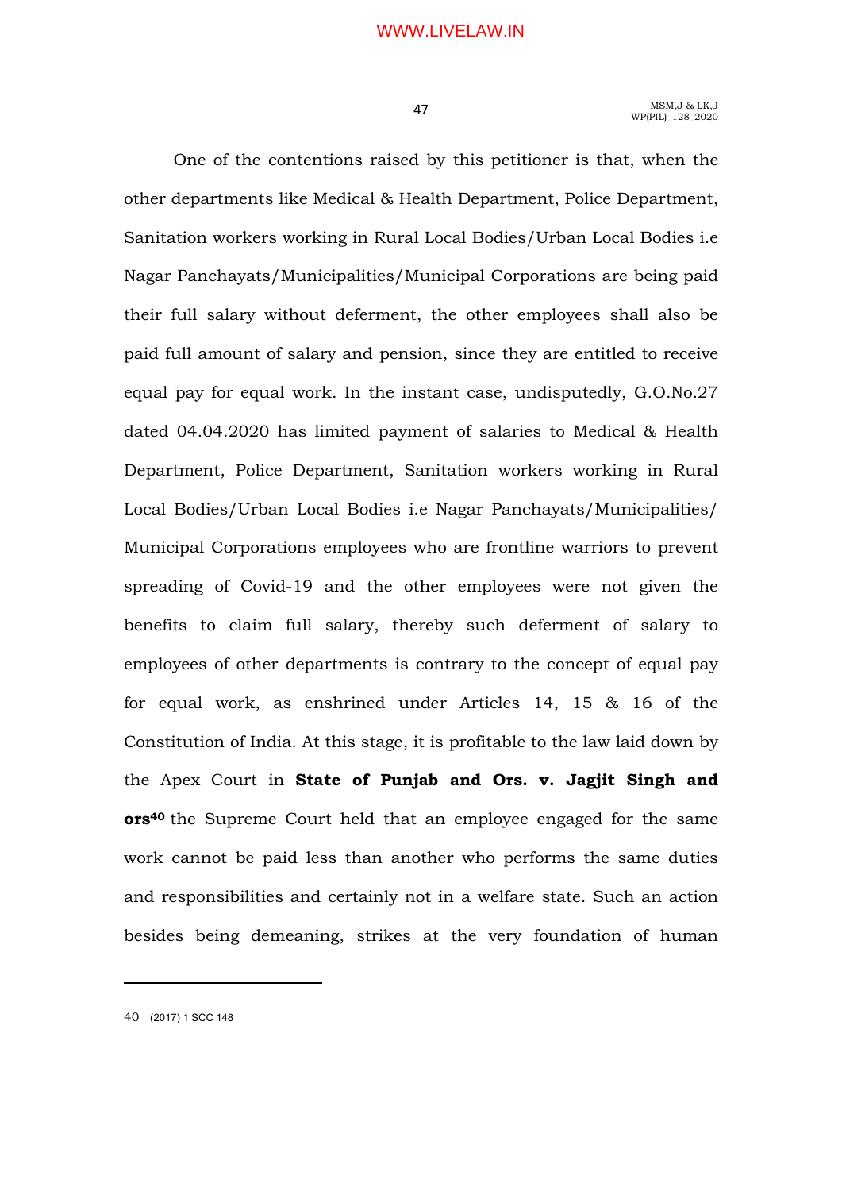One of the contentions raised by this petitioner is that, when the other departments like Medical & Health Department, Police Department, Sanitation workers working in Rural Local Bodies/Urban Local Bodies i.e Nagar Panchayats/Municipalities/Municipal Corporations are being paid their full salary without deferment, the other employees shall also be paid full amount of salary and pension, since they are entitled to receive equal pay for equal work. In the instant case, undisputedly, G.O.No.27 dated 04.04.2020 has limited payment of salaries to Medical & Health Department, Police Department, Sanitation workers working in Rural Local Bodies/Urban Local Bodies i.e Nagar Panchayats/Municipalities/ Municipal Corporations employees who are frontline warriors to prevent spreading of Covid-19 and the other employees were not given the benefits to claim full salary, thereby such deferment of salary to employees of other departments is contrary to the concept of equal pay for equal work, as enshrined under Articles 14, 15 & 16 of the Constitution of India. At this stage, it is profitable to the law laid down by the Apex Court in **State of Punjab and Ors. v. Jagjit Singh and ors**[40] the Supreme Court held that an employee engaged for the same work cannot be paid less than another who performs the same duties and responsibilities and certainly not in a welfare state. Such an action besides being demeaning, strikes at the very foundation of human

---

40 (2017) 1 SCC 148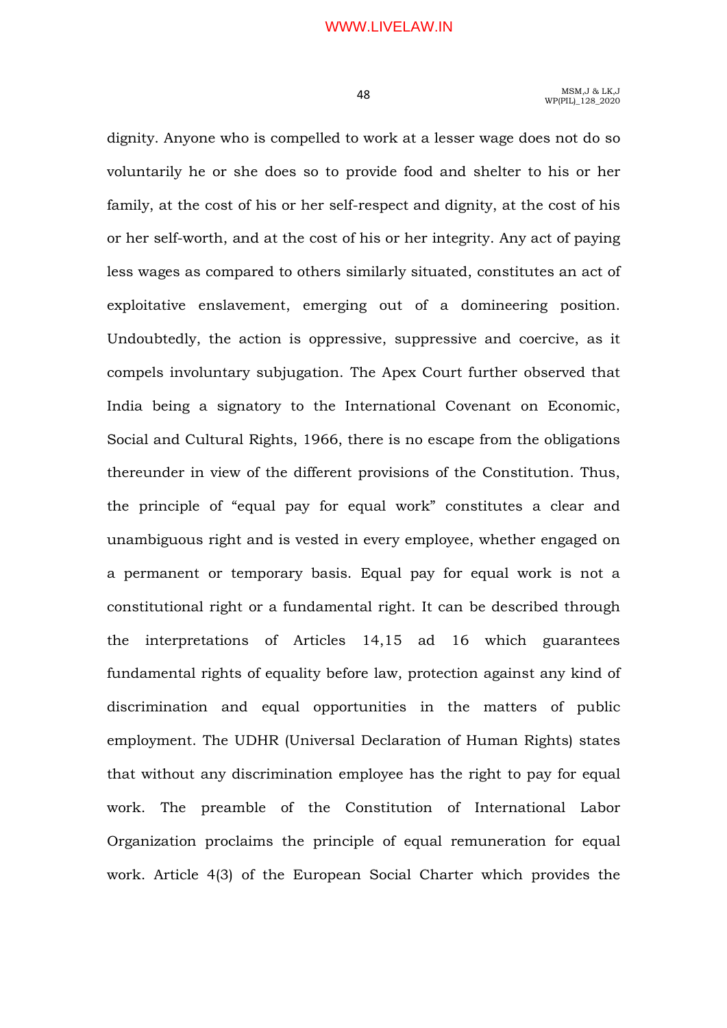dignity. Anyone who is compelled to work at a lesser wage does not do so voluntarily he or she does so to provide food and shelter to his or her family, at the cost of his or her self-respect and dignity, at the cost of his or her self-worth, and at the cost of his or her integrity. Any act of paying less wages as compared to others similarly situated, constitutes an act of exploitative enslavement, emerging out of a domineering position. Undoubtedly, the action is oppressive, suppressive and coercive, as it compels involuntary subjugation. The Apex Court further observed that India being a signatory to the International Covenant on Economic, Social and Cultural Rights, 1966, there is no escape from the obligations thereunder in view of the different provisions of the Constitution. Thus, the principle of "equal pay for equal work" constitutes a clear and unambiguous right and is vested in every employee, whether engaged on a permanent or temporary basis. Equal pay for equal work is not a constitutional right or a fundamental right. It can be described through the interpretations of Articles 14,15 ad 16 which guarantees fundamental rights of equality before law, protection against any kind of discrimination and equal opportunities in the matters of public employment. The UDHR (Universal Declaration of Human Rights) states that without any discrimination employee has the right to pay for equal work. The preamble of the Constitution of International Labor Organization proclaims the principle of equal remuneration for equal work. Article 4(3) of the European Social Charter which provides the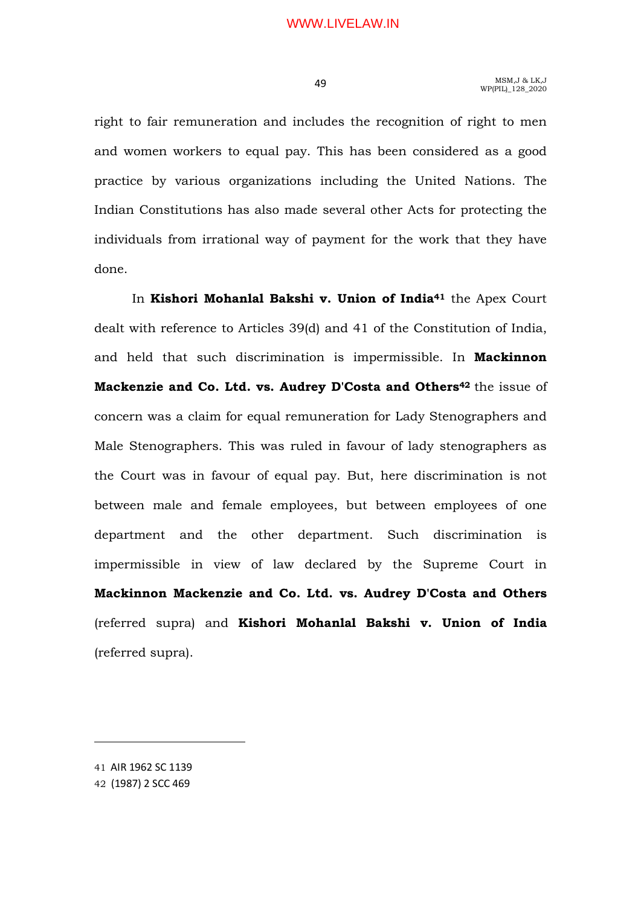right to fair remuneration and includes the recognition of right to men and women workers to equal pay. This has been considered as a good practice by various organizations including the United Nations. The Indian Constitutions has also made several other Acts for protecting the individuals from irrational way of payment for the work that they have done.

In **Kishori Mohanlal Bakshi v. Union of India**[41] the Apex Court dealt with reference to Articles 39(d) and 41 of the Constitution of India, and held that such discrimination is impermissible. In **Mackinnon Mackenzie and Co. Ltd. vs. Audrey D'Costa and Others**[42] the issue of concern was a claim for equal remuneration for Lady Stenographers and Male Stenographers. This was ruled in favour of lady stenographers as the Court was in favour of equal pay. But, here discrimination is not between male and female employees, but between employees of one department and the other department. Such discrimination is impermissible in view of law declared by the Supreme Court in **Mackinnon Mackenzie and Co. Ltd. vs. Audrey D'Costa and Others** (referred supra) and **Kishori Mohanlal Bakshi v. Union of India** (referred supra).

---

41 AIR 1962 SC 1139

42 (1987) 2 SCC 469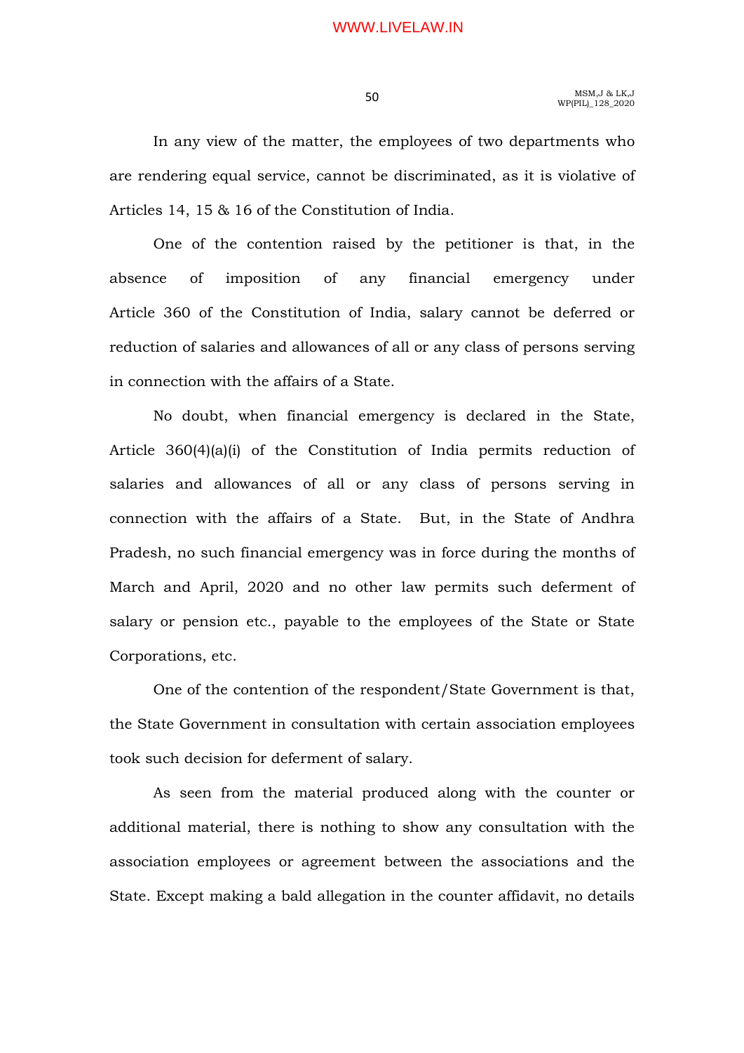In any view of the matter, the employees of two departments who are rendering equal service, cannot be discriminated, as it is violative of Articles 14, 15 & 16 of the Constitution of India.

One of the contention raised by the petitioner is that, in the absence of imposition of any financial emergency under Article 360 of the Constitution of India, salary cannot be deferred or reduction of salaries and allowances of all or any class of persons serving in connection with the affairs of a State.

No doubt, when financial emergency is declared in the State, Article 360(4)(a)(i) of the Constitution of India permits reduction of salaries and allowances of all or any class of persons serving in connection with the affairs of a State. But, in the State of Andhra Pradesh, no such financial emergency was in force during the months of March and April, 2020 and no other law permits such deferment of salary or pension etc., payable to the employees of the State or State Corporations, etc.

One of the contention of the respondent/State Government is that, the State Government in consultation with certain association employees took such decision for deferment of salary.

As seen from the material produced along with the counter or additional material, there is nothing to show any consultation with the association employees or agreement between the associations and the State. Except making a bald allegation in the counter affidavit, no details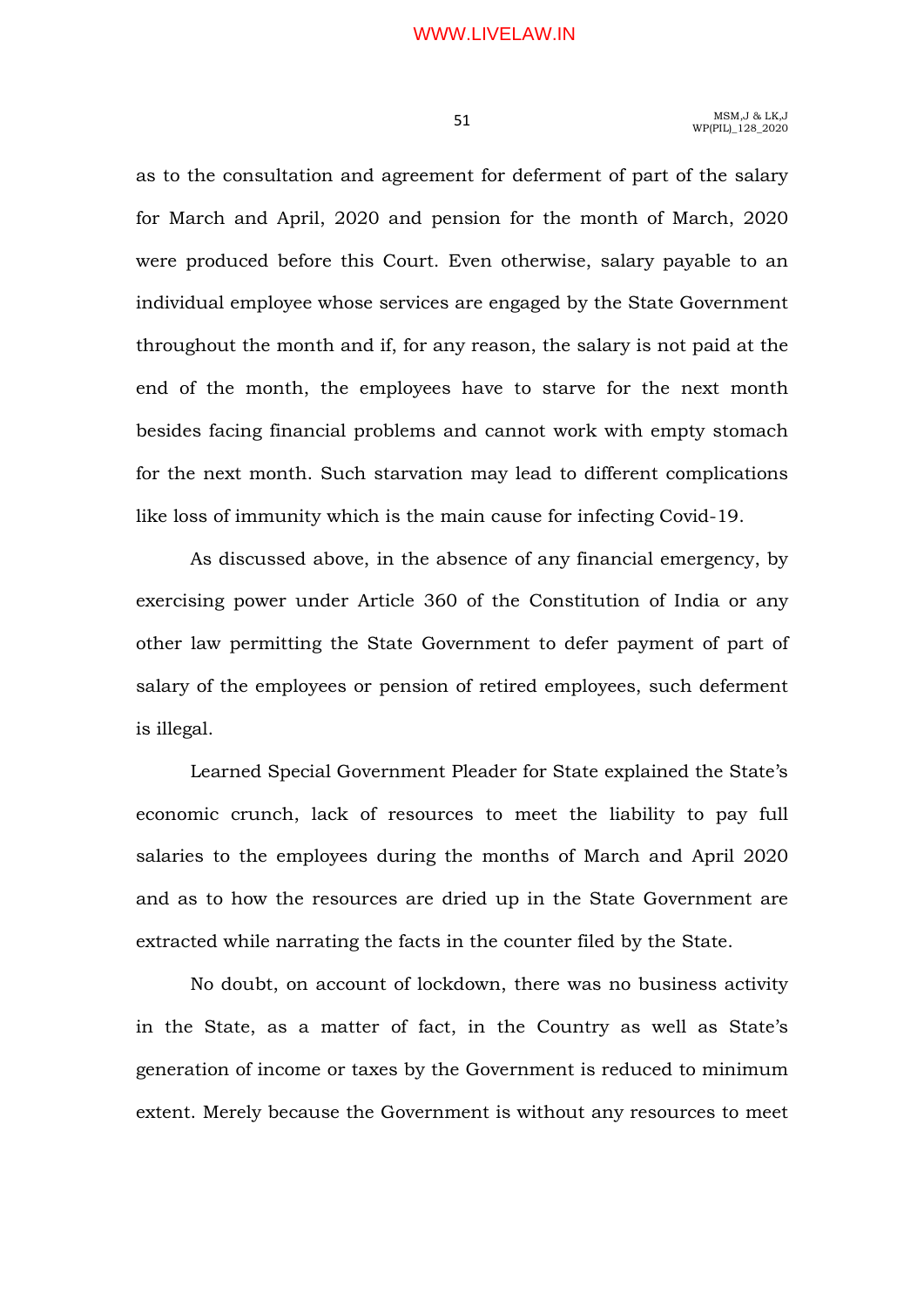as to the consultation and agreement for deferment of part of the salary for March and April, 2020 and pension for the month of March, 2020 were produced before this Court. Even otherwise, salary payable to an individual employee whose services are engaged by the State Government throughout the month and if, for any reason, the salary is not paid at the end of the month, the employees have to starve for the next month besides facing financial problems and cannot work with empty stomach for the next month. Such starvation may lead to different complications like loss of immunity which is the main cause for infecting Covid-19.

As discussed above, in the absence of any financial emergency, by exercising power under Article 360 of the Constitution of India or any other law permitting the State Government to defer payment of part of salary of the employees or pension of retired employees, such deferment is illegal.

Learned Special Government Pleader for State explained the State's economic crunch, lack of resources to meet the liability to pay full salaries to the employees during the months of March and April 2020 and as to how the resources are dried up in the State Government are extracted while narrating the facts in the counter filed by the State.

No doubt, on account of lockdown, there was no business activity in the State, as a matter of fact, in the Country as well as State's generation of income or taxes by the Government is reduced to minimum extent. Merely because the Government is without any resources to meet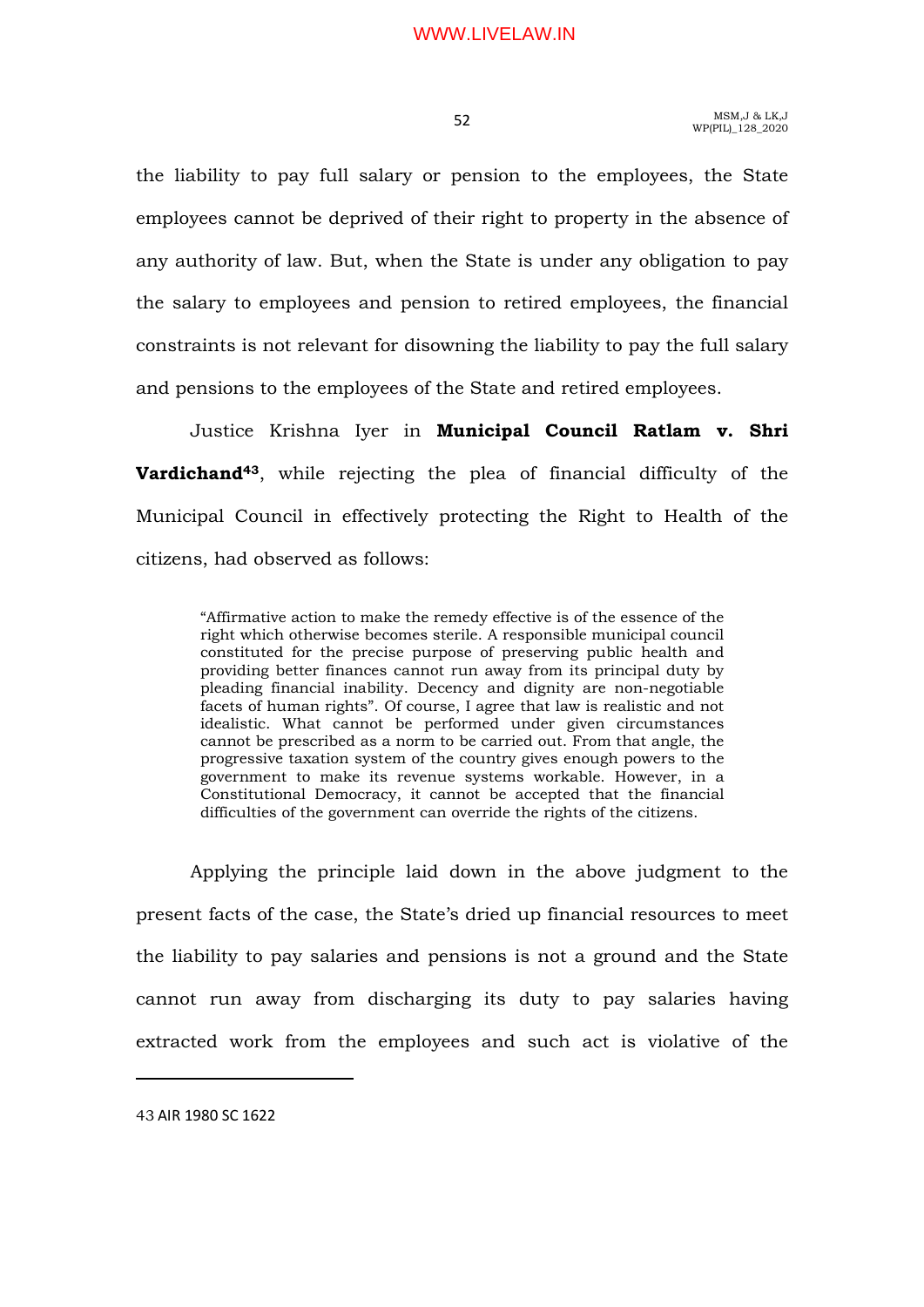the liability to pay full salary or pension to the employees, the State employees cannot be deprived of their right to property in the absence of any authority of law. But, when the State is under any obligation to pay the salary to employees and pension to retired employees, the financial constraints is not relevant for disowning the liability to pay the full salary and pensions to the employees of the State and retired employees.

Justice Krishna Iyer in **Municipal Council Ratlam v. Shri Vardichand**[43], while rejecting the plea of financial difficulty of the Municipal Council in effectively protecting the Right to Health of the citizens, had observed as follows:

> "Affirmative action to make the remedy effective is of the essence of the right which otherwise becomes sterile. A responsible municipal council constituted for the precise purpose of preserving public health and providing better finances cannot run away from its principal duty by pleading financial inability. Decency and dignity are non-negotiable facets of human rights". Of course, I agree that law is realistic and not idealistic. What cannot be performed under given circumstances cannot be prescribed as a norm to be carried out. From that angle, the progressive taxation system of the country gives enough powers to the government to make its revenue systems workable. However, in a Constitutional Democracy, it cannot be accepted that the financial difficulties of the government can override the rights of the citizens.

Applying the principle laid down in the above judgment to the present facts of the case, the State's dried up financial resources to meet the liability to pay salaries and pensions is not a ground and the State cannot run away from discharging its duty to pay salaries having extracted work from the employees and such act is violative of the

---

43 AIR 1980 SC 1622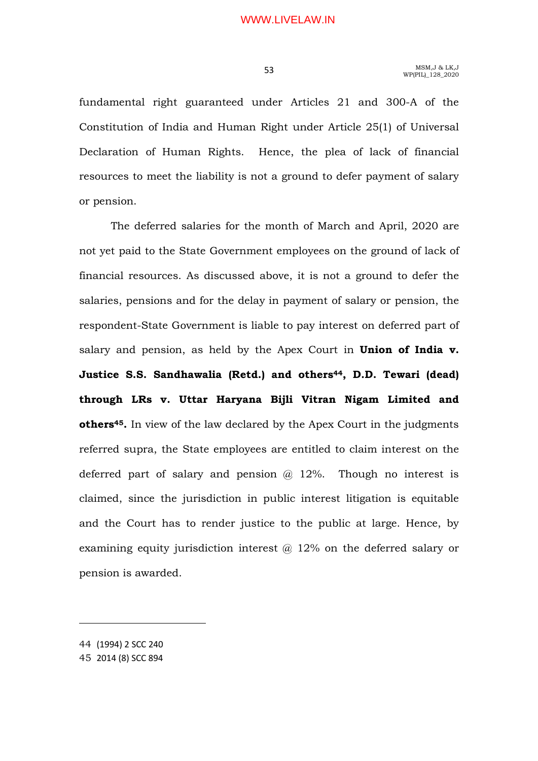fundamental right guaranteed under Articles 21 and 300-A of the Constitution of India and Human Right under Article 25(1) of Universal Declaration of Human Rights. Hence, the plea of lack of financial resources to meet the liability is not a ground to defer payment of salary or pension.

The deferred salaries for the month of March and April, 2020 are not yet paid to the State Government employees on the ground of lack of financial resources. As discussed above, it is not a ground to defer the salaries, pensions and for the delay in payment of salary or pension, the respondent-State Government is liable to pay interest on deferred part of salary and pension, as held by the Apex Court in **Union of India v. Justice S.S. Sandhawalia (Retd.) and others[44], D.D. Tewari (dead) through LRs v. Uttar Haryana Bijli Vitran Nigam Limited and others[45].** In view of the law declared by the Apex Court in the judgments referred supra, the State employees are entitled to claim interest on the deferred part of salary and pension @ 12%. Though no interest is claimed, since the jurisdiction in public interest litigation is equitable and the Court has to render justice to the public at large. Hence, by examining equity jurisdiction interest @ 12% on the deferred salary or pension is awarded.

---

44 (1994) 2 SCC 240

45 2014 (8) SCC 894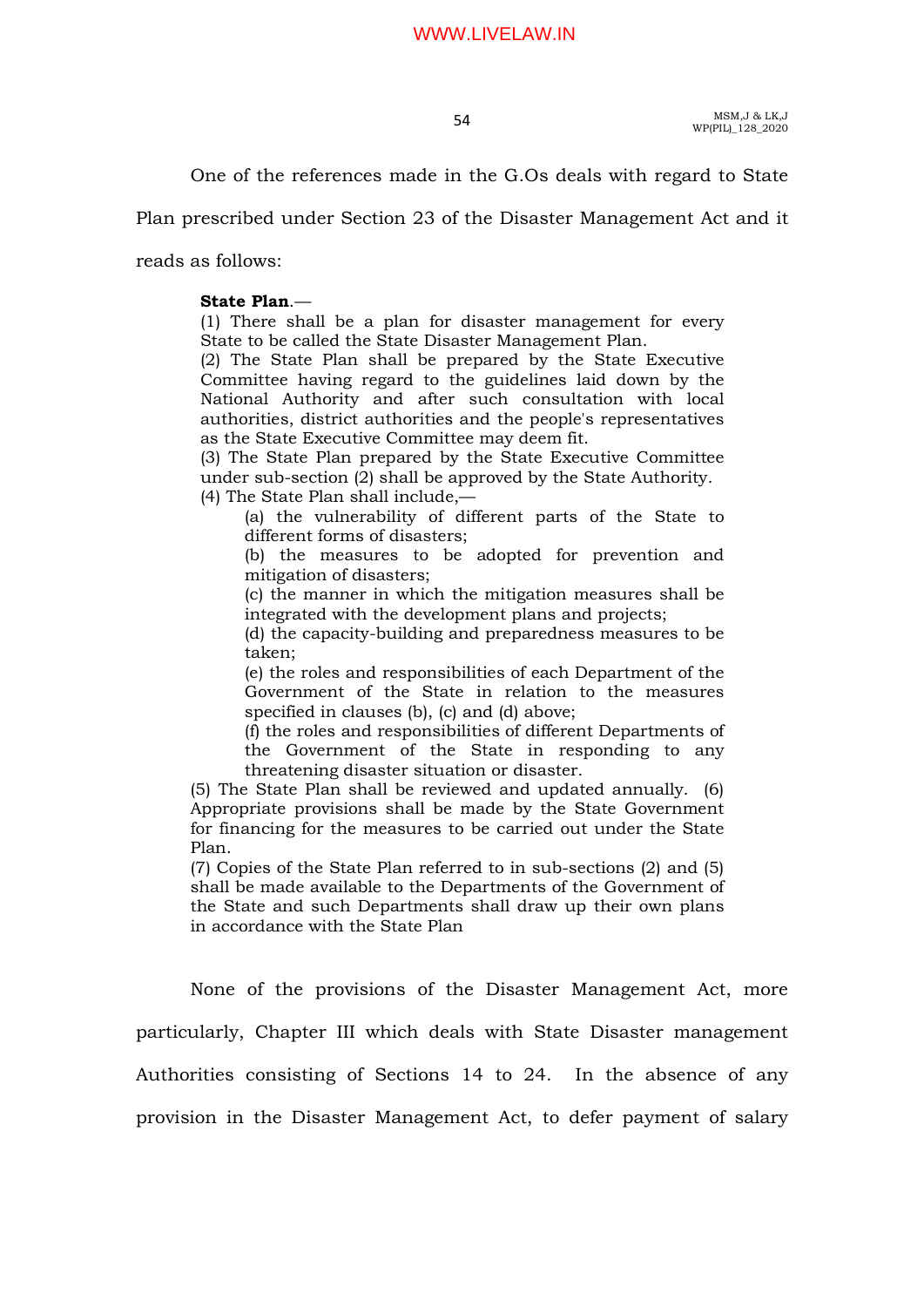One of the references made in the G.Os deals with regard to State Plan prescribed under Section 23 of the Disaster Management Act and it reads as follows:

> **State Plan**.—
> (1) There shall be a plan for disaster management for every State to be called the State Disaster Management Plan.
> (2) The State Plan shall be prepared by the State Executive Committee having regard to the guidelines laid down by the National Authority and after such consultation with local authorities, district authorities and the people's representatives as the State Executive Committee may deem fit.
> (3) The State Plan prepared by the State Executive Committee under sub-section (2) shall be approved by the State Authority.
> (4) The State Plan shall include,—
>
> > (a) the vulnerability of different parts of the State to different forms of disasters;
> > (b) the measures to be adopted for prevention and mitigation of disasters;
> > (c) the manner in which the mitigation measures shall be integrated with the development plans and projects;
> > (d) the capacity-building and preparedness measures to be taken;
> > (e) the roles and responsibilities of each Department of the Government of the State in relation to the measures specified in clauses (b), (c) and (d) above;
> > (f) the roles and responsibilities of different Departments of the Government of the State in responding to any threatening disaster situation or disaster.
>
> (5) The State Plan shall be reviewed and updated annually. (6) Appropriate provisions shall be made by the State Government for financing for the measures to be carried out under the State Plan.
> (7) Copies of the State Plan referred to in sub-sections (2) and (5) shall be made available to the Departments of the Government of the State and such Departments shall draw up their own plans in accordance with the State Plan

None of the provisions of the Disaster Management Act, more particularly, Chapter III which deals with State Disaster management Authorities consisting of Sections 14 to 24. In the absence of any provision in the Disaster Management Act, to defer payment of salary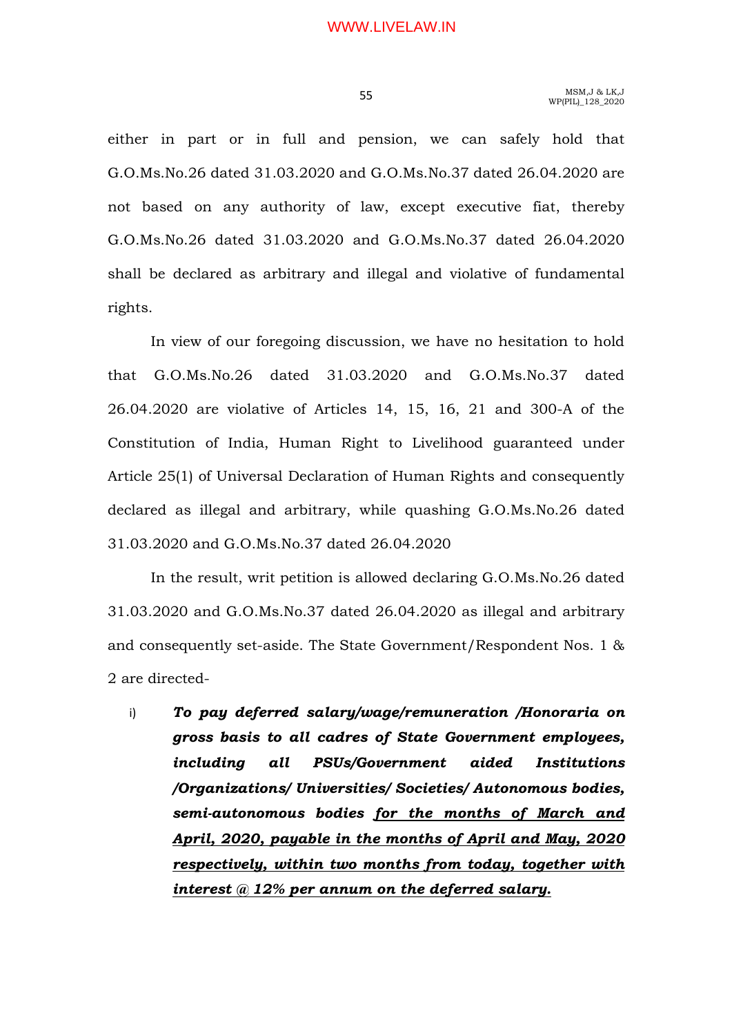either in part or in full and pension, we can safely hold that G.O.Ms.No.26 dated 31.03.2020 and G.O.Ms.No.37 dated 26.04.2020 are not based on any authority of law, except executive fiat, thereby G.O.Ms.No.26 dated 31.03.2020 and G.O.Ms.No.37 dated 26.04.2020 shall be declared as arbitrary and illegal and violative of fundamental rights.

In view of our foregoing discussion, we have no hesitation to hold that G.O.Ms.No.26 dated 31.03.2020 and G.O.Ms.No.37 dated 26.04.2020 are violative of Articles 14, 15, 16, 21 and 300-A of the Constitution of India, Human Right to Livelihood guaranteed under Article 25(1) of Universal Declaration of Human Rights and consequently declared as illegal and arbitrary, while quashing G.O.Ms.No.26 dated 31.03.2020 and G.O.Ms.No.37 dated 26.04.2020

In the result, writ petition is allowed declaring G.O.Ms.No.26 dated 31.03.2020 and G.O.Ms.No.37 dated 26.04.2020 as illegal and arbitrary and consequently set-aside. The State Government/Respondent Nos. 1 & 2 are directed-

i) ***To pay deferred salary/wage/remuneration /Honoraria on gross basis to all cadres of State Government employees, including all PSUs/Government aided Institutions /Organizations/ Universities/ Societies/ Autonomous bodies, semi-autonomous bodies <u>for the months of March and April, 2020, payable in the months of April and May, 2020 respectively, within two months from today, together with interest @ 12% per annum on the deferred salary.</u>***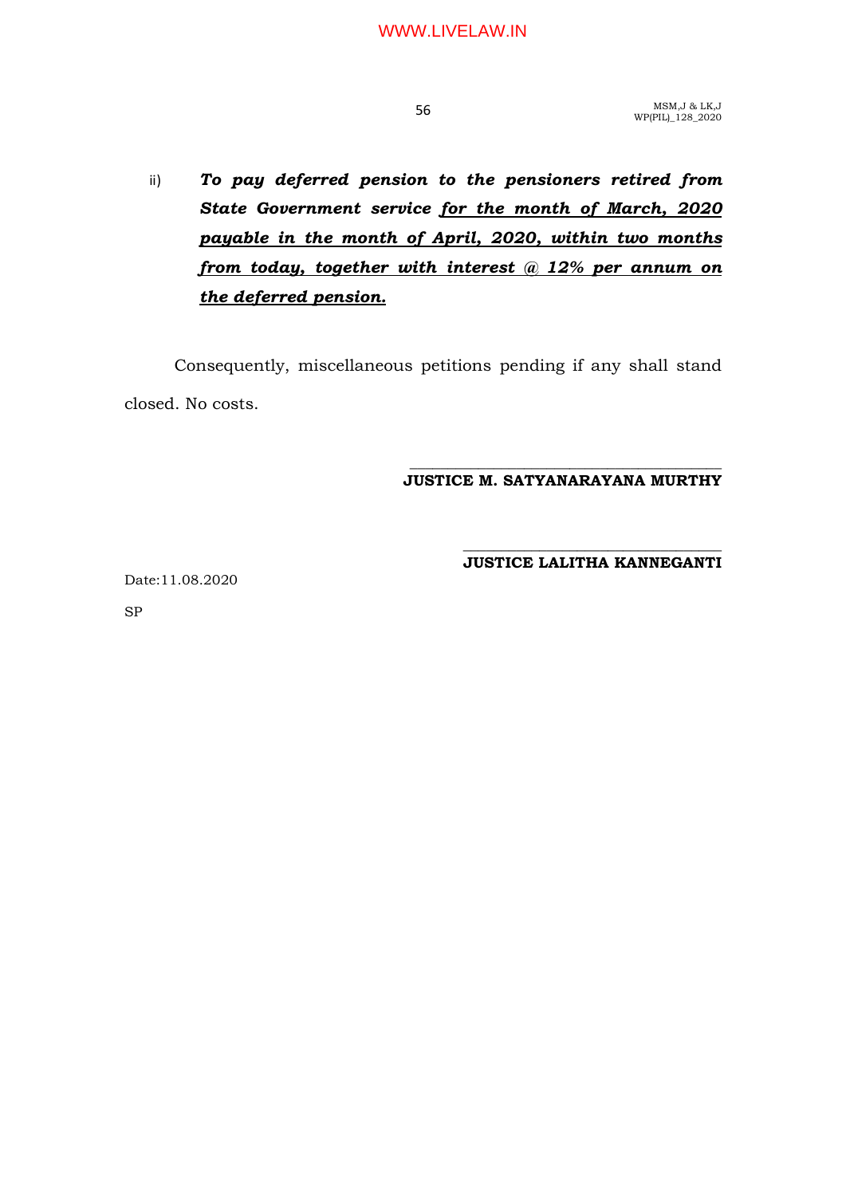ii) ***To pay deferred pension to the pensioners retired from State Government service <u>for the month of March, 2020 payable in the month of April, 2020, within two months from today, together with interest @ 12% per annum on the deferred pension.</u>***

Consequently, miscellaneous petitions pending if any shall stand closed. No costs.

**JUSTICE M. SATYANARAYANA MURTHY**

**JUSTICE LALITHA KANNEGANTI**

Date:11.08.2020

SP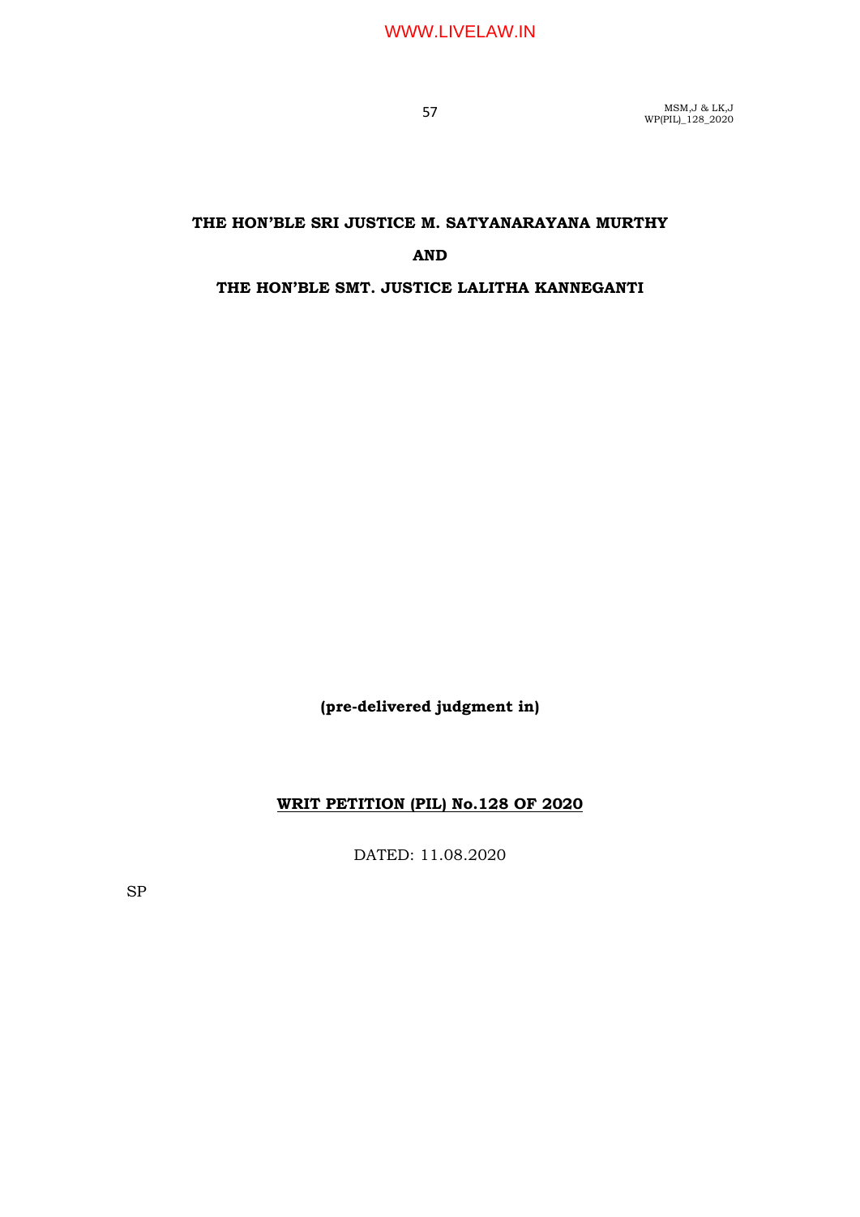**THE HON'BLE SRI JUSTICE M. SATYANARAYANA MURTHY**

**AND**

**THE HON'BLE SMT. JUSTICE LALITHA KANNEGANTI**

**(pre-delivered judgment in)**

**WRIT PETITION (PIL) No.128 OF 2020**

DATED: 11.08.2020

SP